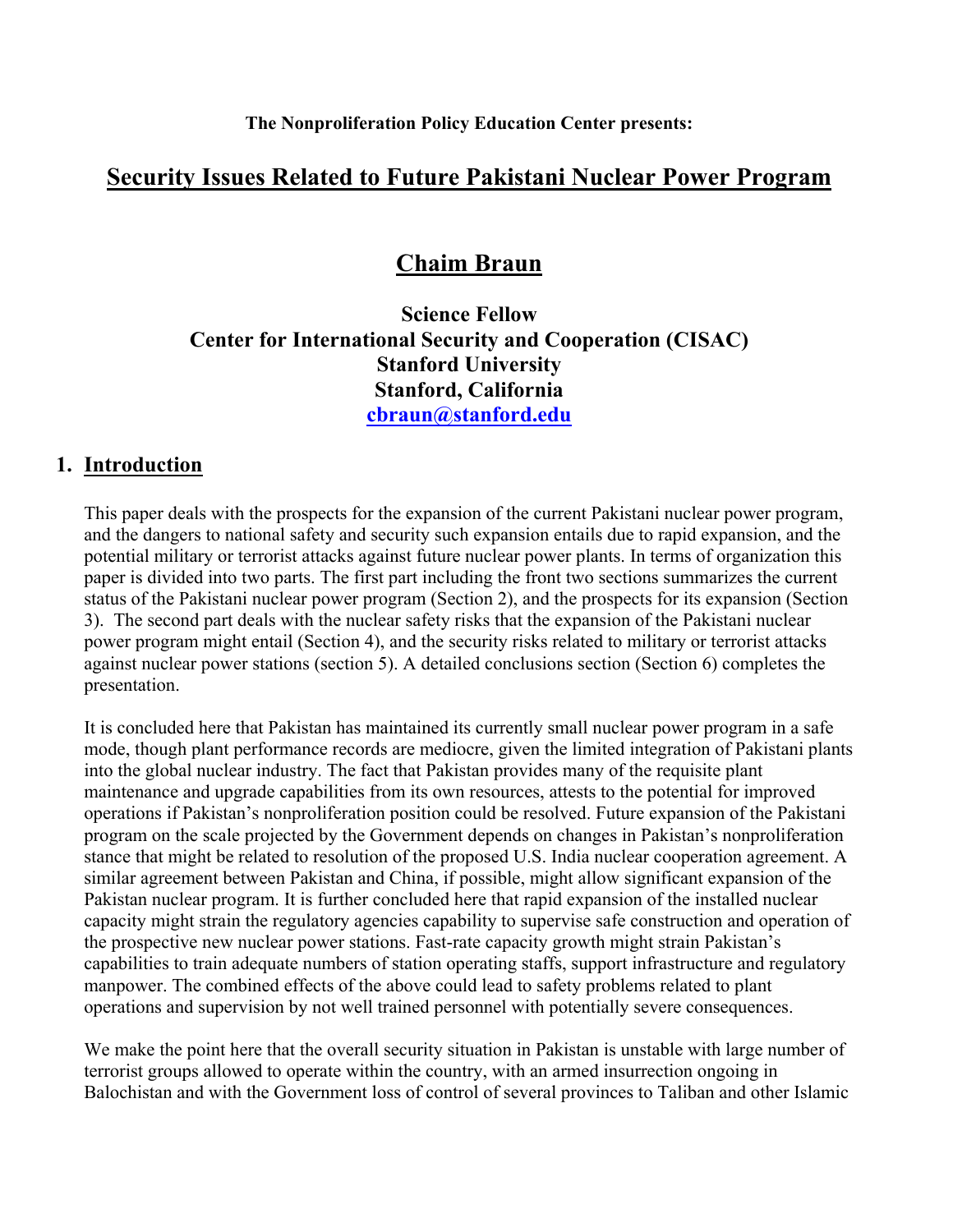**The Nonproliferation Policy Education Center presents:**

# Security Issues Related to Future Pakistani Nuclear Power Program

## Chaim Braun

**Science Fellow**
**Center for International Security and Cooperation (CISAC)**
**Stanford University**
**Stanford, California**
**cbraun@stanford.edu**

## 1. Introduction

This paper deals with the prospects for the expansion of the current Pakistani nuclear power program, and the dangers to national safety and security such expansion entails due to rapid expansion, and the potential military or terrorist attacks against future nuclear power plants. In terms of organization this paper is divided into two parts. The first part including the front two sections summarizes the current status of the Pakistani nuclear power program (Section 2), and the prospects for its expansion (Section 3). The second part deals with the nuclear safety risks that the expansion of the Pakistani nuclear power program might entail (Section 4), and the security risks related to military or terrorist attacks against nuclear power stations (section 5). A detailed conclusions section (Section 6) completes the presentation.

It is concluded here that Pakistan has maintained its currently small nuclear power program in a safe mode, though plant performance records are mediocre, given the limited integration of Pakistani plants into the global nuclear industry. The fact that Pakistan provides many of the requisite plant maintenance and upgrade capabilities from its own resources, attests to the potential for improved operations if Pakistan's nonproliferation position could be resolved. Future expansion of the Pakistani program on the scale projected by the Government depends on changes in Pakistan's nonproliferation stance that might be related to resolution of the proposed U.S. India nuclear cooperation agreement. A similar agreement between Pakistan and China, if possible, might allow significant expansion of the Pakistan nuclear program. It is further concluded here that rapid expansion of the installed nuclear capacity might strain the regulatory agencies capability to supervise safe construction and operation of the prospective new nuclear power stations. Fast-rate capacity growth might strain Pakistan's capabilities to train adequate numbers of station operating staffs, support infrastructure and regulatory manpower. The combined effects of the above could lead to safety problems related to plant operations and supervision by not well trained personnel with potentially severe consequences.

We make the point here that the overall security situation in Pakistan is unstable with large number of terrorist groups allowed to operate within the country, with an armed insurrection ongoing in Balochistan and with the Government loss of control of several provinces to Taliban and other Islamic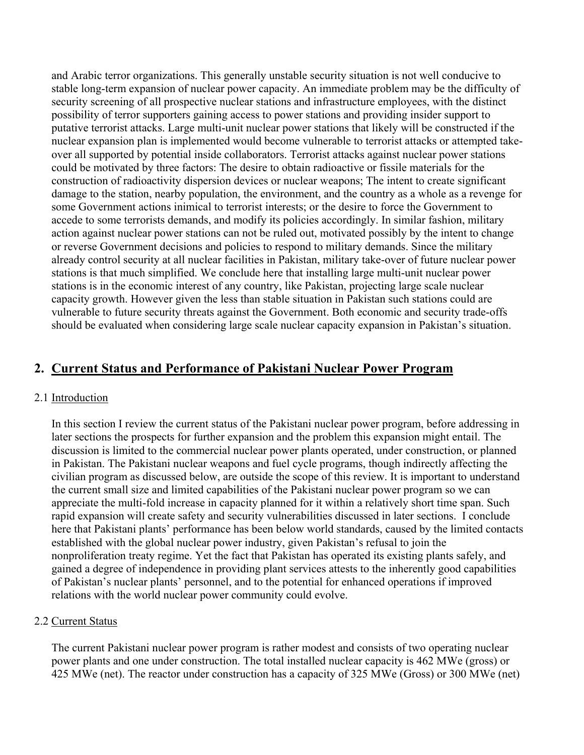and Arabic terror organizations. This generally unstable security situation is not well conducive to stable long-term expansion of nuclear power capacity. An immediate problem may be the difficulty of security screening of all prospective nuclear stations and infrastructure employees, with the distinct possibility of terror supporters gaining access to power stations and providing insider support to putative terrorist attacks. Large multi-unit nuclear power stations that likely will be constructed if the nuclear expansion plan is implemented would become vulnerable to terrorist attacks or attempted take-over all supported by potential inside collaborators. Terrorist attacks against nuclear power stations could be motivated by three factors: The desire to obtain radioactive or fissile materials for the construction of radioactivity dispersion devices or nuclear weapons; The intent to create significant damage to the station, nearby population, the environment, and the country as a whole as a revenge for some Government actions inimical to terrorist interests; or the desire to force the Government to accede to some terrorists demands, and modify its policies accordingly. In similar fashion, military action against nuclear power stations can not be ruled out, motivated possibly by the intent to change or reverse Government decisions and policies to respond to military demands. Since the military already control security at all nuclear facilities in Pakistan, military take-over of future nuclear power stations is that much simplified. We conclude here that installing large multi-unit nuclear power stations is in the economic interest of any country, like Pakistan, projecting large scale nuclear capacity growth. However given the less than stable situation in Pakistan such stations could are vulnerable to future security threats against the Government. Both economic and security trade-offs should be evaluated when considering large scale nuclear capacity expansion in Pakistan's situation.

## 2. Current Status and Performance of Pakistani Nuclear Power Program

### 2.1 Introduction

In this section I review the current status of the Pakistani nuclear power program, before addressing in later sections the prospects for further expansion and the problem this expansion might entail. The discussion is limited to the commercial nuclear power plants operated, under construction, or planned in Pakistan. The Pakistani nuclear weapons and fuel cycle programs, though indirectly affecting the civilian program as discussed below, are outside the scope of this review. It is important to understand the current small size and limited capabilities of the Pakistani nuclear power program so we can appreciate the multi-fold increase in capacity planned for it within a relatively short time span. Such rapid expansion will create safety and security vulnerabilities discussed in later sections. I conclude here that Pakistani plants' performance has been below world standards, caused by the limited contacts established with the global nuclear power industry, given Pakistan's refusal to join the nonproliferation treaty regime. Yet the fact that Pakistan has operated its existing plants safely, and gained a degree of independence in providing plant services attests to the inherently good capabilities of Pakistan's nuclear plants' personnel, and to the potential for enhanced operations if improved relations with the world nuclear power community could evolve.

### 2.2 Current Status

The current Pakistani nuclear power program is rather modest and consists of two operating nuclear power plants and one under construction. The total installed nuclear capacity is 462 MWe (gross) or 425 MWe (net). The reactor under construction has a capacity of 325 MWe (Gross) or 300 MWe (net)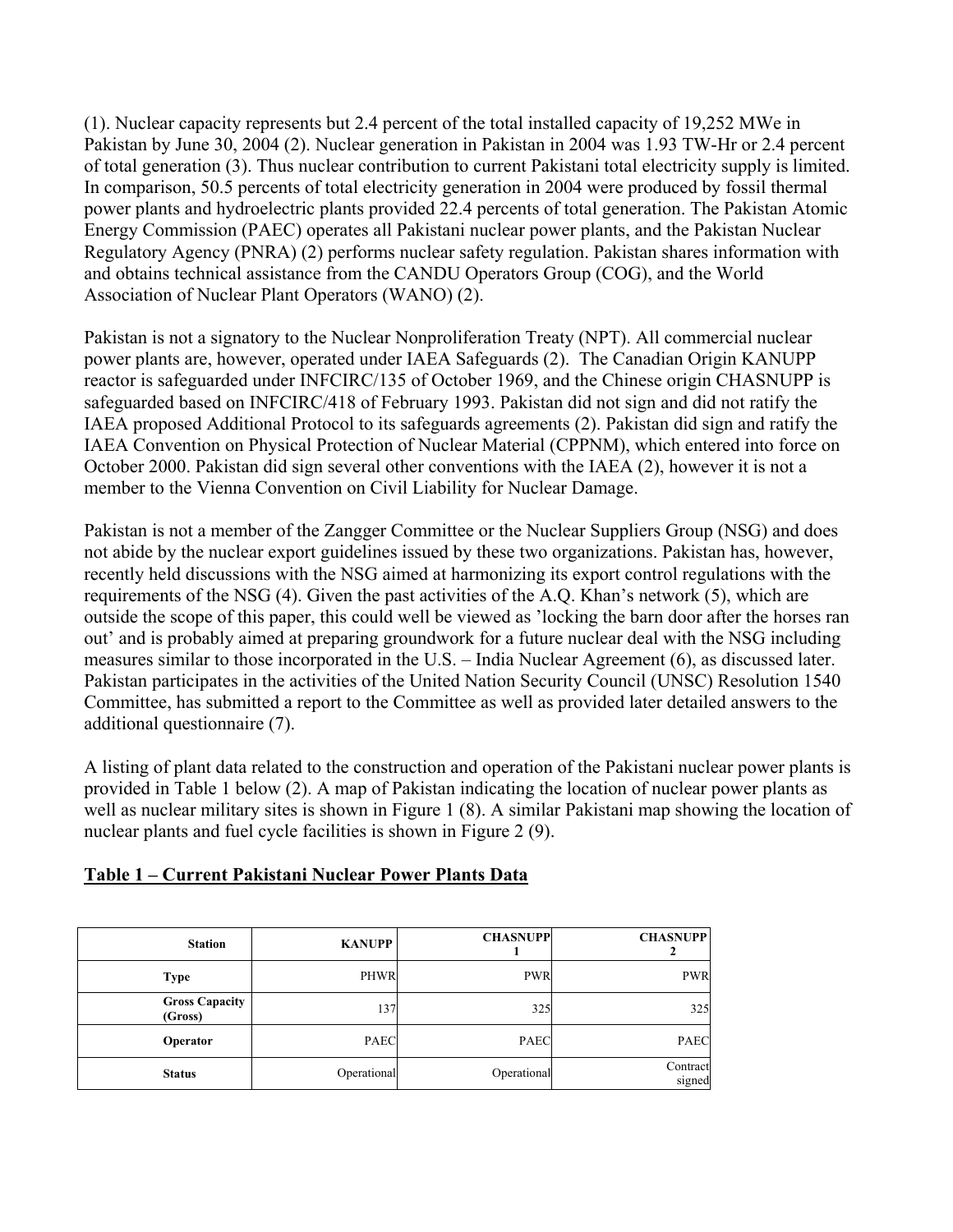(1). Nuclear capacity represents but 2.4 percent of the total installed capacity of 19,252 MWe in Pakistan by June 30, 2004 (2). Nuclear generation in Pakistan in 2004 was 1.93 TW-Hr or 2.4 percent of total generation (3). Thus nuclear contribution to current Pakistani total electricity supply is limited. In comparison, 50.5 percents of total electricity generation in 2004 were produced by fossil thermal power plants and hydroelectric plants provided 22.4 percents of total generation. The Pakistan Atomic Energy Commission (PAEC) operates all Pakistani nuclear power plants, and the Pakistan Nuclear Regulatory Agency (PNRA) (2) performs nuclear safety regulation. Pakistan shares information with and obtains technical assistance from the CANDU Operators Group (COG), and the World Association of Nuclear Plant Operators (WANO) (2).

Pakistan is not a signatory to the Nuclear Nonproliferation Treaty (NPT). All commercial nuclear power plants are, however, operated under IAEA Safeguards (2). The Canadian Origin KANUPP reactor is safeguarded under INFCIRC/135 of October 1969, and the Chinese origin CHASNUPP is safeguarded based on INFCIRC/418 of February 1993. Pakistan did not sign and did not ratify the IAEA proposed Additional Protocol to its safeguards agreements (2). Pakistan did sign and ratify the IAEA Convention on Physical Protection of Nuclear Material (CPPNM), which entered into force on October 2000. Pakistan did sign several other conventions with the IAEA (2), however it is not a member to the Vienna Convention on Civil Liability for Nuclear Damage.

Pakistan is not a member of the Zangger Committee or the Nuclear Suppliers Group (NSG) and does not abide by the nuclear export guidelines issued by these two organizations. Pakistan has, however, recently held discussions with the NSG aimed at harmonizing its export control regulations with the requirements of the NSG (4). Given the past activities of the A.Q. Khan's network (5), which are outside the scope of this paper, this could well be viewed as 'locking the barn door after the horses ran out' and is probably aimed at preparing groundwork for a future nuclear deal with the NSG including measures similar to those incorporated in the U.S. – India Nuclear Agreement (6), as discussed later. Pakistan participates in the activities of the United Nation Security Council (UNSC) Resolution 1540 Committee, has submitted a report to the Committee as well as provided later detailed answers to the additional questionnaire (7).

A listing of plant data related to the construction and operation of the Pakistani nuclear power plants is provided in Table 1 below (2). A map of Pakistan indicating the location of nuclear power plants as well as nuclear military sites is shown in Figure 1 (8). A similar Pakistani map showing the location of nuclear plants and fuel cycle facilities is shown in Figure 2 (9).

**Table 1 – Current Pakistani Nuclear Power Plants Data**

| **Station** | **KANUPP** | **CHASNUPP 1** | **CHASNUPP 2** |
|---|---|---|---|
| **Type** | PHWR | PWR | PWR |
| **Gross Capacity (Gross)** | 137 | 325 | 325 |
| **Operator** | PAEC | PAEC | PAEC |
| **Status** | Operational | Operational | Contract signed |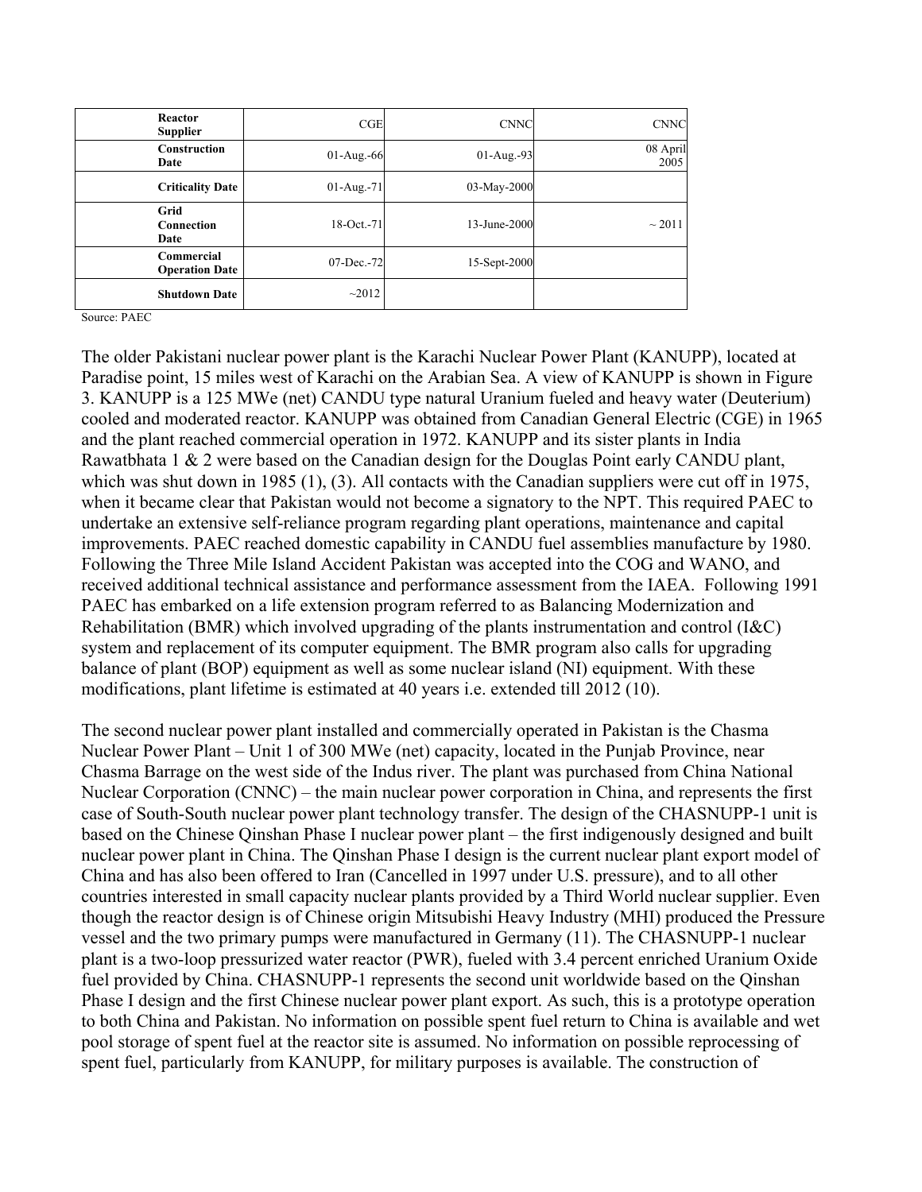| Reactor Supplier | CGE | CNNC | CNNC |
|---|---|---|---|
| Construction Date | 01-Aug.-66 | 01-Aug.-93 | 08 April 2005 |
| Criticality Date | 01-Aug.-71 | 03-May-2000 | |
| Grid Connection Date | 18-Oct.-71 | 13-June-2000 | ~ 2011 |
| Commercial Operation Date | 07-Dec.-72 | 15-Sept-2000 | |
| Shutdown Date | ~2012 | | |

Source: PAEC

The older Pakistani nuclear power plant is the Karachi Nuclear Power Plant (KANUPP), located at Paradise point, 15 miles west of Karachi on the Arabian Sea. A view of KANUPP is shown in Figure 3. KANUPP is a 125 MWe (net) CANDU type natural Uranium fueled and heavy water (Deuterium) cooled and moderated reactor. KANUPP was obtained from Canadian General Electric (CGE) in 1965 and the plant reached commercial operation in 1972. KANUPP and its sister plants in India Rawatbhata 1 & 2 were based on the Canadian design for the Douglas Point early CANDU plant, which was shut down in 1985 (1), (3). All contacts with the Canadian suppliers were cut off in 1975, when it became clear that Pakistan would not become a signatory to the NPT. This required PAEC to undertake an extensive self-reliance program regarding plant operations, maintenance and capital improvements. PAEC reached domestic capability in CANDU fuel assemblies manufacture by 1980. Following the Three Mile Island Accident Pakistan was accepted into the COG and WANO, and received additional technical assistance and performance assessment from the IAEA. Following 1991 PAEC has embarked on a life extension program referred to as Balancing Modernization and Rehabilitation (BMR) which involved upgrading of the plants instrumentation and control (I&C) system and replacement of its computer equipment. The BMR program also calls for upgrading balance of plant (BOP) equipment as well as some nuclear island (NI) equipment. With these modifications, plant lifetime is estimated at 40 years i.e. extended till 2012 (10).

The second nuclear power plant installed and commercially operated in Pakistan is the Chasma Nuclear Power Plant – Unit 1 of 300 MWe (net) capacity, located in the Punjab Province, near Chasma Barrage on the west side of the Indus river. The plant was purchased from China National Nuclear Corporation (CNNC) – the main nuclear power corporation in China, and represents the first case of South-South nuclear power plant technology transfer. The design of the CHASNUPP-1 unit is based on the Chinese Qinshan Phase I nuclear power plant – the first indigenously designed and built nuclear power plant in China. The Qinshan Phase I design is the current nuclear plant export model of China and has also been offered to Iran (Cancelled in 1997 under U.S. pressure), and to all other countries interested in small capacity nuclear plants provided by a Third World nuclear supplier. Even though the reactor design is of Chinese origin Mitsubishi Heavy Industry (MHI) produced the Pressure vessel and the two primary pumps were manufactured in Germany (11). The CHASNUPP-1 nuclear plant is a two-loop pressurized water reactor (PWR), fueled with 3.4 percent enriched Uranium Oxide fuel provided by China. CHASNUPP-1 represents the second unit worldwide based on the Qinshan Phase I design and the first Chinese nuclear power plant export. As such, this is a prototype operation to both China and Pakistan. No information on possible spent fuel return to China is available and wet pool storage of spent fuel at the reactor site is assumed. No information on possible reprocessing of spent fuel, particularly from KANUPP, for military purposes is available. The construction of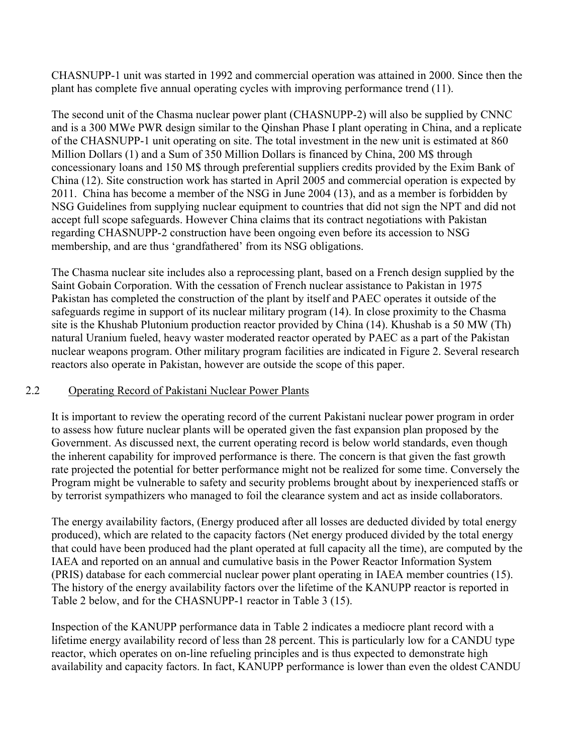CHASNUPP-1 unit was started in 1992 and commercial operation was attained in 2000. Since then the plant has complete five annual operating cycles with improving performance trend (11).

The second unit of the Chasma nuclear power plant (CHASNUPP-2) will also be supplied by CNNC and is a 300 MWe PWR design similar to the Qinshan Phase I plant operating in China, and a replicate of the CHASNUPP-1 unit operating on site. The total investment in the new unit is estimated at 860 Million Dollars (1) and a Sum of 350 Million Dollars is financed by China, 200 M$ through concessionary loans and 150 M$ through preferential suppliers credits provided by the Exim Bank of China (12). Site construction work has started in April 2005 and commercial operation is expected by 2011. China has become a member of the NSG in June 2004 (13), and as a member is forbidden by NSG Guidelines from supplying nuclear equipment to countries that did not sign the NPT and did not accept full scope safeguards. However China claims that its contract negotiations with Pakistan regarding CHASNUPP-2 construction have been ongoing even before its accession to NSG membership, and are thus 'grandfathered' from its NSG obligations.

The Chasma nuclear site includes also a reprocessing plant, based on a French design supplied by the Saint Gobain Corporation. With the cessation of French nuclear assistance to Pakistan in 1975 Pakistan has completed the construction of the plant by itself and PAEC operates it outside of the safeguards regime in support of its nuclear military program (14). In close proximity to the Chasma site is the Khushab Plutonium production reactor provided by China (14). Khushab is a 50 MW (Th) natural Uranium fueled, heavy waster moderated reactor operated by PAEC as a part of the Pakistan nuclear weapons program. Other military program facilities are indicated in Figure 2. Several research reactors also operate in Pakistan, however are outside the scope of this paper.

## 2.2 Operating Record of Pakistani Nuclear Power Plants

It is important to review the operating record of the current Pakistani nuclear power program in order to assess how future nuclear plants will be operated given the fast expansion plan proposed by the Government. As discussed next, the current operating record is below world standards, even though the inherent capability for improved performance is there. The concern is that given the fast growth rate projected the potential for better performance might not be realized for some time. Conversely the Program might be vulnerable to safety and security problems brought about by inexperienced staffs or by terrorist sympathizers who managed to foil the clearance system and act as inside collaborators.

The energy availability factors, (Energy produced after all losses are deducted divided by total energy produced), which are related to the capacity factors (Net energy produced divided by the total energy that could have been produced had the plant operated at full capacity all the time), are computed by the IAEA and reported on an annual and cumulative basis in the Power Reactor Information System (PRIS) database for each commercial nuclear power plant operating in IAEA member countries (15). The history of the energy availability factors over the lifetime of the KANUPP reactor is reported in Table 2 below, and for the CHASNUPP-1 reactor in Table 3 (15).

Inspection of the KANUPP performance data in Table 2 indicates a mediocre plant record with a lifetime energy availability record of less than 28 percent. This is particularly low for a CANDU type reactor, which operates on on-line refueling principles and is thus expected to demonstrate high availability and capacity factors. In fact, KANUPP performance is lower than even the oldest CANDU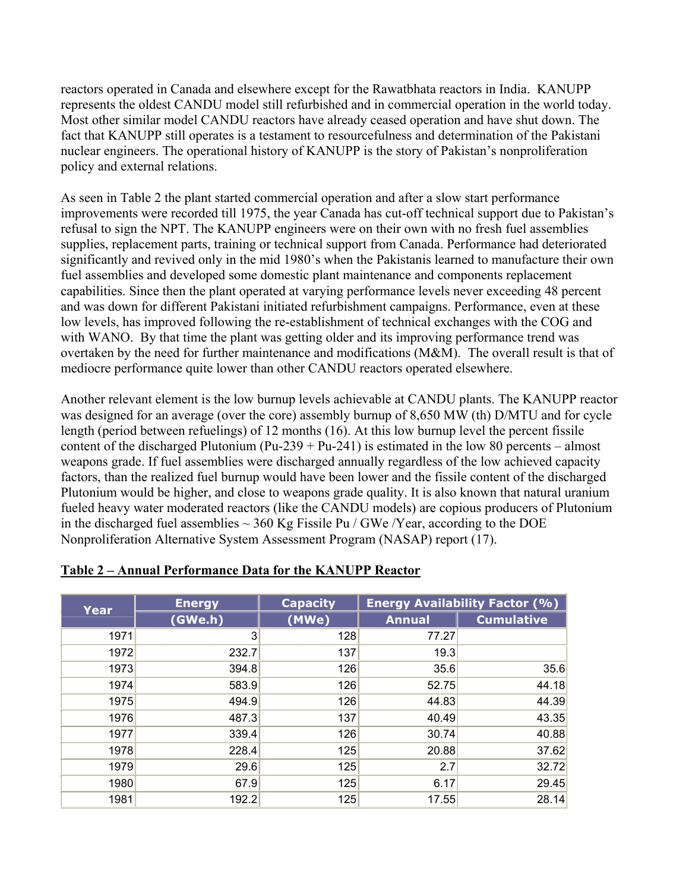reactors operated in Canada and elsewhere except for the Rawatbhata reactors in India. KANUPP represents the oldest CANDU model still refurbished and in commercial operation in the world today. Most other similar model CANDU reactors have already ceased operation and have shut down. The fact that KANUPP still operates is a testament to resourcefulness and determination of the Pakistani nuclear engineers. The operational history of KANUPP is the story of Pakistan's nonproliferation policy and external relations.

As seen in Table 2 the plant started commercial operation and after a slow start performance improvements were recorded till 1975, the year Canada has cut-off technical support due to Pakistan's refusal to sign the NPT. The KANUPP engineers were on their own with no fresh fuel assemblies supplies, replacement parts, training or technical support from Canada. Performance had deteriorated significantly and revived only in the mid 1980's when the Pakistanis learned to manufacture their own fuel assemblies and developed some domestic plant maintenance and components replacement capabilities. Since then the plant operated at varying performance levels never exceeding 48 percent and was down for different Pakistani initiated refurbishment campaigns. Performance, even at these low levels, has improved following the re-establishment of technical exchanges with the COG and with WANO. By that time the plant was getting older and its improving performance trend was overtaken by the need for further maintenance and modifications (M&M). The overall result is that of mediocre performance quite lower than other CANDU reactors operated elsewhere.

Another relevant element is the low burnup levels achievable at CANDU plants. The KANUPP reactor was designed for an average (over the core) assembly burnup of 8,650 MW (th) D/MTU and for cycle length (period between refuelings) of 12 months (16). At this low burnup level the percent fissile content of the discharged Plutonium (Pu-239 + Pu-241) is estimated in the low 80 percents – almost weapons grade. If fuel assemblies were discharged annually regardless of the low achieved capacity factors, than the realized fuel burnup would have been lower and the fissile content of the discharged Plutonium would be higher, and close to weapons grade quality. It is also known that natural uranium fueled heavy water moderated reactors (like the CANDU models) are copious producers of Plutonium in the discharged fuel assemblies ~ 360 Kg Fissile Pu / GWe /Year, according to the DOE Nonproliferation Alternative System Assessment Program (NASAP) report (17).

**Table 2 – Annual Performance Data for the KANUPP Reactor**

| Year | Energy (GWe.h) | Capacity (MWe) | Energy Availability Factor (%) | |
|---|---|---|---|---|
| | | | Annual | Cumulative |
| 1971 | 3 | 128 | 77.27 | |
| 1972 | 232.7 | 137 | 19.3 | |
| 1973 | 394.8 | 126 | 35.6 | 35.6 |
| 1974 | 583.9 | 126 | 52.75 | 44.18 |
| 1975 | 494.9 | 126 | 44.83 | 44.39 |
| 1976 | 487.3 | 137 | 40.49 | 43.35 |
| 1977 | 339.4 | 126 | 30.74 | 40.88 |
| 1978 | 228.4 | 125 | 20.88 | 37.62 |
| 1979 | 29.6 | 125 | 2.7 | 32.72 |
| 1980 | 67.9 | 125 | 6.17 | 29.45 |
| 1981 | 192.2 | 125 | 17.55 | 28.14 |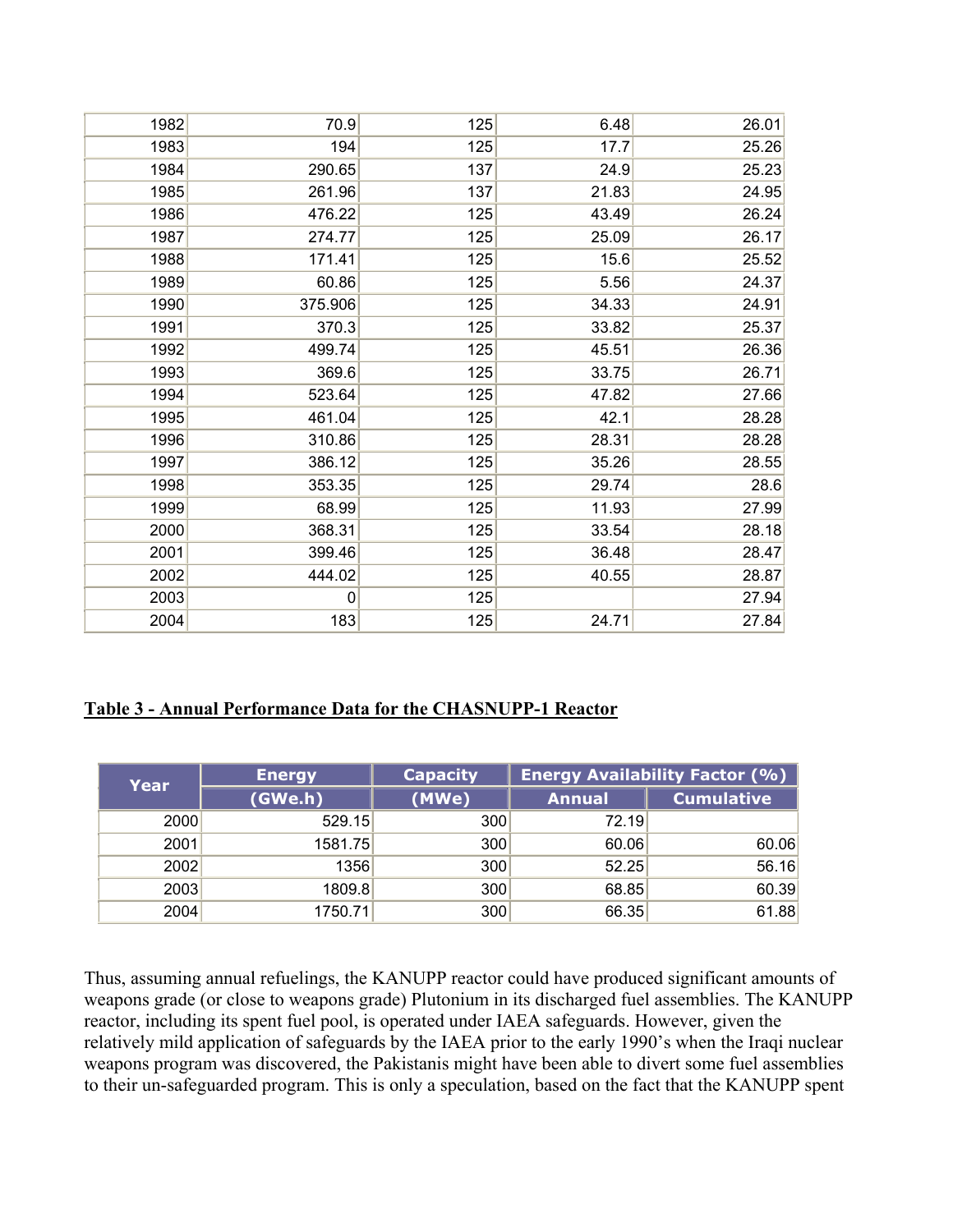| | | | | |
|---|---|---|---|---|
| 1982 | 70.9 | 125 | 6.48 | 26.01 |
| 1983 | 194 | 125 | 17.7 | 25.26 |
| 1984 | 290.65 | 137 | 24.9 | 25.23 |
| 1985 | 261.96 | 137 | 21.83 | 24.95 |
| 1986 | 476.22 | 125 | 43.49 | 26.24 |
| 1987 | 274.77 | 125 | 25.09 | 26.17 |
| 1988 | 171.41 | 125 | 15.6 | 25.52 |
| 1989 | 60.86 | 125 | 5.56 | 24.37 |
| 1990 | 375.906 | 125 | 34.33 | 24.91 |
| 1991 | 370.3 | 125 | 33.82 | 25.37 |
| 1992 | 499.74 | 125 | 45.51 | 26.36 |
| 1993 | 369.6 | 125 | 33.75 | 26.71 |
| 1994 | 523.64 | 125 | 47.82 | 27.66 |
| 1995 | 461.04 | 125 | 42.1 | 28.28 |
| 1996 | 310.86 | 125 | 28.31 | 28.28 |
| 1997 | 386.12 | 125 | 35.26 | 28.55 |
| 1998 | 353.35 | 125 | 29.74 | 28.6 |
| 1999 | 68.99 | 125 | 11.93 | 27.99 |
| 2000 | 368.31 | 125 | 33.54 | 28.18 |
| 2001 | 399.46 | 125 | 36.48 | 28.47 |
| 2002 | 444.02 | 125 | 40.55 | 28.87 |
| 2003 | 0 | 125 | | 27.94 |
| 2004 | 183 | 125 | 24.71 | 27.84 |

**Table 3 - Annual Performance Data for the CHASNUPP-1 Reactor**

| Year | Energy (GWe.h) | Capacity (MWe) | Energy Availability Factor (%) | |
|---|---|---|---|---|
| | | | Annual | Cumulative |
| 2000 | 529.15 | 300 | 72.19 | |
| 2001 | 1581.75 | 300 | 60.06 | 60.06 |
| 2002 | 1356 | 300 | 52.25 | 56.16 |
| 2003 | 1809.8 | 300 | 68.85 | 60.39 |
| 2004 | 1750.71 | 300 | 66.35 | 61.88 |

Thus, assuming annual refuelings, the KANUPP reactor could have produced significant amounts of weapons grade (or close to weapons grade) Plutonium in its discharged fuel assemblies. The KANUPP reactor, including its spent fuel pool, is operated under IAEA safeguards. However, given the relatively mild application of safeguards by the IAEA prior to the early 1990's when the Iraqi nuclear weapons program was discovered, the Pakistanis might have been able to divert some fuel assemblies to their un-safeguarded program. This is only a speculation, based on the fact that the KANUPP spent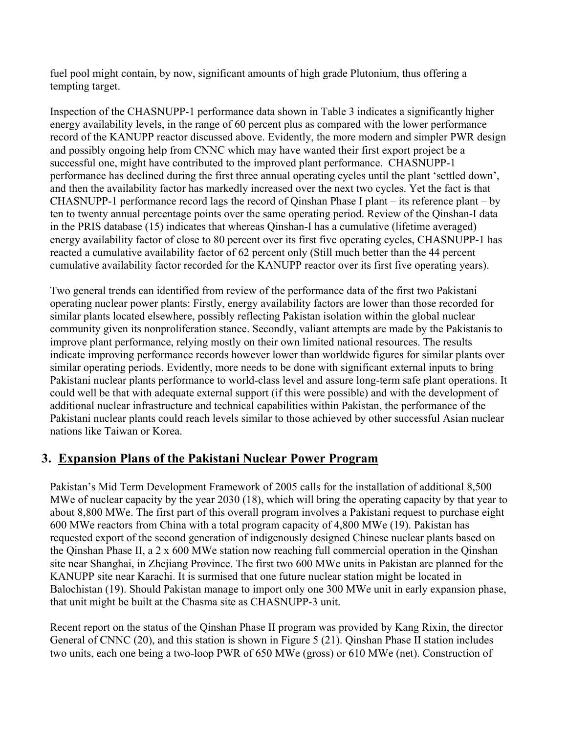fuel pool might contain, by now, significant amounts of high grade Plutonium, thus offering a tempting target.

Inspection of the CHASNUPP-1 performance data shown in Table 3 indicates a significantly higher energy availability levels, in the range of 60 percent plus as compared with the lower performance record of the KANUPP reactor discussed above. Evidently, the more modern and simpler PWR design and possibly ongoing help from CNNC which may have wanted their first export project be a successful one, might have contributed to the improved plant performance. CHASNUPP-1 performance has declined during the first three annual operating cycles until the plant 'settled down', and then the availability factor has markedly increased over the next two cycles. Yet the fact is that CHASNUPP-1 performance record lags the record of Qinshan Phase I plant – its reference plant – by ten to twenty annual percentage points over the same operating period. Review of the Qinshan-I data in the PRIS database (15) indicates that whereas Qinshan-I has a cumulative (lifetime averaged) energy availability factor of close to 80 percent over its first five operating cycles, CHASNUPP-1 has reacted a cumulative availability factor of 62 percent only (Still much better than the 44 percent cumulative availability factor recorded for the KANUPP reactor over its first five operating years).

Two general trends can identified from review of the performance data of the first two Pakistani operating nuclear power plants: Firstly, energy availability factors are lower than those recorded for similar plants located elsewhere, possibly reflecting Pakistan isolation within the global nuclear community given its nonproliferation stance. Secondly, valiant attempts are made by the Pakistanis to improve plant performance, relying mostly on their own limited national resources. The results indicate improving performance records however lower than worldwide figures for similar plants over similar operating periods. Evidently, more needs to be done with significant external inputs to bring Pakistani nuclear plants performance to world-class level and assure long-term safe plant operations. It could well be that with adequate external support (if this were possible) and with the development of additional nuclear infrastructure and technical capabilities within Pakistan, the performance of the Pakistani nuclear plants could reach levels similar to those achieved by other successful Asian nuclear nations like Taiwan or Korea.

## 3. Expansion Plans of the Pakistani Nuclear Power Program

Pakistan's Mid Term Development Framework of 2005 calls for the installation of additional 8,500 MWe of nuclear capacity by the year 2030 (18), which will bring the operating capacity by that year to about 8,800 MWe. The first part of this overall program involves a Pakistani request to purchase eight 600 MWe reactors from China with a total program capacity of 4,800 MWe (19). Pakistan has requested export of the second generation of indigenously designed Chinese nuclear plants based on the Qinshan Phase II, a 2 x 600 MWe station now reaching full commercial operation in the Qinshan site near Shanghai, in Zhejiang Province. The first two 600 MWe units in Pakistan are planned for the KANUPP site near Karachi. It is surmised that one future nuclear station might be located in Balochistan (19). Should Pakistan manage to import only one 300 MWe unit in early expansion phase, that unit might be built at the Chasma site as CHASNUPP-3 unit.

Recent report on the status of the Qinshan Phase II program was provided by Kang Rixin, the director General of CNNC (20), and this station is shown in Figure 5 (21). Qinshan Phase II station includes two units, each one being a two-loop PWR of 650 MWe (gross) or 610 MWe (net). Construction of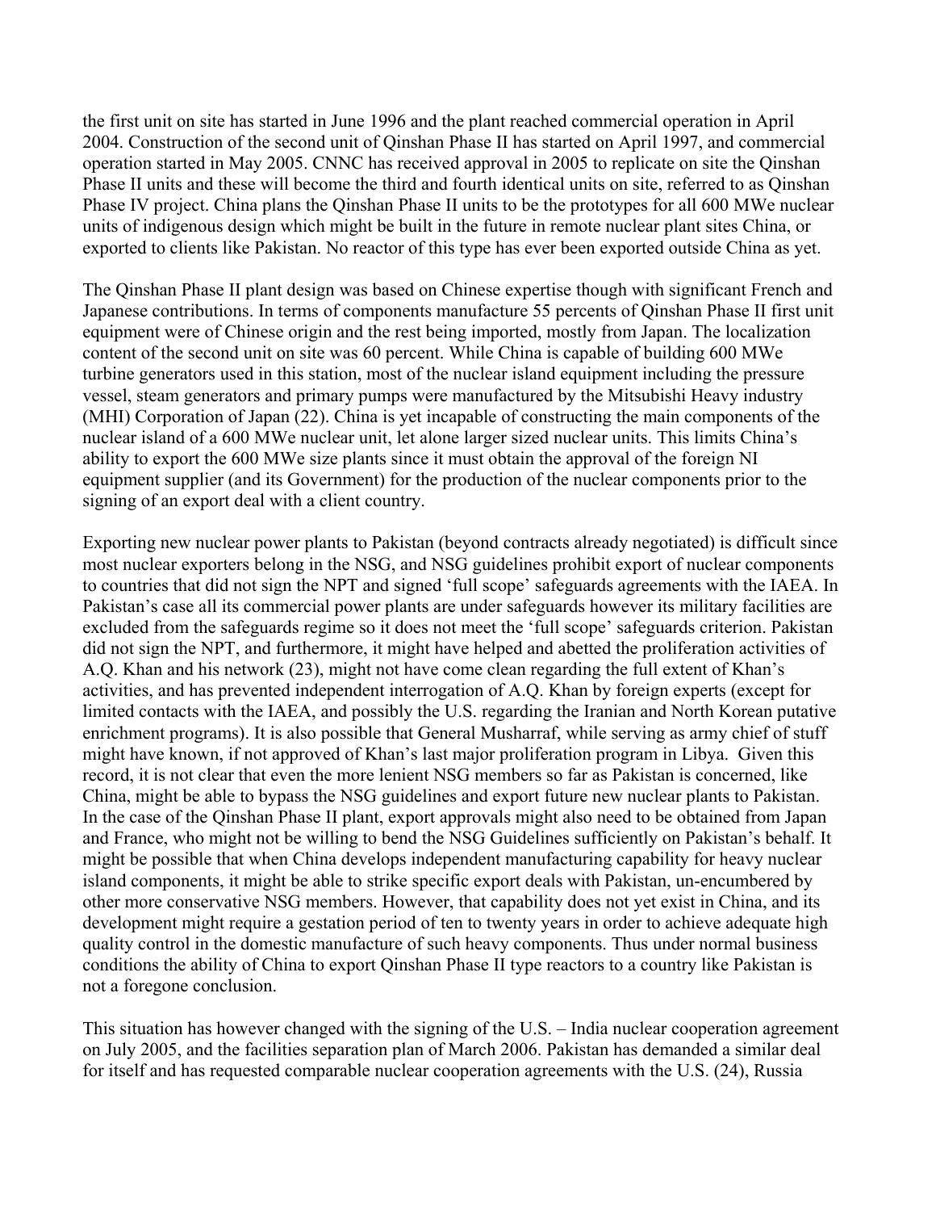the first unit on site has started in June 1996 and the plant reached commercial operation in April 2004. Construction of the second unit of Qinshan Phase II has started on April 1997, and commercial operation started in May 2005. CNNC has received approval in 2005 to replicate on site the Qinshan Phase II units and these will become the third and fourth identical units on site, referred to as Qinshan Phase IV project. China plans the Qinshan Phase II units to be the prototypes for all 600 MWe nuclear units of indigenous design which might be built in the future in remote nuclear plant sites China, or exported to clients like Pakistan. No reactor of this type has ever been exported outside China as yet.

The Qinshan Phase II plant design was based on Chinese expertise though with significant French and Japanese contributions. In terms of components manufacture 55 percents of Qinshan Phase II first unit equipment were of Chinese origin and the rest being imported, mostly from Japan. The localization content of the second unit on site was 60 percent. While China is capable of building 600 MWe turbine generators used in this station, most of the nuclear island equipment including the pressure vessel, steam generators and primary pumps were manufactured by the Mitsubishi Heavy industry (MHI) Corporation of Japan (22). China is yet incapable of constructing the main components of the nuclear island of a 600 MWe nuclear unit, let alone larger sized nuclear units. This limits China's ability to export the 600 MWe size plants since it must obtain the approval of the foreign NI equipment supplier (and its Government) for the production of the nuclear components prior to the signing of an export deal with a client country.

Exporting new nuclear power plants to Pakistan (beyond contracts already negotiated) is difficult since most nuclear exporters belong in the NSG, and NSG guidelines prohibit export of nuclear components to countries that did not sign the NPT and signed 'full scope' safeguards agreements with the IAEA. In Pakistan's case all its commercial power plants are under safeguards however its military facilities are excluded from the safeguards regime so it does not meet the 'full scope' safeguards criterion. Pakistan did not sign the NPT, and furthermore, it might have helped and abetted the proliferation activities of A.Q. Khan and his network (23), might not have come clean regarding the full extent of Khan's activities, and has prevented independent interrogation of A.Q. Khan by foreign experts (except for limited contacts with the IAEA, and possibly the U.S. regarding the Iranian and North Korean putative enrichment programs). It is also possible that General Musharraf, while serving as army chief of stuff might have known, if not approved of Khan's last major proliferation program in Libya. Given this record, it is not clear that even the more lenient NSG members so far as Pakistan is concerned, like China, might be able to bypass the NSG guidelines and export future new nuclear plants to Pakistan. In the case of the Qinshan Phase II plant, export approvals might also need to be obtained from Japan and France, who might not be willing to bend the NSG Guidelines sufficiently on Pakistan's behalf. It might be possible that when China develops independent manufacturing capability for heavy nuclear island components, it might be able to strike specific export deals with Pakistan, un-encumbered by other more conservative NSG members. However, that capability does not yet exist in China, and its development might require a gestation period of ten to twenty years in order to achieve adequate high quality control in the domestic manufacture of such heavy components. Thus under normal business conditions the ability of China to export Qinshan Phase II type reactors to a country like Pakistan is not a foregone conclusion.

This situation has however changed with the signing of the U.S. – India nuclear cooperation agreement on July 2005, and the facilities separation plan of March 2006. Pakistan has demanded a similar deal for itself and has requested comparable nuclear cooperation agreements with the U.S. (24), Russia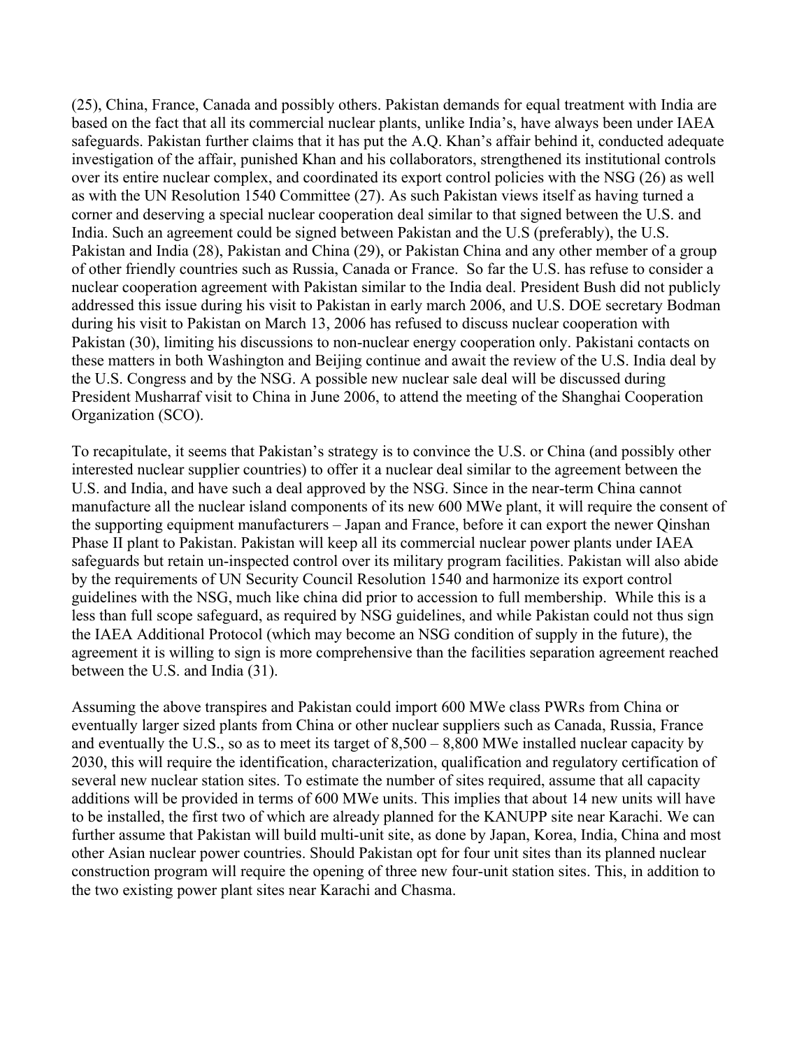(25), China, France, Canada and possibly others. Pakistan demands for equal treatment with India are based on the fact that all its commercial nuclear plants, unlike India's, have always been under IAEA safeguards. Pakistan further claims that it has put the A.Q. Khan's affair behind it, conducted adequate investigation of the affair, punished Khan and his collaborators, strengthened its institutional controls over its entire nuclear complex, and coordinated its export control policies with the NSG (26) as well as with the UN Resolution 1540 Committee (27). As such Pakistan views itself as having turned a corner and deserving a special nuclear cooperation deal similar to that signed between the U.S. and India. Such an agreement could be signed between Pakistan and the U.S (preferably), the U.S. Pakistan and India (28), Pakistan and China (29), or Pakistan China and any other member of a group of other friendly countries such as Russia, Canada or France. So far the U.S. has refuse to consider a nuclear cooperation agreement with Pakistan similar to the India deal. President Bush did not publicly addressed this issue during his visit to Pakistan in early march 2006, and U.S. DOE secretary Bodman during his visit to Pakistan on March 13, 2006 has refused to discuss nuclear cooperation with Pakistan (30), limiting his discussions to non-nuclear energy cooperation only. Pakistani contacts on these matters in both Washington and Beijing continue and await the review of the U.S. India deal by the U.S. Congress and by the NSG. A possible new nuclear sale deal will be discussed during President Musharraf visit to China in June 2006, to attend the meeting of the Shanghai Cooperation Organization (SCO).

To recapitulate, it seems that Pakistan's strategy is to convince the U.S. or China (and possibly other interested nuclear supplier countries) to offer it a nuclear deal similar to the agreement between the U.S. and India, and have such a deal approved by the NSG. Since in the near-term China cannot manufacture all the nuclear island components of its new 600 MWe plant, it will require the consent of the supporting equipment manufacturers – Japan and France, before it can export the newer Qinshan Phase II plant to Pakistan. Pakistan will keep all its commercial nuclear power plants under IAEA safeguards but retain un-inspected control over its military program facilities. Pakistan will also abide by the requirements of UN Security Council Resolution 1540 and harmonize its export control guidelines with the NSG, much like china did prior to accession to full membership. While this is a less than full scope safeguard, as required by NSG guidelines, and while Pakistan could not thus sign the IAEA Additional Protocol (which may become an NSG condition of supply in the future), the agreement it is willing to sign is more comprehensive than the facilities separation agreement reached between the U.S. and India (31).

Assuming the above transpires and Pakistan could import 600 MWe class PWRs from China or eventually larger sized plants from China or other nuclear suppliers such as Canada, Russia, France and eventually the U.S., so as to meet its target of 8,500 – 8,800 MWe installed nuclear capacity by 2030, this will require the identification, characterization, qualification and regulatory certification of several new nuclear station sites. To estimate the number of sites required, assume that all capacity additions will be provided in terms of 600 MWe units. This implies that about 14 new units will have to be installed, the first two of which are already planned for the KANUPP site near Karachi. We can further assume that Pakistan will build multi-unit site, as done by Japan, Korea, India, China and most other Asian nuclear power countries. Should Pakistan opt for four unit sites than its planned nuclear construction program will require the opening of three new four-unit station sites. This, in addition to the two existing power plant sites near Karachi and Chasma.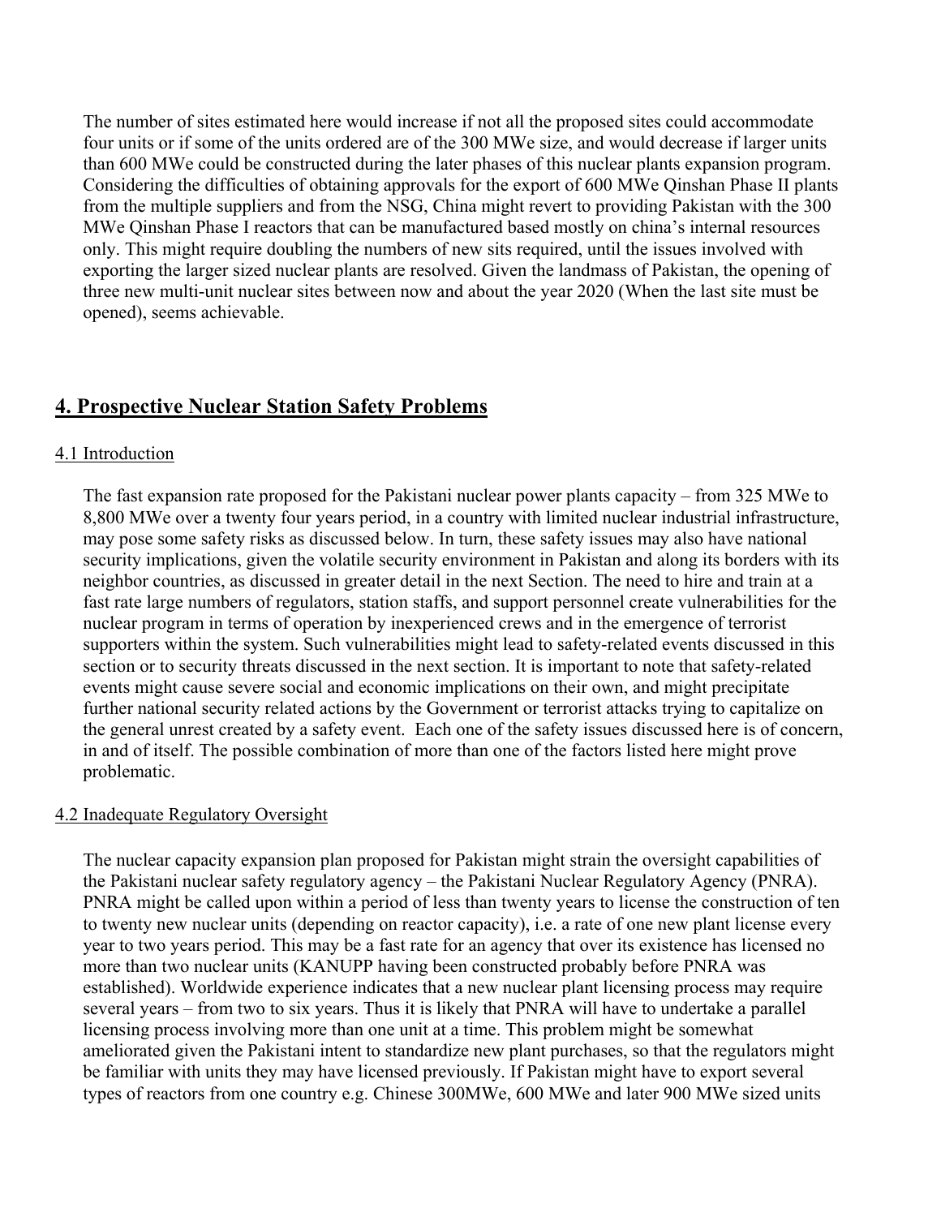The number of sites estimated here would increase if not all the proposed sites could accommodate four units or if some of the units ordered are of the 300 MWe size, and would decrease if larger units than 600 MWe could be constructed during the later phases of this nuclear plants expansion program. Considering the difficulties of obtaining approvals for the export of 600 MWe Qinshan Phase II plants from the multiple suppliers and from the NSG, China might revert to providing Pakistan with the 300 MWe Qinshan Phase I reactors that can be manufactured based mostly on china's internal resources only. This might require doubling the numbers of new sits required, until the issues involved with exporting the larger sized nuclear plants are resolved. Given the landmass of Pakistan, the opening of three new multi-unit nuclear sites between now and about the year 2020 (When the last site must be opened), seems achievable.

## 4. Prospective Nuclear Station Safety Problems

### 4.1 Introduction

The fast expansion rate proposed for the Pakistani nuclear power plants capacity – from 325 MWe to 8,800 MWe over a twenty four years period, in a country with limited nuclear industrial infrastructure, may pose some safety risks as discussed below. In turn, these safety issues may also have national security implications, given the volatile security environment in Pakistan and along its borders with its neighbor countries, as discussed in greater detail in the next Section. The need to hire and train at a fast rate large numbers of regulators, station staffs, and support personnel create vulnerabilities for the nuclear program in terms of operation by inexperienced crews and in the emergence of terrorist supporters within the system. Such vulnerabilities might lead to safety-related events discussed in this section or to security threats discussed in the next section. It is important to note that safety-related events might cause severe social and economic implications on their own, and might precipitate further national security related actions by the Government or terrorist attacks trying to capitalize on the general unrest created by a safety event. Each one of the safety issues discussed here is of concern, in and of itself. The possible combination of more than one of the factors listed here might prove problematic.

### 4.2 Inadequate Regulatory Oversight

The nuclear capacity expansion plan proposed for Pakistan might strain the oversight capabilities of the Pakistani nuclear safety regulatory agency – the Pakistani Nuclear Regulatory Agency (PNRA). PNRA might be called upon within a period of less than twenty years to license the construction of ten to twenty new nuclear units (depending on reactor capacity), i.e. a rate of one new plant license every year to two years period. This may be a fast rate for an agency that over its existence has licensed no more than two nuclear units (KANUPP having been constructed probably before PNRA was established). Worldwide experience indicates that a new nuclear plant licensing process may require several years – from two to six years. Thus it is likely that PNRA will have to undertake a parallel licensing process involving more than one unit at a time. This problem might be somewhat ameliorated given the Pakistani intent to standardize new plant purchases, so that the regulators might be familiar with units they may have licensed previously. If Pakistan might have to export several types of reactors from one country e.g. Chinese 300MWe, 600 MWe and later 900 MWe sized units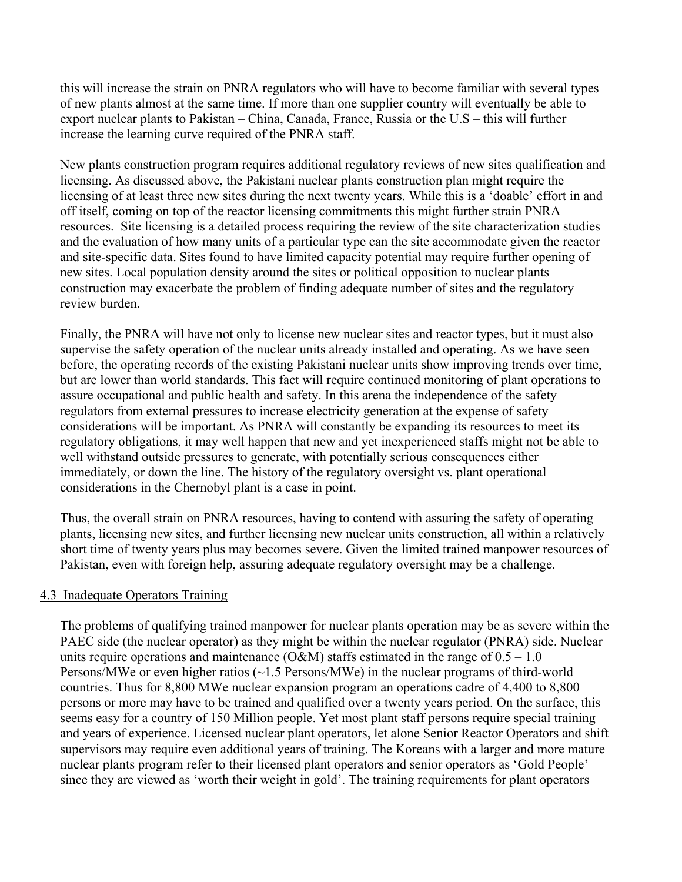this will increase the strain on PNRA regulators who will have to become familiar with several types of new plants almost at the same time. If more than one supplier country will eventually be able to export nuclear plants to Pakistan – China, Canada, France, Russia or the U.S – this will further increase the learning curve required of the PNRA staff.

New plants construction program requires additional regulatory reviews of new sites qualification and licensing. As discussed above, the Pakistani nuclear plants construction plan might require the licensing of at least three new sites during the next twenty years. While this is a 'doable' effort in and off itself, coming on top of the reactor licensing commitments this might further strain PNRA resources. Site licensing is a detailed process requiring the review of the site characterization studies and the evaluation of how many units of a particular type can the site accommodate given the reactor and site-specific data. Sites found to have limited capacity potential may require further opening of new sites. Local population density around the sites or political opposition to nuclear plants construction may exacerbate the problem of finding adequate number of sites and the regulatory review burden.

Finally, the PNRA will have not only to license new nuclear sites and reactor types, but it must also supervise the safety operation of the nuclear units already installed and operating. As we have seen before, the operating records of the existing Pakistani nuclear units show improving trends over time, but are lower than world standards. This fact will require continued monitoring of plant operations to assure occupational and public health and safety. In this arena the independence of the safety regulators from external pressures to increase electricity generation at the expense of safety considerations will be important. As PNRA will constantly be expanding its resources to meet its regulatory obligations, it may well happen that new and yet inexperienced staffs might not be able to well withstand outside pressures to generate, with potentially serious consequences either immediately, or down the line. The history of the regulatory oversight vs. plant operational considerations in the Chernobyl plant is a case in point.

Thus, the overall strain on PNRA resources, having to contend with assuring the safety of operating plants, licensing new sites, and further licensing new nuclear units construction, all within a relatively short time of twenty years plus may becomes severe. Given the limited trained manpower resources of Pakistan, even with foreign help, assuring adequate regulatory oversight may be a challenge.

### 4.3 Inadequate Operators Training

The problems of qualifying trained manpower for nuclear plants operation may be as severe within the PAEC side (the nuclear operator) as they might be within the nuclear regulator (PNRA) side. Nuclear units require operations and maintenance (O&M) staffs estimated in the range of 0.5 – 1.0 Persons/MWe or even higher ratios (~1.5 Persons/MWe) in the nuclear programs of third-world countries. Thus for 8,800 MWe nuclear expansion program an operations cadre of 4,400 to 8,800 persons or more may have to be trained and qualified over a twenty years period. On the surface, this seems easy for a country of 150 Million people. Yet most plant staff persons require special training and years of experience. Licensed nuclear plant operators, let alone Senior Reactor Operators and shift supervisors may require even additional years of training. The Koreans with a larger and more mature nuclear plants program refer to their licensed plant operators and senior operators as 'Gold People' since they are viewed as 'worth their weight in gold'. The training requirements for plant operators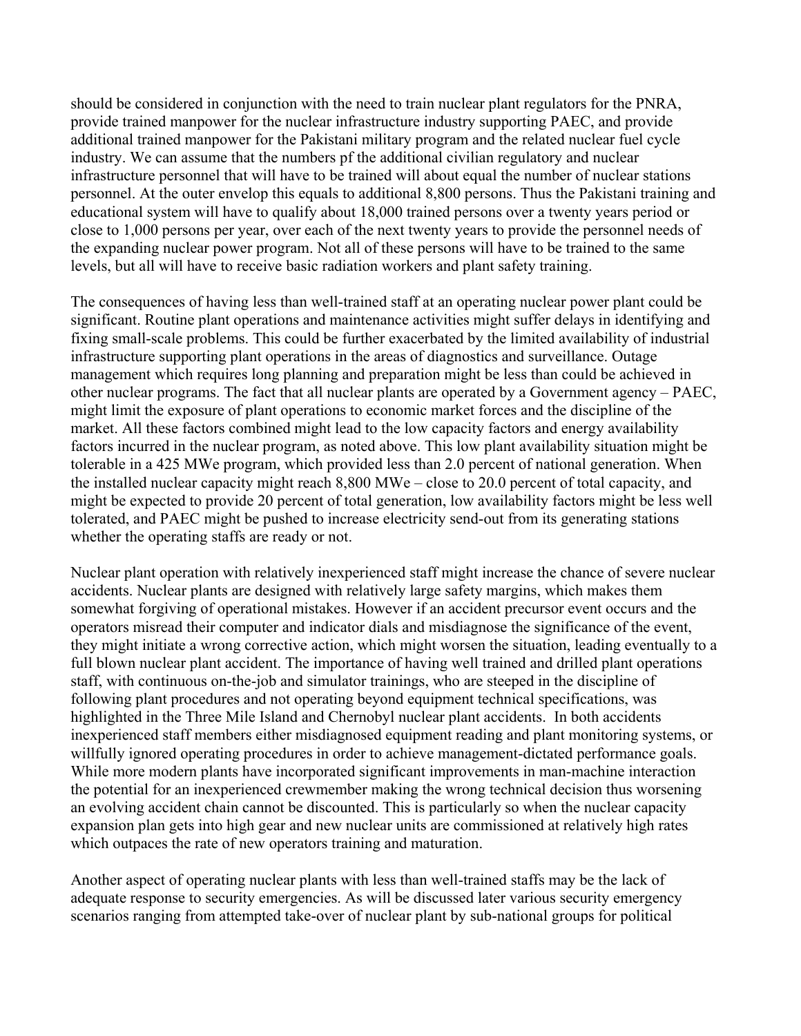should be considered in conjunction with the need to train nuclear plant regulators for the PNRA, provide trained manpower for the nuclear infrastructure industry supporting PAEC, and provide additional trained manpower for the Pakistani military program and the related nuclear fuel cycle industry. We can assume that the numbers pf the additional civilian regulatory and nuclear infrastructure personnel that will have to be trained will about equal the number of nuclear stations personnel. At the outer envelop this equals to additional 8,800 persons. Thus the Pakistani training and educational system will have to qualify about 18,000 trained persons over a twenty years period or close to 1,000 persons per year, over each of the next twenty years to provide the personnel needs of the expanding nuclear power program. Not all of these persons will have to be trained to the same levels, but all will have to receive basic radiation workers and plant safety training.

The consequences of having less than well-trained staff at an operating nuclear power plant could be significant. Routine plant operations and maintenance activities might suffer delays in identifying and fixing small-scale problems. This could be further exacerbated by the limited availability of industrial infrastructure supporting plant operations in the areas of diagnostics and surveillance. Outage management which requires long planning and preparation might be less than could be achieved in other nuclear programs. The fact that all nuclear plants are operated by a Government agency – PAEC, might limit the exposure of plant operations to economic market forces and the discipline of the market. All these factors combined might lead to the low capacity factors and energy availability factors incurred in the nuclear program, as noted above. This low plant availability situation might be tolerable in a 425 MWe program, which provided less than 2.0 percent of national generation. When the installed nuclear capacity might reach 8,800 MWe – close to 20.0 percent of total capacity, and might be expected to provide 20 percent of total generation, low availability factors might be less well tolerated, and PAEC might be pushed to increase electricity send-out from its generating stations whether the operating staffs are ready or not.

Nuclear plant operation with relatively inexperienced staff might increase the chance of severe nuclear accidents. Nuclear plants are designed with relatively large safety margins, which makes them somewhat forgiving of operational mistakes. However if an accident precursor event occurs and the operators misread their computer and indicator dials and misdiagnose the significance of the event, they might initiate a wrong corrective action, which might worsen the situation, leading eventually to a full blown nuclear plant accident. The importance of having well trained and drilled plant operations staff, with continuous on-the-job and simulator trainings, who are steeped in the discipline of following plant procedures and not operating beyond equipment technical specifications, was highlighted in the Three Mile Island and Chernobyl nuclear plant accidents. In both accidents inexperienced staff members either misdiagnosed equipment reading and plant monitoring systems, or willfully ignored operating procedures in order to achieve management-dictated performance goals. While more modern plants have incorporated significant improvements in man-machine interaction the potential for an inexperienced crewmember making the wrong technical decision thus worsening an evolving accident chain cannot be discounted. This is particularly so when the nuclear capacity expansion plan gets into high gear and new nuclear units are commissioned at relatively high rates which outpaces the rate of new operators training and maturation.

Another aspect of operating nuclear plants with less than well-trained staffs may be the lack of adequate response to security emergencies. As will be discussed later various security emergency scenarios ranging from attempted take-over of nuclear plant by sub-national groups for political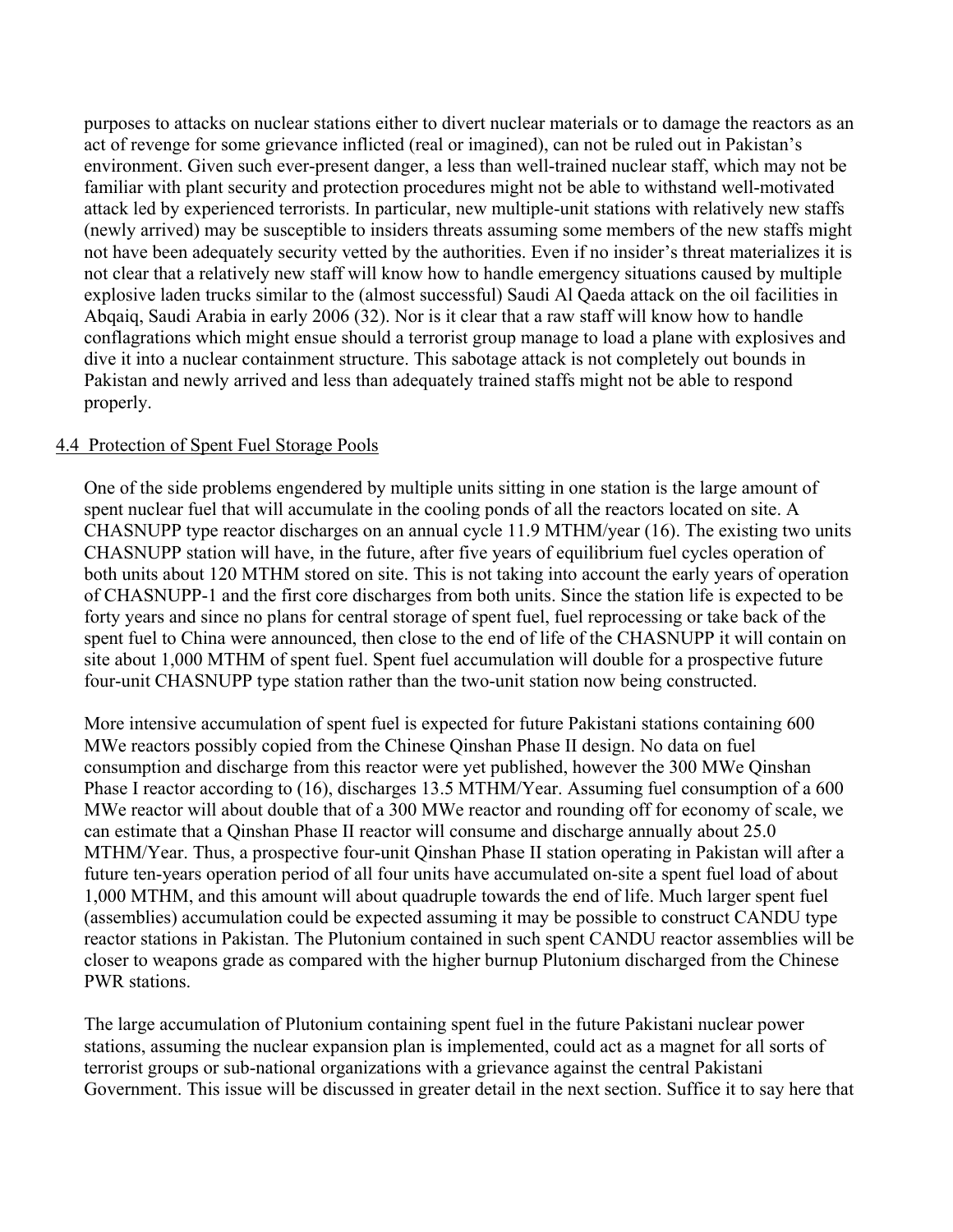purposes to attacks on nuclear stations either to divert nuclear materials or to damage the reactors as an act of revenge for some grievance inflicted (real or imagined), can not be ruled out in Pakistan's environment. Given such ever-present danger, a less than well-trained nuclear staff, which may not be familiar with plant security and protection procedures might not be able to withstand well-motivated attack led by experienced terrorists. In particular, new multiple-unit stations with relatively new staffs (newly arrived) may be susceptible to insiders threats assuming some members of the new staffs might not have been adequately security vetted by the authorities. Even if no insider's threat materializes it is not clear that a relatively new staff will know how to handle emergency situations caused by multiple explosive laden trucks similar to the (almost successful) Saudi Al Qaeda attack on the oil facilities in Abqaiq, Saudi Arabia in early 2006 (32). Nor is it clear that a raw staff will know how to handle conflagrations which might ensue should a terrorist group manage to load a plane with explosives and dive it into a nuclear containment structure. This sabotage attack is not completely out bounds in Pakistan and newly arrived and less than adequately trained staffs might not be able to respond properly.

## 4.4 Protection of Spent Fuel Storage Pools

One of the side problems engendered by multiple units sitting in one station is the large amount of spent nuclear fuel that will accumulate in the cooling ponds of all the reactors located on site. A CHASNUPP type reactor discharges on an annual cycle 11.9 MTHM/year (16). The existing two units CHASNUPP station will have, in the future, after five years of equilibrium fuel cycles operation of both units about 120 MTHM stored on site. This is not taking into account the early years of operation of CHASNUPP-1 and the first core discharges from both units. Since the station life is expected to be forty years and since no plans for central storage of spent fuel, fuel reprocessing or take back of the spent fuel to China were announced, then close to the end of life of the CHASNUPP it will contain on site about 1,000 MTHM of spent fuel. Spent fuel accumulation will double for a prospective future four-unit CHASNUPP type station rather than the two-unit station now being constructed.

More intensive accumulation of spent fuel is expected for future Pakistani stations containing 600 MWe reactors possibly copied from the Chinese Qinshan Phase II design. No data on fuel consumption and discharge from this reactor were yet published, however the 300 MWe Qinshan Phase I reactor according to (16), discharges 13.5 MTHM/Year. Assuming fuel consumption of a 600 MWe reactor will about double that of a 300 MWe reactor and rounding off for economy of scale, we can estimate that a Qinshan Phase II reactor will consume and discharge annually about 25.0 MTHM/Year. Thus, a prospective four-unit Qinshan Phase II station operating in Pakistan will after a future ten-years operation period of all four units have accumulated on-site a spent fuel load of about 1,000 MTHM, and this amount will about quadruple towards the end of life. Much larger spent fuel (assemblies) accumulation could be expected assuming it may be possible to construct CANDU type reactor stations in Pakistan. The Plutonium contained in such spent CANDU reactor assemblies will be closer to weapons grade as compared with the higher burnup Plutonium discharged from the Chinese PWR stations.

The large accumulation of Plutonium containing spent fuel in the future Pakistani nuclear power stations, assuming the nuclear expansion plan is implemented, could act as a magnet for all sorts of terrorist groups or sub-national organizations with a grievance against the central Pakistani Government. This issue will be discussed in greater detail in the next section. Suffice it to say here that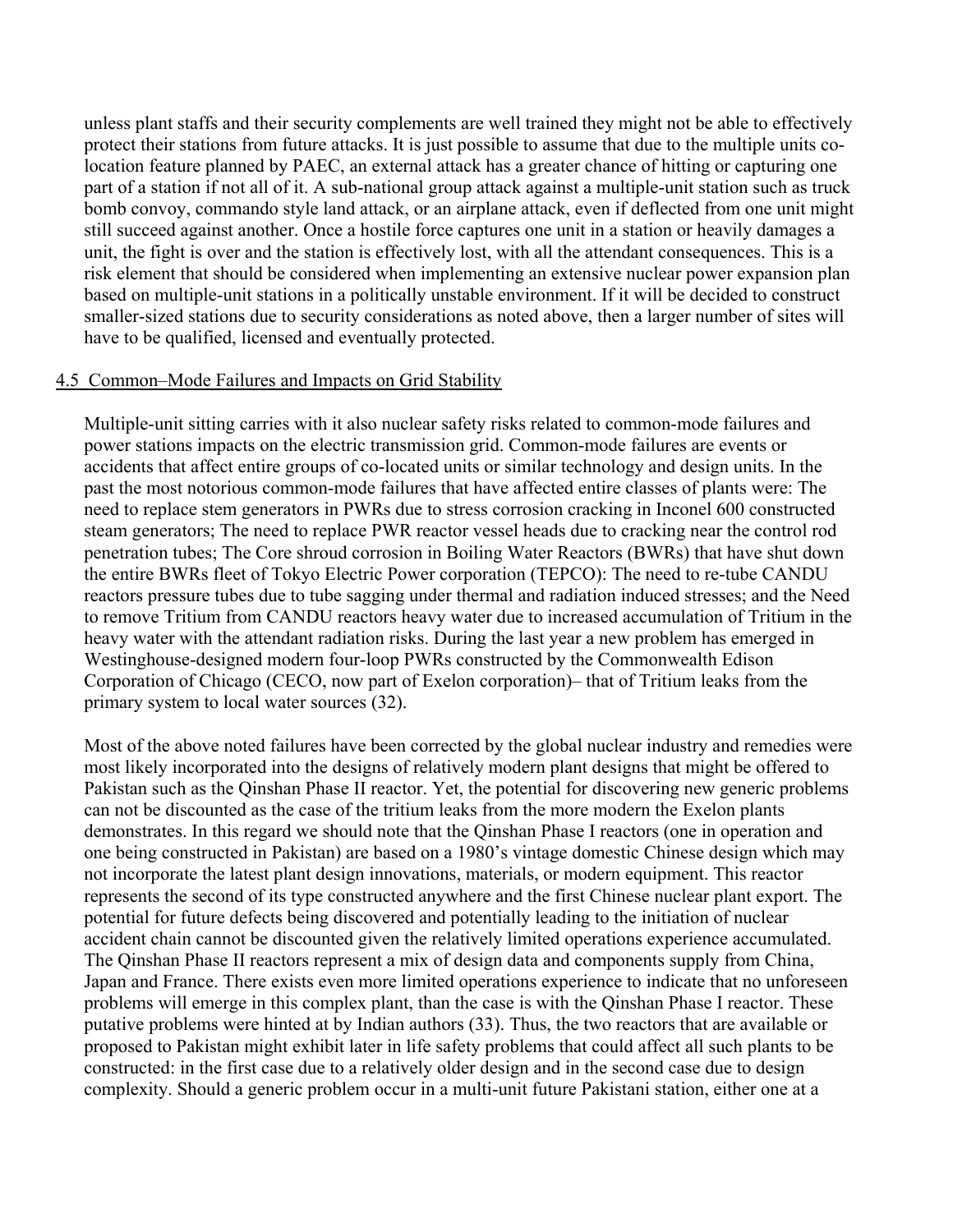unless plant staffs and their security complements are well trained they might not be able to effectively protect their stations from future attacks. It is just possible to assume that due to the multiple units co-location feature planned by PAEC, an external attack has a greater chance of hitting or capturing one part of a station if not all of it. A sub-national group attack against a multiple-unit station such as truck bomb convoy, commando style land attack, or an airplane attack, even if deflected from one unit might still succeed against another. Once a hostile force captures one unit in a station or heavily damages a unit, the fight is over and the station is effectively lost, with all the attendant consequences. This is a risk element that should be considered when implementing an extensive nuclear power expansion plan based on multiple-unit stations in a politically unstable environment. If it will be decided to construct smaller-sized stations due to security considerations as noted above, then a larger number of sites will have to be qualified, licensed and eventually protected.

### 4.5 Common–Mode Failures and Impacts on Grid Stability

Multiple-unit sitting carries with it also nuclear safety risks related to common-mode failures and power stations impacts on the electric transmission grid. Common-mode failures are events or accidents that affect entire groups of co-located units or similar technology and design units. In the past the most notorious common-mode failures that have affected entire classes of plants were: The need to replace stem generators in PWRs due to stress corrosion cracking in Inconel 600 constructed steam generators; The need to replace PWR reactor vessel heads due to cracking near the control rod penetration tubes; The Core shroud corrosion in Boiling Water Reactors (BWRs) that have shut down the entire BWRs fleet of Tokyo Electric Power corporation (TEPCO): The need to re-tube CANDU reactors pressure tubes due to tube sagging under thermal and radiation induced stresses; and the Need to remove Tritium from CANDU reactors heavy water due to increased accumulation of Tritium in the heavy water with the attendant radiation risks. During the last year a new problem has emerged in Westinghouse-designed modern four-loop PWRs constructed by the Commonwealth Edison Corporation of Chicago (CECO, now part of Exelon corporation)– that of Tritium leaks from the primary system to local water sources (32).

Most of the above noted failures have been corrected by the global nuclear industry and remedies were most likely incorporated into the designs of relatively modern plant designs that might be offered to Pakistan such as the Qinshan Phase II reactor. Yet, the potential for discovering new generic problems can not be discounted as the case of the tritium leaks from the more modern the Exelon plants demonstrates. In this regard we should note that the Qinshan Phase I reactors (one in operation and one being constructed in Pakistan) are based on a 1980's vintage domestic Chinese design which may not incorporate the latest plant design innovations, materials, or modern equipment. This reactor represents the second of its type constructed anywhere and the first Chinese nuclear plant export. The potential for future defects being discovered and potentially leading to the initiation of nuclear accident chain cannot be discounted given the relatively limited operations experience accumulated. The Qinshan Phase II reactors represent a mix of design data and components supply from China, Japan and France. There exists even more limited operations experience to indicate that no unforeseen problems will emerge in this complex plant, than the case is with the Qinshan Phase I reactor. These putative problems were hinted at by Indian authors (33). Thus, the two reactors that are available or proposed to Pakistan might exhibit later in life safety problems that could affect all such plants to be constructed: in the first case due to a relatively older design and in the second case due to design complexity. Should a generic problem occur in a multi-unit future Pakistani station, either one at a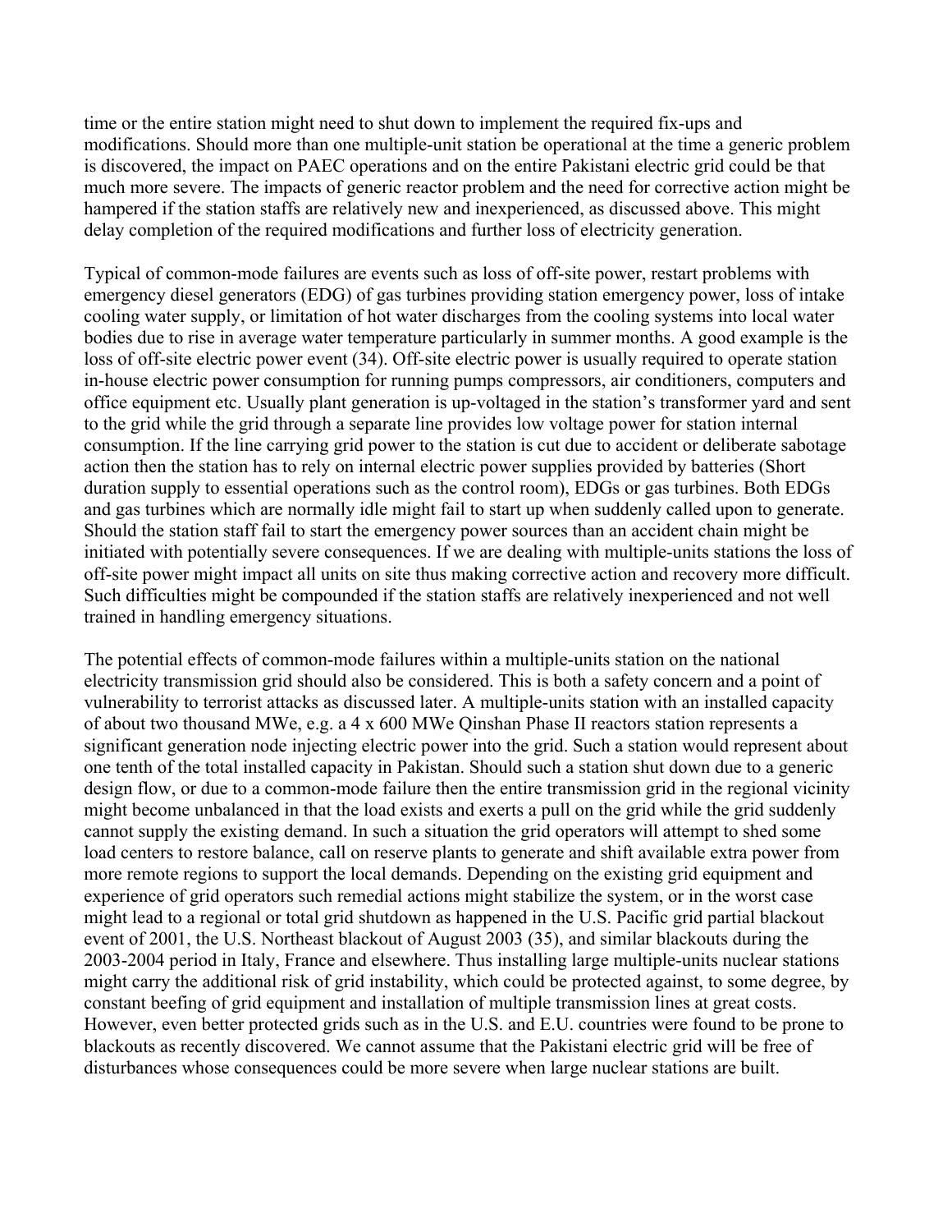time or the entire station might need to shut down to implement the required fix-ups and modifications. Should more than one multiple-unit station be operational at the time a generic problem is discovered, the impact on PAEC operations and on the entire Pakistani electric grid could be that much more severe. The impacts of generic reactor problem and the need for corrective action might be hampered if the station staffs are relatively new and inexperienced, as discussed above. This might delay completion of the required modifications and further loss of electricity generation.

Typical of common-mode failures are events such as loss of off-site power, restart problems with emergency diesel generators (EDG) of gas turbines providing station emergency power, loss of intake cooling water supply, or limitation of hot water discharges from the cooling systems into local water bodies due to rise in average water temperature particularly in summer months. A good example is the loss of off-site electric power event (34). Off-site electric power is usually required to operate station in-house electric power consumption for running pumps compressors, air conditioners, computers and office equipment etc. Usually plant generation is up-voltaged in the station's transformer yard and sent to the grid while the grid through a separate line provides low voltage power for station internal consumption. If the line carrying grid power to the station is cut due to accident or deliberate sabotage action then the station has to rely on internal electric power supplies provided by batteries (Short duration supply to essential operations such as the control room), EDGs or gas turbines. Both EDGs and gas turbines which are normally idle might fail to start up when suddenly called upon to generate. Should the station staff fail to start the emergency power sources than an accident chain might be initiated with potentially severe consequences. If we are dealing with multiple-units stations the loss of off-site power might impact all units on site thus making corrective action and recovery more difficult. Such difficulties might be compounded if the station staffs are relatively inexperienced and not well trained in handling emergency situations.

The potential effects of common-mode failures within a multiple-units station on the national electricity transmission grid should also be considered. This is both a safety concern and a point of vulnerability to terrorist attacks as discussed later. A multiple-units station with an installed capacity of about two thousand MWe, e.g. a 4 x 600 MWe Qinshan Phase II reactors station represents a significant generation node injecting electric power into the grid. Such a station would represent about one tenth of the total installed capacity in Pakistan. Should such a station shut down due to a generic design flow, or due to a common-mode failure then the entire transmission grid in the regional vicinity might become unbalanced in that the load exists and exerts a pull on the grid while the grid suddenly cannot supply the existing demand. In such a situation the grid operators will attempt to shed some load centers to restore balance, call on reserve plants to generate and shift available extra power from more remote regions to support the local demands. Depending on the existing grid equipment and experience of grid operators such remedial actions might stabilize the system, or in the worst case might lead to a regional or total grid shutdown as happened in the U.S. Pacific grid partial blackout event of 2001, the U.S. Northeast blackout of August 2003 (35), and similar blackouts during the 2003-2004 period in Italy, France and elsewhere. Thus installing large multiple-units nuclear stations might carry the additional risk of grid instability, which could be protected against, to some degree, by constant beefing of grid equipment and installation of multiple transmission lines at great costs. However, even better protected grids such as in the U.S. and E.U. countries were found to be prone to blackouts as recently discovered. We cannot assume that the Pakistani electric grid will be free of disturbances whose consequences could be more severe when large nuclear stations are built.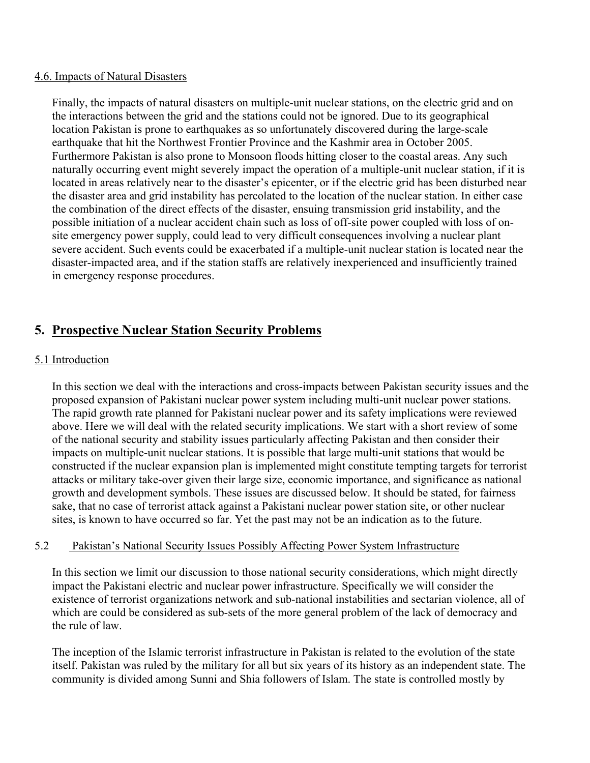### 4.6. Impacts of Natural Disasters

Finally, the impacts of natural disasters on multiple-unit nuclear stations, on the electric grid and on the interactions between the grid and the stations could not be ignored. Due to its geographical location Pakistan is prone to earthquakes as so unfortunately discovered during the large-scale earthquake that hit the Northwest Frontier Province and the Kashmir area in October 2005. Furthermore Pakistan is also prone to Monsoon floods hitting closer to the coastal areas. Any such naturally occurring event might severely impact the operation of a multiple-unit nuclear station, if it is located in areas relatively near to the disaster's epicenter, or if the electric grid has been disturbed near the disaster area and grid instability has percolated to the location of the nuclear station. In either case the combination of the direct effects of the disaster, ensuing transmission grid instability, and the possible initiation of a nuclear accident chain such as loss of off-site power coupled with loss of on-site emergency power supply, could lead to very difficult consequences involving a nuclear plant severe accident. Such events could be exacerbated if a multiple-unit nuclear station is located near the disaster-impacted area, and if the station staffs are relatively inexperienced and insufficiently trained in emergency response procedures.

## 5. Prospective Nuclear Station Security Problems

### 5.1 Introduction

In this section we deal with the interactions and cross-impacts between Pakistan security issues and the proposed expansion of Pakistani nuclear power system including multi-unit nuclear power stations. The rapid growth rate planned for Pakistani nuclear power and its safety implications were reviewed above. Here we will deal with the related security implications. We start with a short review of some of the national security and stability issues particularly affecting Pakistan and then consider their impacts on multiple-unit nuclear stations. It is possible that large multi-unit stations that would be constructed if the nuclear expansion plan is implemented might constitute tempting targets for terrorist attacks or military take-over given their large size, economic importance, and significance as national growth and development symbols. These issues are discussed below. It should be stated, for fairness sake, that no case of terrorist attack against a Pakistani nuclear power station site, or other nuclear sites, is known to have occurred so far. Yet the past may not be an indication as to the future.

### 5.2 Pakistan's National Security Issues Possibly Affecting Power System Infrastructure

In this section we limit our discussion to those national security considerations, which might directly impact the Pakistani electric and nuclear power infrastructure. Specifically we will consider the existence of terrorist organizations network and sub-national instabilities and sectarian violence, all of which are could be considered as sub-sets of the more general problem of the lack of democracy and the rule of law.

The inception of the Islamic terrorist infrastructure in Pakistan is related to the evolution of the state itself. Pakistan was ruled by the military for all but six years of its history as an independent state. The community is divided among Sunni and Shia followers of Islam. The state is controlled mostly by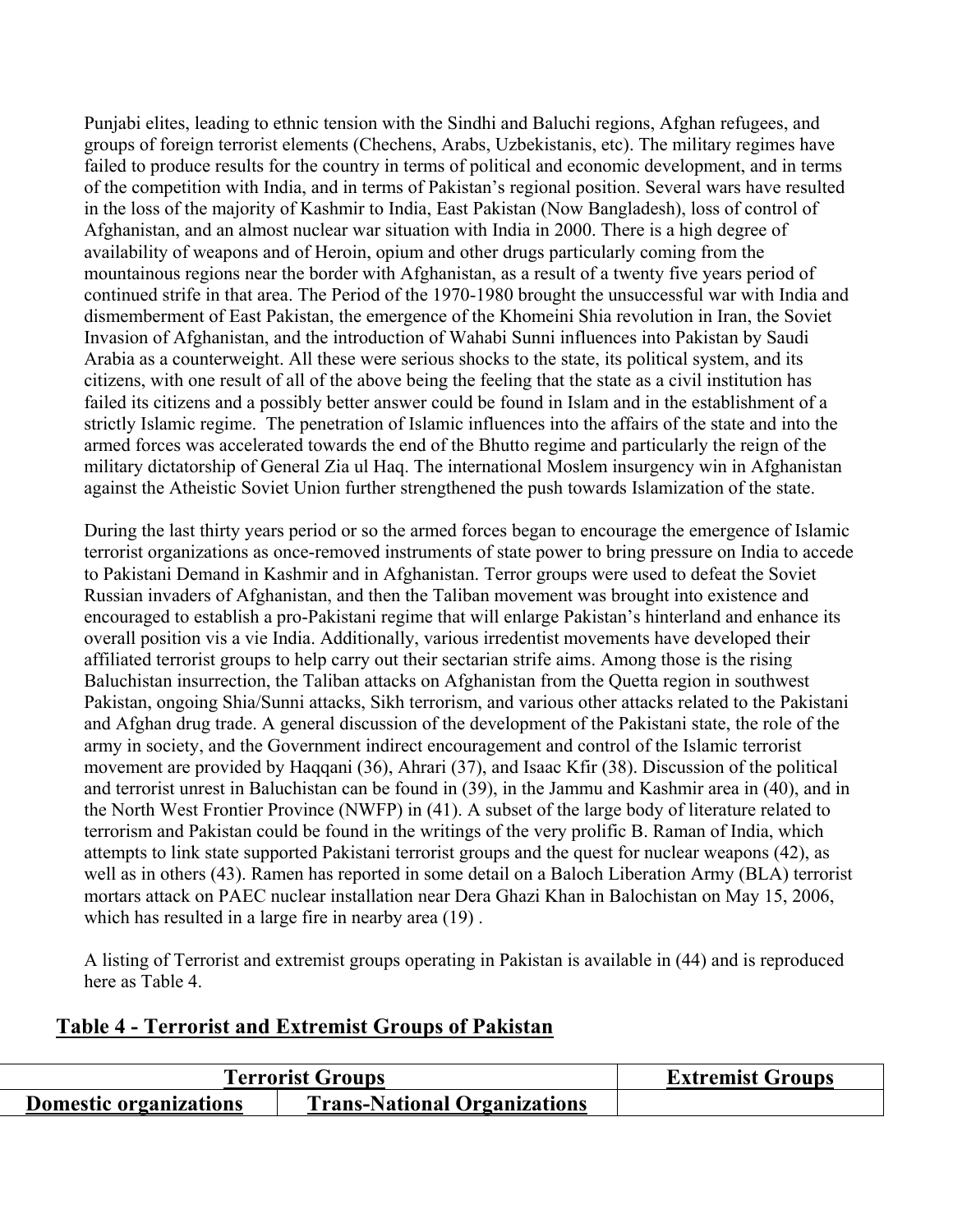Punjabi elites, leading to ethnic tension with the Sindhi and Baluchi regions, Afghan refugees, and groups of foreign terrorist elements (Chechens, Arabs, Uzbekistanis, etc). The military regimes have failed to produce results for the country in terms of political and economic development, and in terms of the competition with India, and in terms of Pakistan's regional position. Several wars have resulted in the loss of the majority of Kashmir to India, East Pakistan (Now Bangladesh), loss of control of Afghanistan, and an almost nuclear war situation with India in 2000. There is a high degree of availability of weapons and of Heroin, opium and other drugs particularly coming from the mountainous regions near the border with Afghanistan, as a result of a twenty five years period of continued strife in that area. The Period of the 1970-1980 brought the unsuccessful war with India and dismemberment of East Pakistan, the emergence of the Khomeini Shia revolution in Iran, the Soviet Invasion of Afghanistan, and the introduction of Wahabi Sunni influences into Pakistan by Saudi Arabia as a counterweight. All these were serious shocks to the state, its political system, and its citizens, with one result of all of the above being the feeling that the state as a civil institution has failed its citizens and a possibly better answer could be found in Islam and in the establishment of a strictly Islamic regime. The penetration of Islamic influences into the affairs of the state and into the armed forces was accelerated towards the end of the Bhutto regime and particularly the reign of the military dictatorship of General Zia ul Haq. The international Moslem insurgency win in Afghanistan against the Atheistic Soviet Union further strengthened the push towards Islamization of the state.

During the last thirty years period or so the armed forces began to encourage the emergence of Islamic terrorist organizations as once-removed instruments of state power to bring pressure on India to accede to Pakistani Demand in Kashmir and in Afghanistan. Terror groups were used to defeat the Soviet Russian invaders of Afghanistan, and then the Taliban movement was brought into existence and encouraged to establish a pro-Pakistani regime that will enlarge Pakistan's hinterland and enhance its overall position vis a vie India. Additionally, various irredentist movements have developed their affiliated terrorist groups to help carry out their sectarian strife aims. Among those is the rising Baluchistan insurrection, the Taliban attacks on Afghanistan from the Quetta region in southwest Pakistan, ongoing Shia/Sunni attacks, Sikh terrorism, and various other attacks related to the Pakistani and Afghan drug trade. A general discussion of the development of the Pakistani state, the role of the army in society, and the Government indirect encouragement and control of the Islamic terrorist movement are provided by Haqqani (36), Ahrari (37), and Isaac Kfir (38). Discussion of the political and terrorist unrest in Baluchistan can be found in (39), in the Jammu and Kashmir area in (40), and in the North West Frontier Province (NWFP) in (41). A subset of the large body of literature related to terrorism and Pakistan could be found in the writings of the very prolific B. Raman of India, which attempts to link state supported Pakistani terrorist groups and the quest for nuclear weapons (42), as well as in others (43). Ramen has reported in some detail on a Baloch Liberation Army (BLA) terrorist mortars attack on PAEC nuclear installation near Dera Ghazi Khan in Balochistan on May 15, 2006, which has resulted in a large fire in nearby area (19) .

A listing of Terrorist and extremist groups operating in Pakistan is available in (44) and is reproduced here as Table 4.

## Table 4 - Terrorist and Extremist Groups of Pakistan

| Terrorist Groups | | Extremist Groups |
|---|---|---|
| **Domestic organizations** | **Trans-National Organizations** | |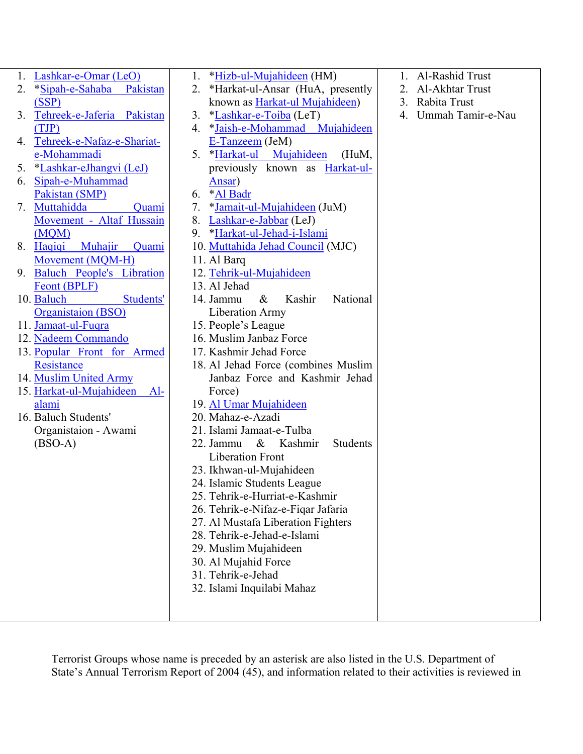| | | |
|---|---|---|
| 1. Lashkar-e-Omar (LeO)<br>2. *Sipah-e-Sahaba Pakistan (SSP)<br>3. Tehreek-e-Jaferia Pakistan (TJP)<br>4. Tehreek-e-Nafaz-e-Shariat-e-Mohammadi<br>5. *Lashkar-eJhangvi (LeJ)<br>6. Sipah-e-Muhammad Pakistan (SMP)<br>7. Muttahidda Quami Movement - Altaf Hussain (MQM)<br>8. Haqiqi Muhajir Quami Movement (MQM-H)<br>9. Baluch People's Libration Feont (BPLF)<br>10. Baluch Students' Organistaion (BSO)<br>11. Jamaat-ul-Fuqra<br>12. Nadeem Commando<br>13. Popular Front for Armed Resistance<br>14. Muslim United Army<br>15. Harkat-ul-Mujahideen Al-alami<br>16. Baluch Students' Organistaion - Awami (BSO-A) | 1. *Hizb-ul-Mujahideen (HM)<br>2. *Harkat-ul-Ansar (HuA, presently known as Harkat-ul Mujahideen)<br>3. *Lashkar-e-Toiba (LeT)<br>4. *Jaish-e-Mohammad Mujahideen E-Tanzeem (JeM)<br>5. *Harkat-ul Mujahideen (HuM, previously known as Harkat-ul-Ansar)<br>6. *Al Badr<br>7. *Jamait-ul-Mujahideen (JuM)<br>8. Lashkar-e-Jabbar (LeJ)<br>9. *Harkat-ul-Jehad-i-Islami<br>10. Muttahida Jehad Council (MJC)<br>11. Al Barq<br>12. Tehrik-ul-Mujahideen<br>13. Al Jehad<br>14. Jammu & Kashir National Liberation Army<br>15. People's League<br>16. Muslim Janbaz Force<br>17. Kashmir Jehad Force<br>18. Al Jehad Force (combines Muslim Janbaz Force and Kashmir Jehad Force)<br>19. Al Umar Mujahideen<br>20. Mahaz-e-Azadi<br>21. Islami Jamaat-e-Tulba<br>22. Jammu & Kashmir Students Liberation Front<br>23. Ikhwan-ul-Mujahideen<br>24. Islamic Students League<br>25. Tehrik-e-Hurriat-e-Kashmir<br>26. Tehrik-e-Nifaz-e-Fiqar Jafaria<br>27. Al Mustafa Liberation Fighters<br>28. Tehrik-e-Jehad-e-Islami<br>29. Muslim Mujahideen<br>30. Al Mujahid Force<br>31. Tehrik-e-Jehad<br>32. Islami Inquilabi Mahaz | 1. Al-Rashid Trust<br>2. Al-Akhtar Trust<br>3. Rabita Trust<br>4. Ummah Tamir-e-Nau |

Terrorist Groups whose name is preceded by an asterisk are also listed in the U.S. Department of State's Annual Terrorism Report of 2004 (45), and information related to their activities is reviewed in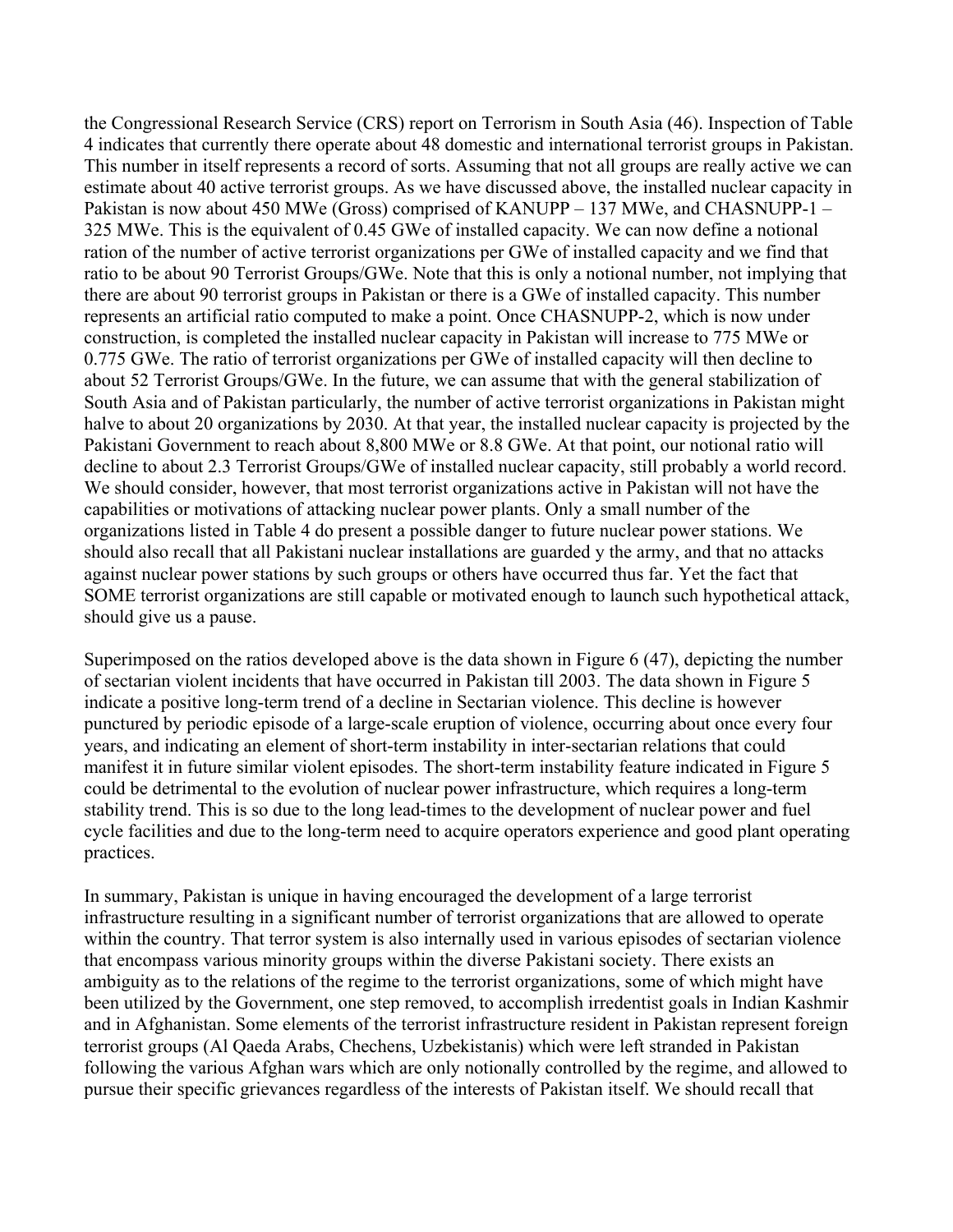the Congressional Research Service (CRS) report on Terrorism in South Asia (46). Inspection of Table 4 indicates that currently there operate about 48 domestic and international terrorist groups in Pakistan. This number in itself represents a record of sorts. Assuming that not all groups are really active we can estimate about 40 active terrorist groups. As we have discussed above, the installed nuclear capacity in Pakistan is now about 450 MWe (Gross) comprised of KANUPP – 137 MWe, and CHASNUPP-1 – 325 MWe. This is the equivalent of 0.45 GWe of installed capacity. We can now define a notional ration of the number of active terrorist organizations per GWe of installed capacity and we find that ratio to be about 90 Terrorist Groups/GWe. Note that this is only a notional number, not implying that there are about 90 terrorist groups in Pakistan or there is a GWe of installed capacity. This number represents an artificial ratio computed to make a point. Once CHASNUPP-2, which is now under construction, is completed the installed nuclear capacity in Pakistan will increase to 775 MWe or 0.775 GWe. The ratio of terrorist organizations per GWe of installed capacity will then decline to about 52 Terrorist Groups/GWe. In the future, we can assume that with the general stabilization of South Asia and of Pakistan particularly, the number of active terrorist organizations in Pakistan might halve to about 20 organizations by 2030. At that year, the installed nuclear capacity is projected by the Pakistani Government to reach about 8,800 MWe or 8.8 GWe. At that point, our notional ratio will decline to about 2.3 Terrorist Groups/GWe of installed nuclear capacity, still probably a world record. We should consider, however, that most terrorist organizations active in Pakistan will not have the capabilities or motivations of attacking nuclear power plants. Only a small number of the organizations listed in Table 4 do present a possible danger to future nuclear power stations. We should also recall that all Pakistani nuclear installations are guarded y the army, and that no attacks against nuclear power stations by such groups or others have occurred thus far. Yet the fact that SOME terrorist organizations are still capable or motivated enough to launch such hypothetical attack, should give us a pause.

Superimposed on the ratios developed above is the data shown in Figure 6 (47), depicting the number of sectarian violent incidents that have occurred in Pakistan till 2003. The data shown in Figure 5 indicate a positive long-term trend of a decline in Sectarian violence. This decline is however punctured by periodic episode of a large-scale eruption of violence, occurring about once every four years, and indicating an element of short-term instability in inter-sectarian relations that could manifest it in future similar violent episodes. The short-term instability feature indicated in Figure 5 could be detrimental to the evolution of nuclear power infrastructure, which requires a long-term stability trend. This is so due to the long lead-times to the development of nuclear power and fuel cycle facilities and due to the long-term need to acquire operators experience and good plant operating practices.

In summary, Pakistan is unique in having encouraged the development of a large terrorist infrastructure resulting in a significant number of terrorist organizations that are allowed to operate within the country. That terror system is also internally used in various episodes of sectarian violence that encompass various minority groups within the diverse Pakistani society. There exists an ambiguity as to the relations of the regime to the terrorist organizations, some of which might have been utilized by the Government, one step removed, to accomplish irredentist goals in Indian Kashmir and in Afghanistan. Some elements of the terrorist infrastructure resident in Pakistan represent foreign terrorist groups (Al Qaeda Arabs, Chechens, Uzbekistanis) which were left stranded in Pakistan following the various Afghan wars which are only notionally controlled by the regime, and allowed to pursue their specific grievances regardless of the interests of Pakistan itself. We should recall that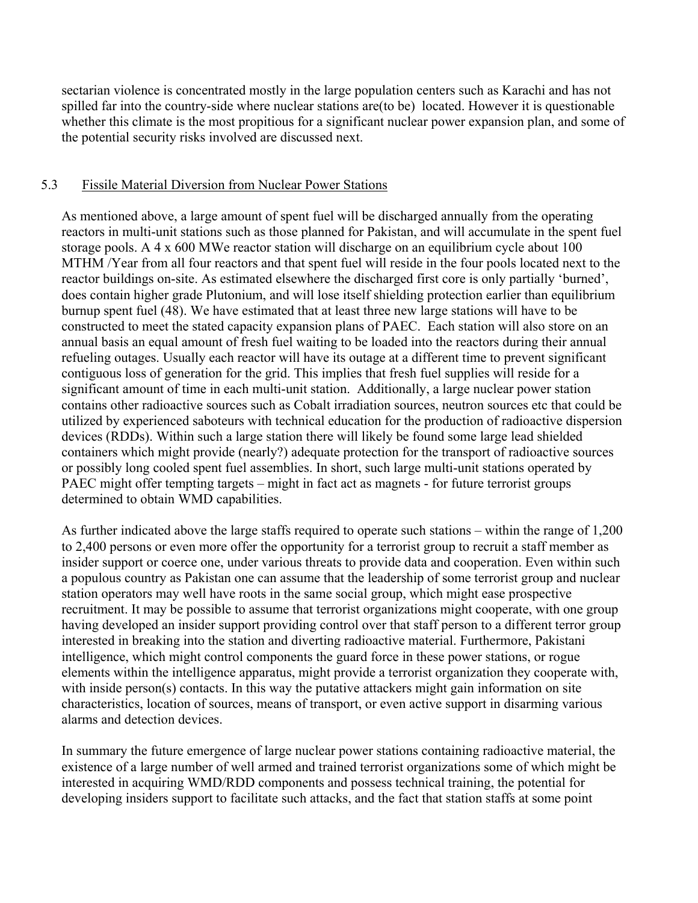sectarian violence is concentrated mostly in the large population centers such as Karachi and has not spilled far into the country-side where nuclear stations are(to be) located. However it is questionable whether this climate is the most propitious for a significant nuclear power expansion plan, and some of the potential security risks involved are discussed next.

## 5.3 Fissile Material Diversion from Nuclear Power Stations

As mentioned above, a large amount of spent fuel will be discharged annually from the operating reactors in multi-unit stations such as those planned for Pakistan, and will accumulate in the spent fuel storage pools. A 4 x 600 MWe reactor station will discharge on an equilibrium cycle about 100 MTHM /Year from all four reactors and that spent fuel will reside in the four pools located next to the reactor buildings on-site. As estimated elsewhere the discharged first core is only partially 'burned', does contain higher grade Plutonium, and will lose itself shielding protection earlier than equilibrium burnup spent fuel (48). We have estimated that at least three new large stations will have to be constructed to meet the stated capacity expansion plans of PAEC. Each station will also store on an annual basis an equal amount of fresh fuel waiting to be loaded into the reactors during their annual refueling outages. Usually each reactor will have its outage at a different time to prevent significant contiguous loss of generation for the grid. This implies that fresh fuel supplies will reside for a significant amount of time in each multi-unit station. Additionally, a large nuclear power station contains other radioactive sources such as Cobalt irradiation sources, neutron sources etc that could be utilized by experienced saboteurs with technical education for the production of radioactive dispersion devices (RDDs). Within such a large station there will likely be found some large lead shielded containers which might provide (nearly?) adequate protection for the transport of radioactive sources or possibly long cooled spent fuel assemblies. In short, such large multi-unit stations operated by PAEC might offer tempting targets – might in fact act as magnets - for future terrorist groups determined to obtain WMD capabilities.

As further indicated above the large staffs required to operate such stations – within the range of 1,200 to 2,400 persons or even more offer the opportunity for a terrorist group to recruit a staff member as insider support or coerce one, under various threats to provide data and cooperation. Even within such a populous country as Pakistan one can assume that the leadership of some terrorist group and nuclear station operators may well have roots in the same social group, which might ease prospective recruitment. It may be possible to assume that terrorist organizations might cooperate, with one group having developed an insider support providing control over that staff person to a different terror group interested in breaking into the station and diverting radioactive material. Furthermore, Pakistani intelligence, which might control components the guard force in these power stations, or rogue elements within the intelligence apparatus, might provide a terrorist organization they cooperate with, with inside person(s) contacts. In this way the putative attackers might gain information on site characteristics, location of sources, means of transport, or even active support in disarming various alarms and detection devices.

In summary the future emergence of large nuclear power stations containing radioactive material, the existence of a large number of well armed and trained terrorist organizations some of which might be interested in acquiring WMD/RDD components and possess technical training, the potential for developing insiders support to facilitate such attacks, and the fact that station staffs at some point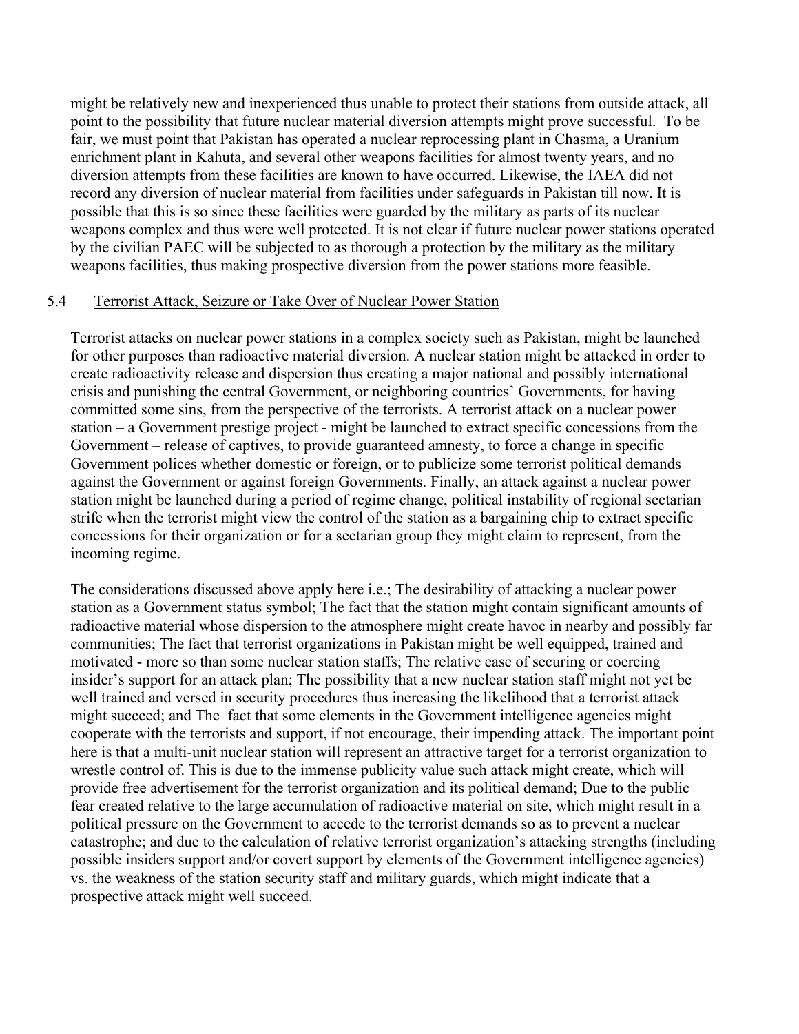might be relatively new and inexperienced thus unable to protect their stations from outside attack, all point to the possibility that future nuclear material diversion attempts might prove successful. To be fair, we must point that Pakistan has operated a nuclear reprocessing plant in Chasma, a Uranium enrichment plant in Kahuta, and several other weapons facilities for almost twenty years, and no diversion attempts from these facilities are known to have occurred. Likewise, the IAEA did not record any diversion of nuclear material from facilities under safeguards in Pakistan till now. It is possible that this is so since these facilities were guarded by the military as parts of its nuclear weapons complex and thus were well protected. It is not clear if future nuclear power stations operated by the civilian PAEC will be subjected to as thorough a protection by the military as the military weapons facilities, thus making prospective diversion from the power stations more feasible.

### 5.4 Terrorist Attack, Seizure or Take Over of Nuclear Power Station

Terrorist attacks on nuclear power stations in a complex society such as Pakistan, might be launched for other purposes than radioactive material diversion. A nuclear station might be attacked in order to create radioactivity release and dispersion thus creating a major national and possibly international crisis and punishing the central Government, or neighboring countries' Governments, for having committed some sins, from the perspective of the terrorists. A terrorist attack on a nuclear power station – a Government prestige project - might be launched to extract specific concessions from the Government – release of captives, to provide guaranteed amnesty, to force a change in specific Government polices whether domestic or foreign, or to publicize some terrorist political demands against the Government or against foreign Governments. Finally, an attack against a nuclear power station might be launched during a period of regime change, political instability of regional sectarian strife when the terrorist might view the control of the station as a bargaining chip to extract specific concessions for their organization or for a sectarian group they might claim to represent, from the incoming regime.

The considerations discussed above apply here i.e.; The desirability of attacking a nuclear power station as a Government status symbol; The fact that the station might contain significant amounts of radioactive material whose dispersion to the atmosphere might create havoc in nearby and possibly far communities; The fact that terrorist organizations in Pakistan might be well equipped, trained and motivated - more so than some nuclear station staffs; The relative ease of securing or coercing insider's support for an attack plan; The possibility that a new nuclear station staff might not yet be well trained and versed in security procedures thus increasing the likelihood that a terrorist attack might succeed; and The fact that some elements in the Government intelligence agencies might cooperate with the terrorists and support, if not encourage, their impending attack. The important point here is that a multi-unit nuclear station will represent an attractive target for a terrorist organization to wrestle control of. This is due to the immense publicity value such attack might create, which will provide free advertisement for the terrorist organization and its political demand; Due to the public fear created relative to the large accumulation of radioactive material on site, which might result in a political pressure on the Government to accede to the terrorist demands so as to prevent a nuclear catastrophe; and due to the calculation of relative terrorist organization's attacking strengths (including possible insiders support and/or covert support by elements of the Government intelligence agencies) vs. the weakness of the station security staff and military guards, which might indicate that a prospective attack might well succeed.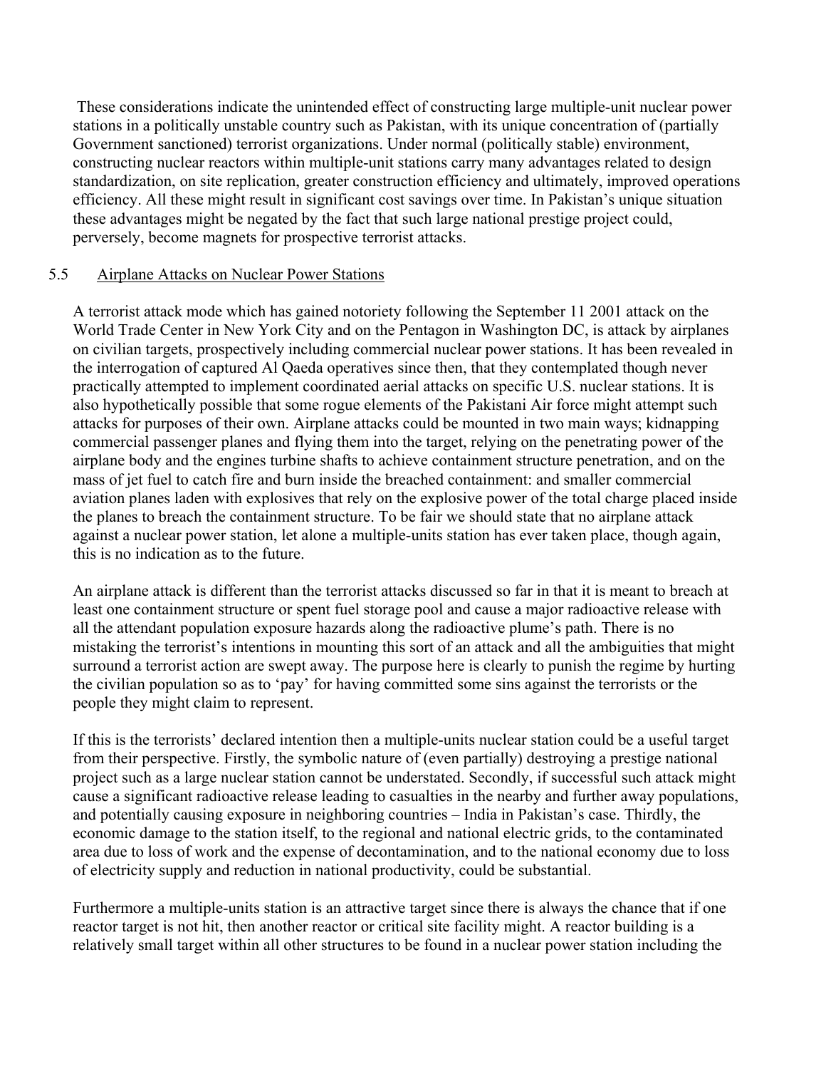These considerations indicate the unintended effect of constructing large multiple-unit nuclear power stations in a politically unstable country such as Pakistan, with its unique concentration of (partially Government sanctioned) terrorist organizations. Under normal (politically stable) environment, constructing nuclear reactors within multiple-unit stations carry many advantages related to design standardization, on site replication, greater construction efficiency and ultimately, improved operations efficiency. All these might result in significant cost savings over time. In Pakistan's unique situation these advantages might be negated by the fact that such large national prestige project could, perversely, become magnets for prospective terrorist attacks.

### 5.5 Airplane Attacks on Nuclear Power Stations

A terrorist attack mode which has gained notoriety following the September 11 2001 attack on the World Trade Center in New York City and on the Pentagon in Washington DC, is attack by airplanes on civilian targets, prospectively including commercial nuclear power stations. It has been revealed in the interrogation of captured Al Qaeda operatives since then, that they contemplated though never practically attempted to implement coordinated aerial attacks on specific U.S. nuclear stations. It is also hypothetically possible that some rogue elements of the Pakistani Air force might attempt such attacks for purposes of their own. Airplane attacks could be mounted in two main ways; kidnapping commercial passenger planes and flying them into the target, relying on the penetrating power of the airplane body and the engines turbine shafts to achieve containment structure penetration, and on the mass of jet fuel to catch fire and burn inside the breached containment: and smaller commercial aviation planes laden with explosives that rely on the explosive power of the total charge placed inside the planes to breach the containment structure. To be fair we should state that no airplane attack against a nuclear power station, let alone a multiple-units station has ever taken place, though again, this is no indication as to the future.

An airplane attack is different than the terrorist attacks discussed so far in that it is meant to breach at least one containment structure or spent fuel storage pool and cause a major radioactive release with all the attendant population exposure hazards along the radioactive plume's path. There is no mistaking the terrorist's intentions in mounting this sort of an attack and all the ambiguities that might surround a terrorist action are swept away. The purpose here is clearly to punish the regime by hurting the civilian population so as to 'pay' for having committed some sins against the terrorists or the people they might claim to represent.

If this is the terrorists' declared intention then a multiple-units nuclear station could be a useful target from their perspective. Firstly, the symbolic nature of (even partially) destroying a prestige national project such as a large nuclear station cannot be understated. Secondly, if successful such attack might cause a significant radioactive release leading to casualties in the nearby and further away populations, and potentially causing exposure in neighboring countries – India in Pakistan's case. Thirdly, the economic damage to the station itself, to the regional and national electric grids, to the contaminated area due to loss of work and the expense of decontamination, and to the national economy due to loss of electricity supply and reduction in national productivity, could be substantial.

Furthermore a multiple-units station is an attractive target since there is always the chance that if one reactor target is not hit, then another reactor or critical site facility might. A reactor building is a relatively small target within all other structures to be found in a nuclear power station including the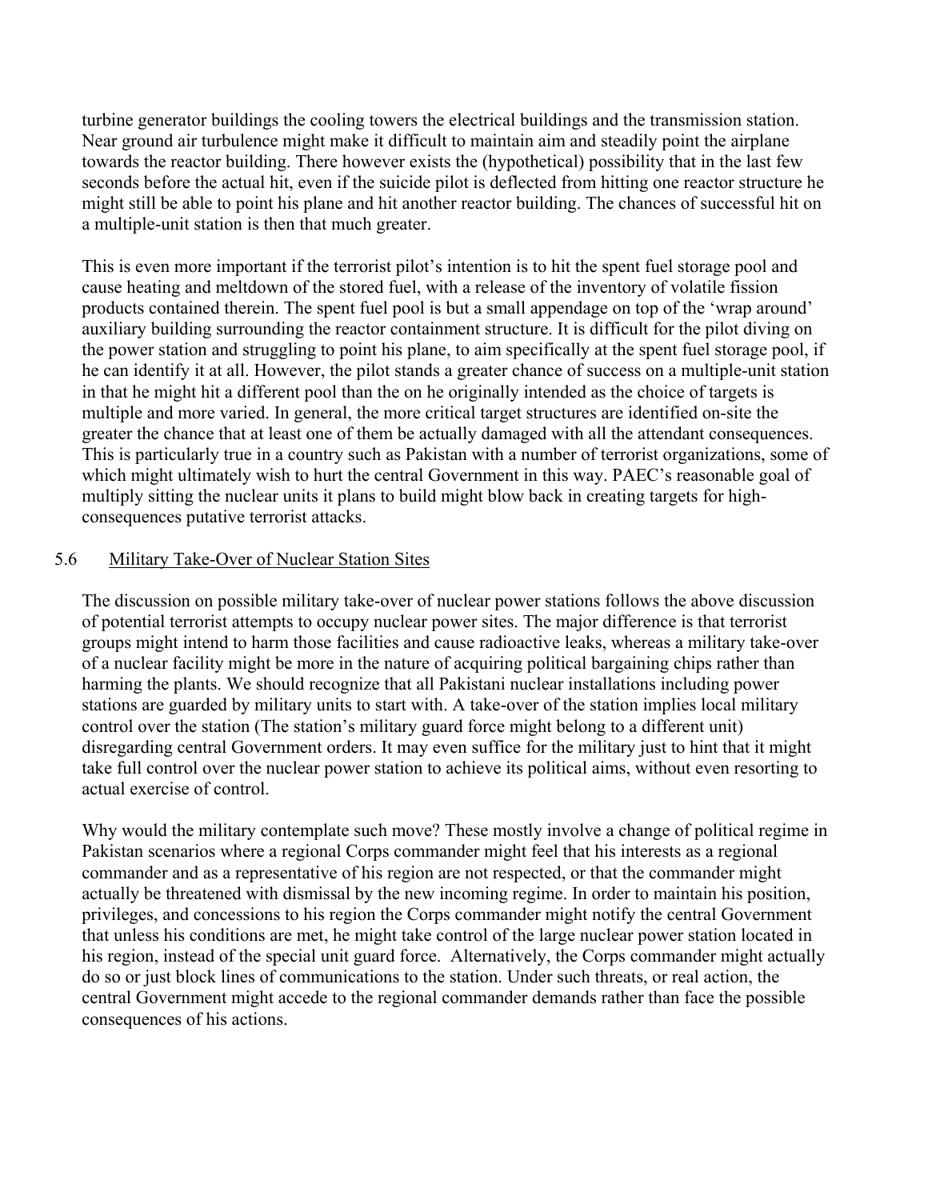turbine generator buildings the cooling towers the electrical buildings and the transmission station. Near ground air turbulence might make it difficult to maintain aim and steadily point the airplane towards the reactor building. There however exists the (hypothetical) possibility that in the last few seconds before the actual hit, even if the suicide pilot is deflected from hitting one reactor structure he might still be able to point his plane and hit another reactor building. The chances of successful hit on a multiple-unit station is then that much greater.

This is even more important if the terrorist pilot's intention is to hit the spent fuel storage pool and cause heating and meltdown of the stored fuel, with a release of the inventory of volatile fission products contained therein. The spent fuel pool is but a small appendage on top of the 'wrap around' auxiliary building surrounding the reactor containment structure. It is difficult for the pilot diving on the power station and struggling to point his plane, to aim specifically at the spent fuel storage pool, if he can identify it at all. However, the pilot stands a greater chance of success on a multiple-unit station in that he might hit a different pool than the on he originally intended as the choice of targets is multiple and more varied. In general, the more critical target structures are identified on-site the greater the chance that at least one of them be actually damaged with all the attendant consequences. This is particularly true in a country such as Pakistan with a number of terrorist organizations, some of which might ultimately wish to hurt the central Government in this way. PAEC's reasonable goal of multiply sitting the nuclear units it plans to build might blow back in creating targets for high-consequences putative terrorist attacks.

### 5.6 Military Take-Over of Nuclear Station Sites

The discussion on possible military take-over of nuclear power stations follows the above discussion of potential terrorist attempts to occupy nuclear power sites. The major difference is that terrorist groups might intend to harm those facilities and cause radioactive leaks, whereas a military take-over of a nuclear facility might be more in the nature of acquiring political bargaining chips rather than harming the plants. We should recognize that all Pakistani nuclear installations including power stations are guarded by military units to start with. A take-over of the station implies local military control over the station (The station's military guard force might belong to a different unit) disregarding central Government orders. It may even suffice for the military just to hint that it might take full control over the nuclear power station to achieve its political aims, without even resorting to actual exercise of control.

Why would the military contemplate such move? These mostly involve a change of political regime in Pakistan scenarios where a regional Corps commander might feel that his interests as a regional commander and as a representative of his region are not respected, or that the commander might actually be threatened with dismissal by the new incoming regime. In order to maintain his position, privileges, and concessions to his region the Corps commander might notify the central Government that unless his conditions are met, he might take control of the large nuclear power station located in his region, instead of the special unit guard force. Alternatively, the Corps commander might actually do so or just block lines of communications to the station. Under such threats, or real action, the central Government might accede to the regional commander demands rather than face the possible consequences of his actions.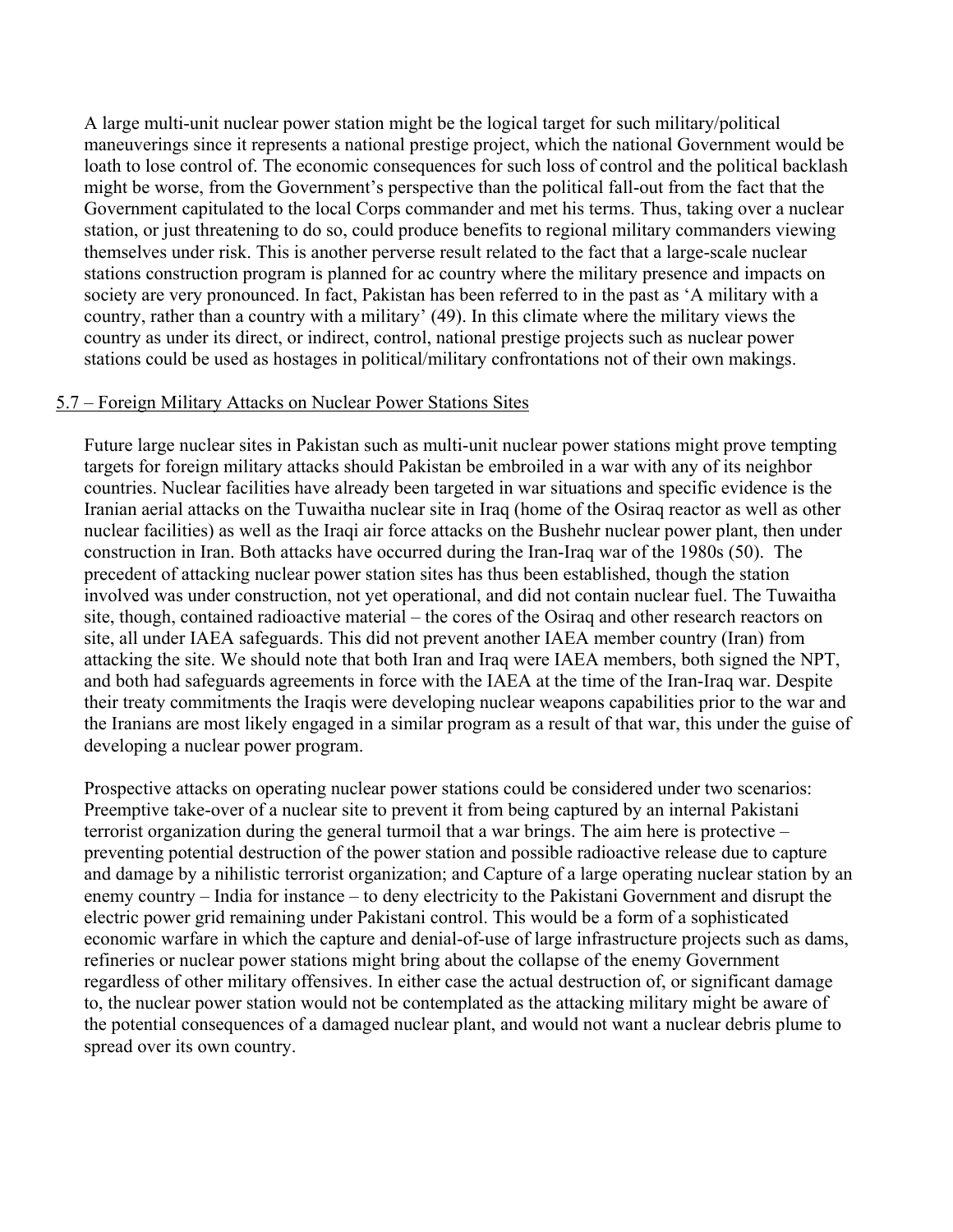A large multi-unit nuclear power station might be the logical target for such military/political maneuverings since it represents a national prestige project, which the national Government would be loath to lose control of. The economic consequences for such loss of control and the political backlash might be worse, from the Government's perspective than the political fall-out from the fact that the Government capitulated to the local Corps commander and met his terms. Thus, taking over a nuclear station, or just threatening to do so, could produce benefits to regional military commanders viewing themselves under risk. This is another perverse result related to the fact that a large-scale nuclear stations construction program is planned for ac country where the military presence and impacts on society are very pronounced. In fact, Pakistan has been referred to in the past as 'A military with a country, rather than a country with a military' (49). In this climate where the military views the country as under its direct, or indirect, control, national prestige projects such as nuclear power stations could be used as hostages in political/military confrontations not of their own makings.

## 5.7 – Foreign Military Attacks on Nuclear Power Stations Sites

Future large nuclear sites in Pakistan such as multi-unit nuclear power stations might prove tempting targets for foreign military attacks should Pakistan be embroiled in a war with any of its neighbor countries. Nuclear facilities have already been targeted in war situations and specific evidence is the Iranian aerial attacks on the Tuwaitha nuclear site in Iraq (home of the Osiraq reactor as well as other nuclear facilities) as well as the Iraqi air force attacks on the Bushehr nuclear power plant, then under construction in Iran. Both attacks have occurred during the Iran-Iraq war of the 1980s (50). The precedent of attacking nuclear power station sites has thus been established, though the station involved was under construction, not yet operational, and did not contain nuclear fuel. The Tuwaitha site, though, contained radioactive material – the cores of the Osiraq and other research reactors on site, all under IAEA safeguards. This did not prevent another IAEA member country (Iran) from attacking the site. We should note that both Iran and Iraq were IAEA members, both signed the NPT, and both had safeguards agreements in force with the IAEA at the time of the Iran-Iraq war. Despite their treaty commitments the Iraqis were developing nuclear weapons capabilities prior to the war and the Iranians are most likely engaged in a similar program as a result of that war, this under the guise of developing a nuclear power program.

Prospective attacks on operating nuclear power stations could be considered under two scenarios: Preemptive take-over of a nuclear site to prevent it from being captured by an internal Pakistani terrorist organization during the general turmoil that a war brings. The aim here is protective – preventing potential destruction of the power station and possible radioactive release due to capture and damage by a nihilistic terrorist organization; and Capture of a large operating nuclear station by an enemy country – India for instance – to deny electricity to the Pakistani Government and disrupt the electric power grid remaining under Pakistani control. This would be a form of a sophisticated economic warfare in which the capture and denial-of-use of large infrastructure projects such as dams, refineries or nuclear power stations might bring about the collapse of the enemy Government regardless of other military offensives. In either case the actual destruction of, or significant damage to, the nuclear power station would not be contemplated as the attacking military might be aware of the potential consequences of a damaged nuclear plant, and would not want a nuclear debris plume to spread over its own country.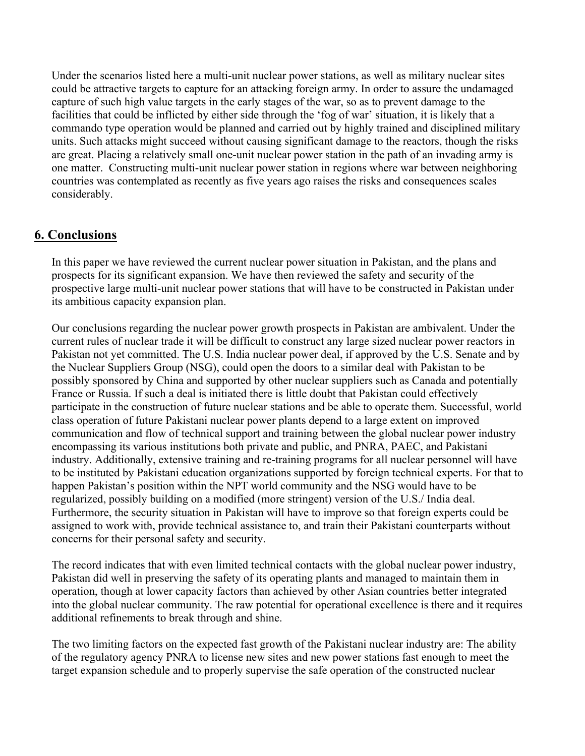Under the scenarios listed here a multi-unit nuclear power stations, as well as military nuclear sites could be attractive targets to capture for an attacking foreign army. In order to assure the undamaged capture of such high value targets in the early stages of the war, so as to prevent damage to the facilities that could be inflicted by either side through the 'fog of war' situation, it is likely that a commando type operation would be planned and carried out by highly trained and disciplined military units. Such attacks might succeed without causing significant damage to the reactors, though the risks are great. Placing a relatively small one-unit nuclear power station in the path of an invading army is one matter. Constructing multi-unit nuclear power station in regions where war between neighboring countries was contemplated as recently as five years ago raises the risks and consequences scales considerably.

## 6. Conclusions

In this paper we have reviewed the current nuclear power situation in Pakistan, and the plans and prospects for its significant expansion. We have then reviewed the safety and security of the prospective large multi-unit nuclear power stations that will have to be constructed in Pakistan under its ambitious capacity expansion plan.

Our conclusions regarding the nuclear power growth prospects in Pakistan are ambivalent. Under the current rules of nuclear trade it will be difficult to construct any large sized nuclear power reactors in Pakistan not yet committed. The U.S. India nuclear power deal, if approved by the U.S. Senate and by the Nuclear Suppliers Group (NSG), could open the doors to a similar deal with Pakistan to be possibly sponsored by China and supported by other nuclear suppliers such as Canada and potentially France or Russia. If such a deal is initiated there is little doubt that Pakistan could effectively participate in the construction of future nuclear stations and be able to operate them. Successful, world class operation of future Pakistani nuclear power plants depend to a large extent on improved communication and flow of technical support and training between the global nuclear power industry encompassing its various institutions both private and public, and PNRA, PAEC, and Pakistani industry. Additionally, extensive training and re-training programs for all nuclear personnel will have to be instituted by Pakistani education organizations supported by foreign technical experts. For that to happen Pakistan's position within the NPT world community and the NSG would have to be regularized, possibly building on a modified (more stringent) version of the U.S./ India deal. Furthermore, the security situation in Pakistan will have to improve so that foreign experts could be assigned to work with, provide technical assistance to, and train their Pakistani counterparts without concerns for their personal safety and security.

The record indicates that with even limited technical contacts with the global nuclear power industry, Pakistan did well in preserving the safety of its operating plants and managed to maintain them in operation, though at lower capacity factors than achieved by other Asian countries better integrated into the global nuclear community. The raw potential for operational excellence is there and it requires additional refinements to break through and shine.

The two limiting factors on the expected fast growth of the Pakistani nuclear industry are: The ability of the regulatory agency PNRA to license new sites and new power stations fast enough to meet the target expansion schedule and to properly supervise the safe operation of the constructed nuclear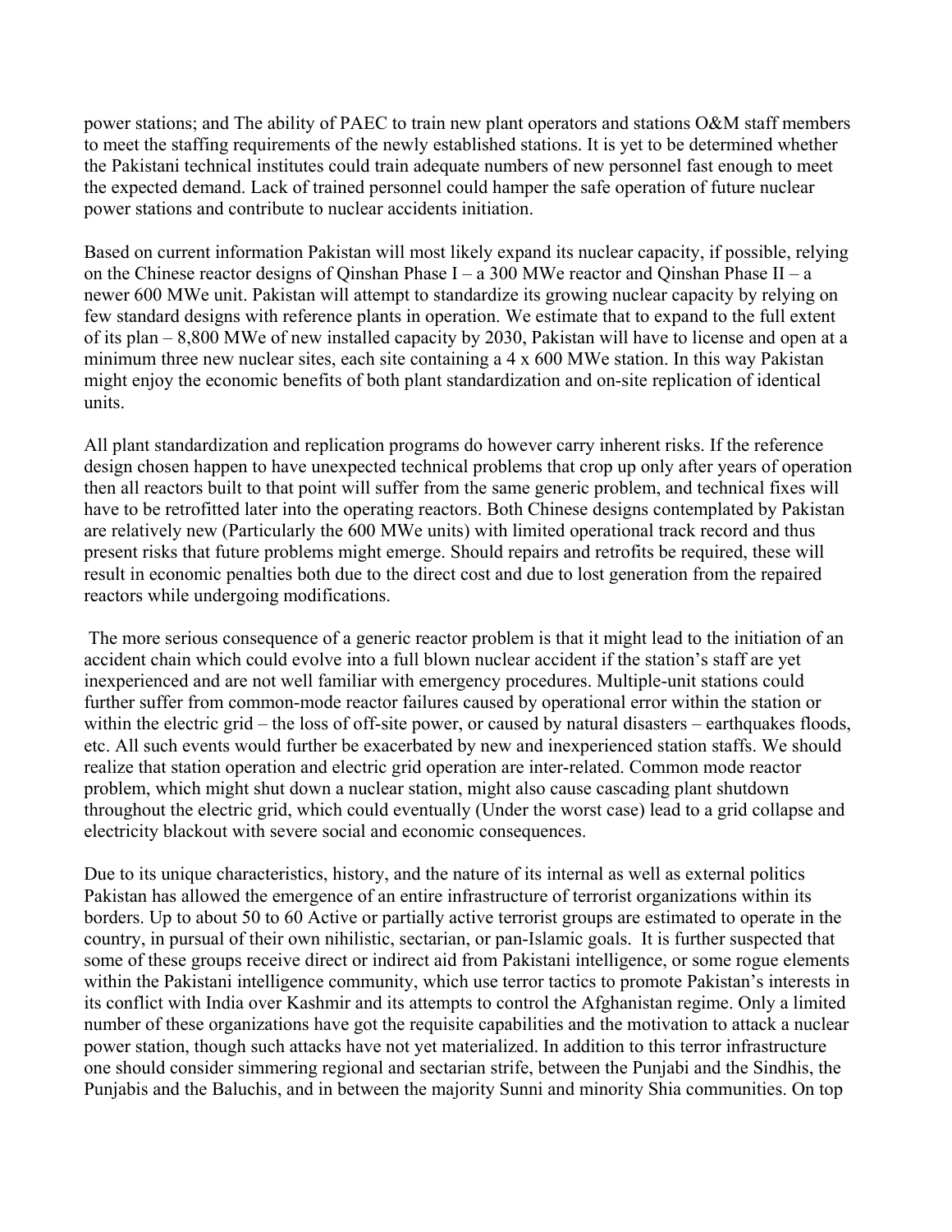power stations; and The ability of PAEC to train new plant operators and stations O&M staff members to meet the staffing requirements of the newly established stations. It is yet to be determined whether the Pakistani technical institutes could train adequate numbers of new personnel fast enough to meet the expected demand. Lack of trained personnel could hamper the safe operation of future nuclear power stations and contribute to nuclear accidents initiation.

Based on current information Pakistan will most likely expand its nuclear capacity, if possible, relying on the Chinese reactor designs of Qinshan Phase I – a 300 MWe reactor and Qinshan Phase II – a newer 600 MWe unit. Pakistan will attempt to standardize its growing nuclear capacity by relying on few standard designs with reference plants in operation. We estimate that to expand to the full extent of its plan – 8,800 MWe of new installed capacity by 2030, Pakistan will have to license and open at a minimum three new nuclear sites, each site containing a 4 x 600 MWe station. In this way Pakistan might enjoy the economic benefits of both plant standardization and on-site replication of identical units.

All plant standardization and replication programs do however carry inherent risks. If the reference design chosen happen to have unexpected technical problems that crop up only after years of operation then all reactors built to that point will suffer from the same generic problem, and technical fixes will have to be retrofitted later into the operating reactors. Both Chinese designs contemplated by Pakistan are relatively new (Particularly the 600 MWe units) with limited operational track record and thus present risks that future problems might emerge. Should repairs and retrofits be required, these will result in economic penalties both due to the direct cost and due to lost generation from the repaired reactors while undergoing modifications.

The more serious consequence of a generic reactor problem is that it might lead to the initiation of an accident chain which could evolve into a full blown nuclear accident if the station's staff are yet inexperienced and are not well familiar with emergency procedures. Multiple-unit stations could further suffer from common-mode reactor failures caused by operational error within the station or within the electric grid – the loss of off-site power, or caused by natural disasters – earthquakes floods, etc. All such events would further be exacerbated by new and inexperienced station staffs. We should realize that station operation and electric grid operation are inter-related. Common mode reactor problem, which might shut down a nuclear station, might also cause cascading plant shutdown throughout the electric grid, which could eventually (Under the worst case) lead to a grid collapse and electricity blackout with severe social and economic consequences.

Due to its unique characteristics, history, and the nature of its internal as well as external politics Pakistan has allowed the emergence of an entire infrastructure of terrorist organizations within its borders. Up to about 50 to 60 Active or partially active terrorist groups are estimated to operate in the country, in pursual of their own nihilistic, sectarian, or pan-Islamic goals. It is further suspected that some of these groups receive direct or indirect aid from Pakistani intelligence, or some rogue elements within the Pakistani intelligence community, which use terror tactics to promote Pakistan's interests in its conflict with India over Kashmir and its attempts to control the Afghanistan regime. Only a limited number of these organizations have got the requisite capabilities and the motivation to attack a nuclear power station, though such attacks have not yet materialized. In addition to this terror infrastructure one should consider simmering regional and sectarian strife, between the Punjabi and the Sindhis, the Punjabis and the Baluchis, and in between the majority Sunni and minority Shia communities. On top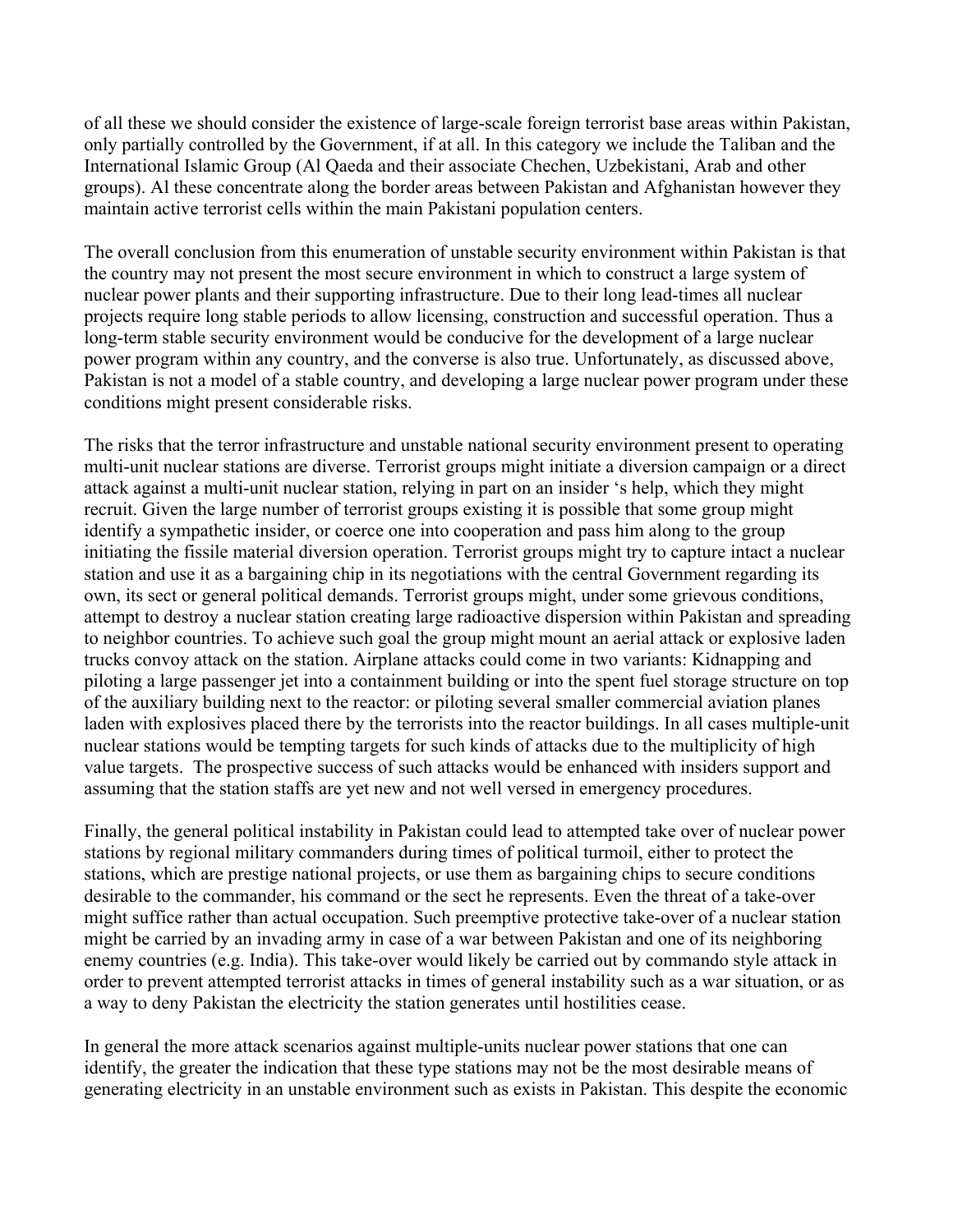of all these we should consider the existence of large-scale foreign terrorist base areas within Pakistan, only partially controlled by the Government, if at all. In this category we include the Taliban and the International Islamic Group (Al Qaeda and their associate Chechen, Uzbekistani, Arab and other groups). Al these concentrate along the border areas between Pakistan and Afghanistan however they maintain active terrorist cells within the main Pakistani population centers.

The overall conclusion from this enumeration of unstable security environment within Pakistan is that the country may not present the most secure environment in which to construct a large system of nuclear power plants and their supporting infrastructure. Due to their long lead-times all nuclear projects require long stable periods to allow licensing, construction and successful operation. Thus a long-term stable security environment would be conducive for the development of a large nuclear power program within any country, and the converse is also true. Unfortunately, as discussed above, Pakistan is not a model of a stable country, and developing a large nuclear power program under these conditions might present considerable risks.

The risks that the terror infrastructure and unstable national security environment present to operating multi-unit nuclear stations are diverse. Terrorist groups might initiate a diversion campaign or a direct attack against a multi-unit nuclear station, relying in part on an insider 's help, which they might recruit. Given the large number of terrorist groups existing it is possible that some group might identify a sympathetic insider, or coerce one into cooperation and pass him along to the group initiating the fissile material diversion operation. Terrorist groups might try to capture intact a nuclear station and use it as a bargaining chip in its negotiations with the central Government regarding its own, its sect or general political demands. Terrorist groups might, under some grievous conditions, attempt to destroy a nuclear station creating large radioactive dispersion within Pakistan and spreading to neighbor countries. To achieve such goal the group might mount an aerial attack or explosive laden trucks convoy attack on the station. Airplane attacks could come in two variants: Kidnapping and piloting a large passenger jet into a containment building or into the spent fuel storage structure on top of the auxiliary building next to the reactor: or piloting several smaller commercial aviation planes laden with explosives placed there by the terrorists into the reactor buildings. In all cases multiple-unit nuclear stations would be tempting targets for such kinds of attacks due to the multiplicity of high value targets. The prospective success of such attacks would be enhanced with insiders support and assuming that the station staffs are yet new and not well versed in emergency procedures.

Finally, the general political instability in Pakistan could lead to attempted take over of nuclear power stations by regional military commanders during times of political turmoil, either to protect the stations, which are prestige national projects, or use them as bargaining chips to secure conditions desirable to the commander, his command or the sect he represents. Even the threat of a take-over might suffice rather than actual occupation. Such preemptive protective take-over of a nuclear station might be carried by an invading army in case of a war between Pakistan and one of its neighboring enemy countries (e.g. India). This take-over would likely be carried out by commando style attack in order to prevent attempted terrorist attacks in times of general instability such as a war situation, or as a way to deny Pakistan the electricity the station generates until hostilities cease.

In general the more attack scenarios against multiple-units nuclear power stations that one can identify, the greater the indication that these type stations may not be the most desirable means of generating electricity in an unstable environment such as exists in Pakistan. This despite the economic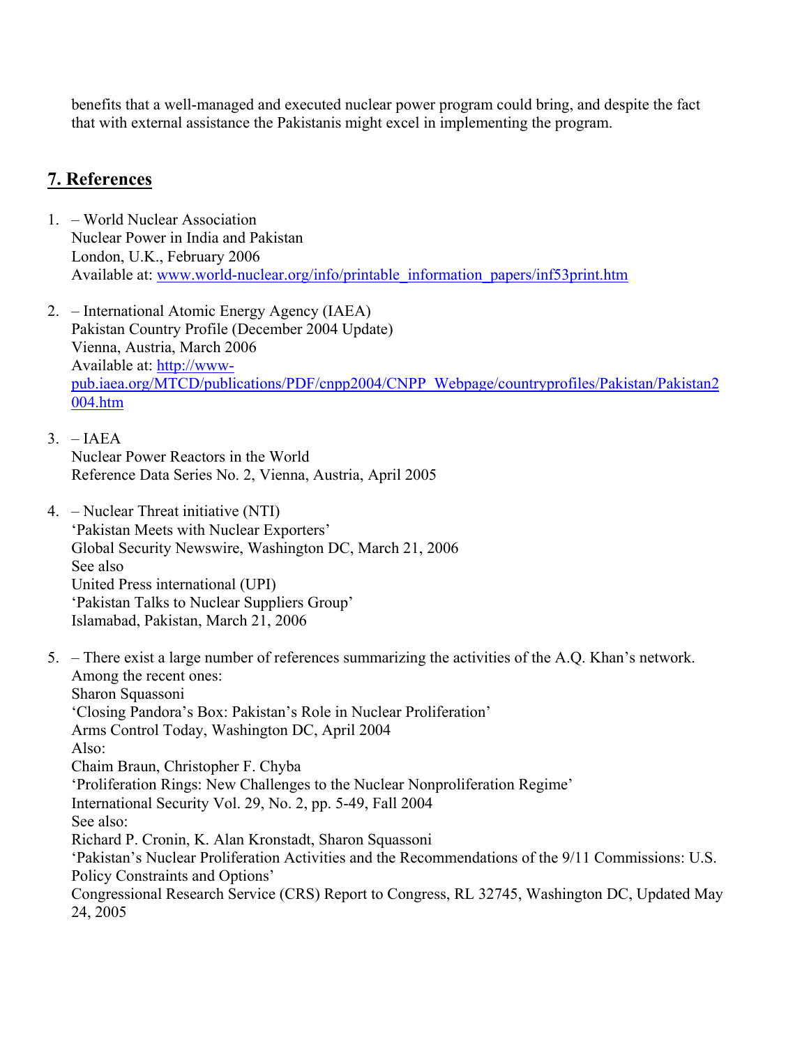benefits that a well-managed and executed nuclear power program could bring, and despite the fact that with external assistance the Pakistanis might excel in implementing the program.

## 7. References

1. – World Nuclear Association
   Nuclear Power in India and Pakistan
   London, U.K., February 2006
   Available at: www.world-nuclear.org/info/printable_information_papers/inf53print.htm

2. – International Atomic Energy Agency (IAEA)
   Pakistan Country Profile (December 2004 Update)
   Vienna, Austria, March 2006
   Available at: http://www-pub.iaea.org/MTCD/publications/PDF/cnpp2004/CNPP_Webpage/countryprofiles/Pakistan/Pakistan2004.htm

3. – IAEA
   Nuclear Power Reactors in the World
   Reference Data Series No. 2, Vienna, Austria, April 2005

4. – Nuclear Threat initiative (NTI)
   'Pakistan Meets with Nuclear Exporters'
   Global Security Newswire, Washington DC, March 21, 2006
   See also
   United Press international (UPI)
   'Pakistan Talks to Nuclear Suppliers Group'
   Islamabad, Pakistan, March 21, 2006

5. – There exist a large number of references summarizing the activities of the A.Q. Khan's network. Among the recent ones:
   Sharon Squassoni
   'Closing Pandora's Box: Pakistan's Role in Nuclear Proliferation'
   Arms Control Today, Washington DC, April 2004
   Also:
   Chaim Braun, Christopher F. Chyba
   'Proliferation Rings: New Challenges to the Nuclear Nonproliferation Regime'
   International Security Vol. 29, No. 2, pp. 5-49, Fall 2004
   See also:
   Richard P. Cronin, K. Alan Kronstadt, Sharon Squassoni
   'Pakistan's Nuclear Proliferation Activities and the Recommendations of the 9/11 Commissions: U.S. Policy Constraints and Options'
   Congressional Research Service (CRS) Report to Congress, RL 32745, Washington DC, Updated May 24, 2005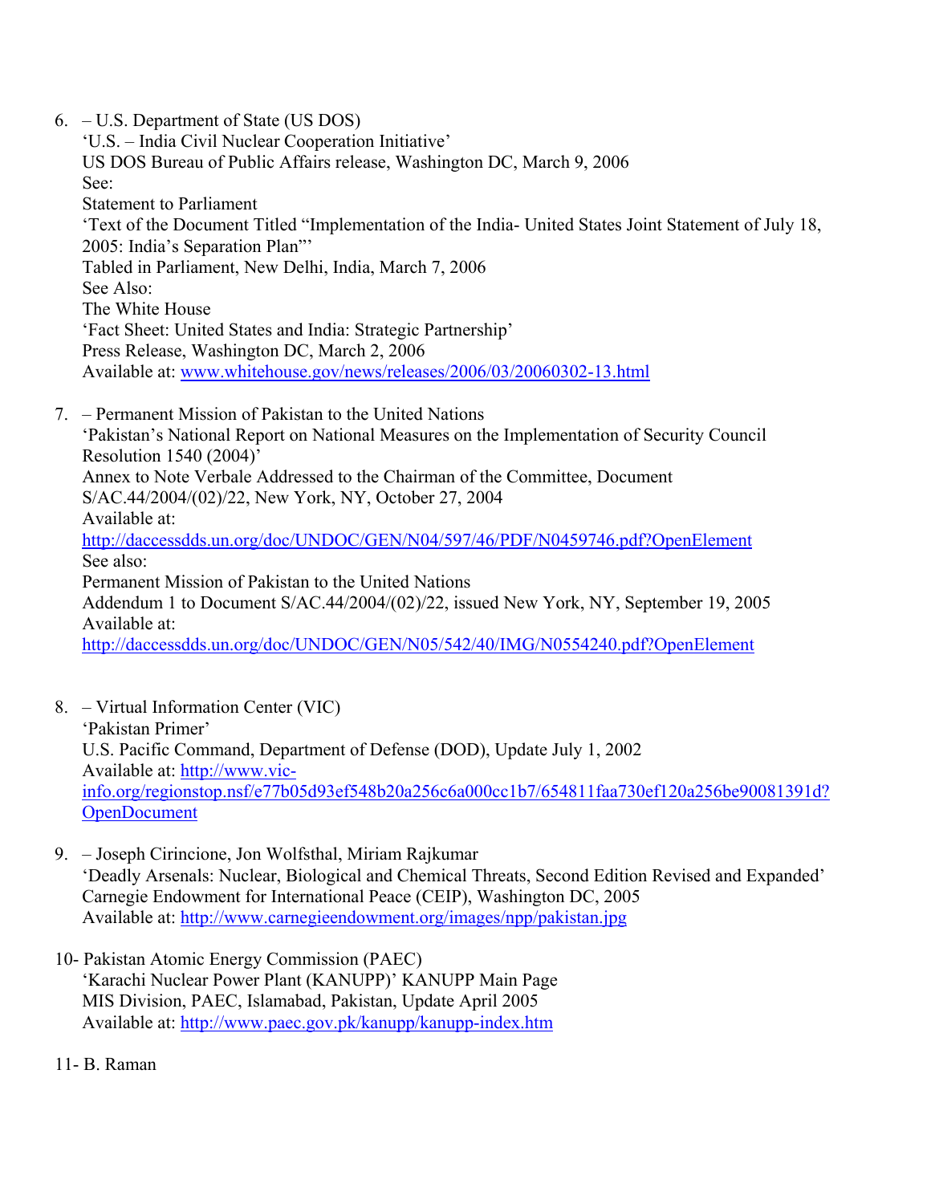6. – U.S. Department of State (US DOS)
   'U.S. – India Civil Nuclear Cooperation Initiative'
   US DOS Bureau of Public Affairs release, Washington DC, March 9, 2006
   See:
   Statement to Parliament
   'Text of the Document Titled "Implementation of the India- United States Joint Statement of July 18, 2005: India's Separation Plan"'
   Tabled in Parliament, New Delhi, India, March 7, 2006
   See Also:
   The White House
   'Fact Sheet: United States and India: Strategic Partnership'
   Press Release, Washington DC, March 2, 2006
   Available at: www.whitehouse.gov/news/releases/2006/03/20060302-13.html

7. – Permanent Mission of Pakistan to the United Nations
   'Pakistan's National Report on National Measures on the Implementation of Security Council Resolution 1540 (2004)'
   Annex to Note Verbale Addressed to the Chairman of the Committee, Document S/AC.44/2004/(02)/22, New York, NY, October 27, 2004
   Available at:
   http://daccessdds.un.org/doc/UNDOC/GEN/N04/597/46/PDF/N0459746.pdf?OpenElement
   See also:
   Permanent Mission of Pakistan to the United Nations
   Addendum 1 to Document S/AC.44/2004/(02)/22, issued New York, NY, September 19, 2005
   Available at:
   http://daccessdds.un.org/doc/UNDOC/GEN/N05/542/40/IMG/N0554240.pdf?OpenElement

8. – Virtual Information Center (VIC)
   'Pakistan Primer'
   U.S. Pacific Command, Department of Defense (DOD), Update July 1, 2002
   Available at: http://www.vic-info.org/regionstop.nsf/e77b05d93ef548b20a256c6a000cc1b7/654811faa730ef120a256be90081391d?OpenDocument

9. – Joseph Cirincione, Jon Wolfsthal, Miriam Rajkumar
   'Deadly Arsenals: Nuclear, Biological and Chemical Threats, Second Edition Revised and Expanded'
   Carnegie Endowment for International Peace (CEIP), Washington DC, 2005
   Available at: http://www.carnegieendowment.org/images/npp/pakistan.jpg

10- Pakistan Atomic Energy Commission (PAEC)
   'Karachi Nuclear Power Plant (KANUPP)' KANUPP Main Page
   MIS Division, PAEC, Islamabad, Pakistan, Update April 2005
   Available at: http://www.paec.gov.pk/kanupp/kanupp-index.htm

11- B. Raman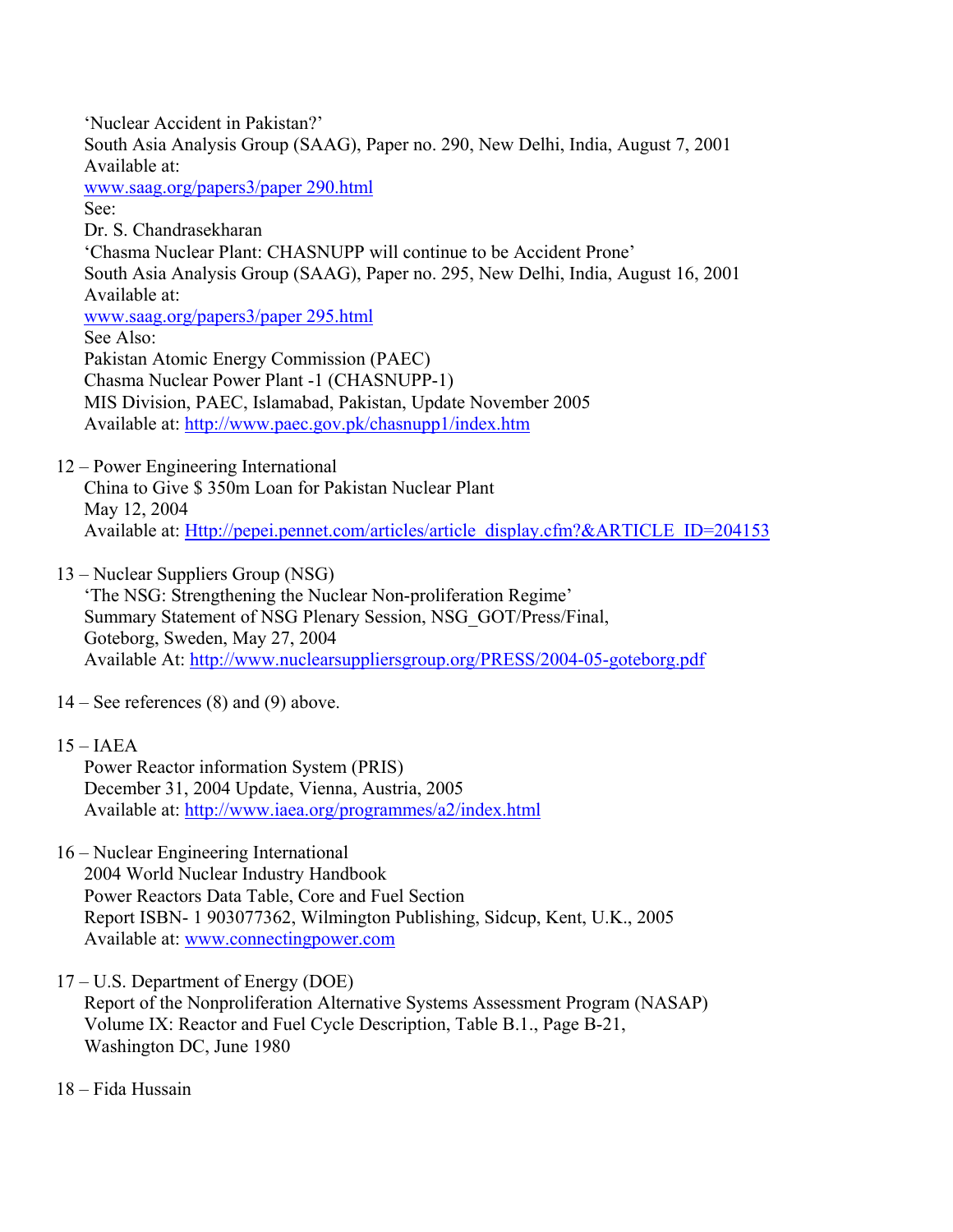'Nuclear Accident in Pakistan?'
South Asia Analysis Group (SAAG), Paper no. 290, New Delhi, India, August 7, 2001
Available at:
www.saag.org/papers3/paper 290.html
See:
Dr. S. Chandrasekharan
'Chasma Nuclear Plant: CHASNUPP will continue to be Accident Prone'
South Asia Analysis Group (SAAG), Paper no. 295, New Delhi, India, August 16, 2001
Available at:
www.saag.org/papers3/paper 295.html
See Also:
Pakistan Atomic Energy Commission (PAEC)
Chasma Nuclear Power Plant -1 (CHASNUPP-1)
MIS Division, PAEC, Islamabad, Pakistan, Update November 2005
Available at: http://www.paec.gov.pk/chasnupp1/index.htm

12 – Power Engineering International
China to Give $ 350m Loan for Pakistan Nuclear Plant
May 12, 2004
Available at: Http://pepei.pennet.com/articles/article_display.cfm?&ARTICLE_ID=204153

13 – Nuclear Suppliers Group (NSG)
'The NSG: Strengthening the Nuclear Non-proliferation Regime'
Summary Statement of NSG Plenary Session, NSG_GOT/Press/Final,
Goteborg, Sweden, May 27, 2004
Available At: http://www.nuclearsuppliersgroup.org/PRESS/2004-05-goteborg.pdf

14 – See references (8) and (9) above.

15 – IAEA
Power Reactor information System (PRIS)
December 31, 2004 Update, Vienna, Austria, 2005
Available at: http://www.iaea.org/programmes/a2/index.html

16 – Nuclear Engineering International
2004 World Nuclear Industry Handbook
Power Reactors Data Table, Core and Fuel Section
Report ISBN- 1 903077362, Wilmington Publishing, Sidcup, Kent, U.K., 2005
Available at: www.connectingpower.com

17 – U.S. Department of Energy (DOE)
Report of the Nonproliferation Alternative Systems Assessment Program (NASAP)
Volume IX: Reactor and Fuel Cycle Description, Table B.1., Page B-21,
Washington DC, June 1980

18 – Fida Hussain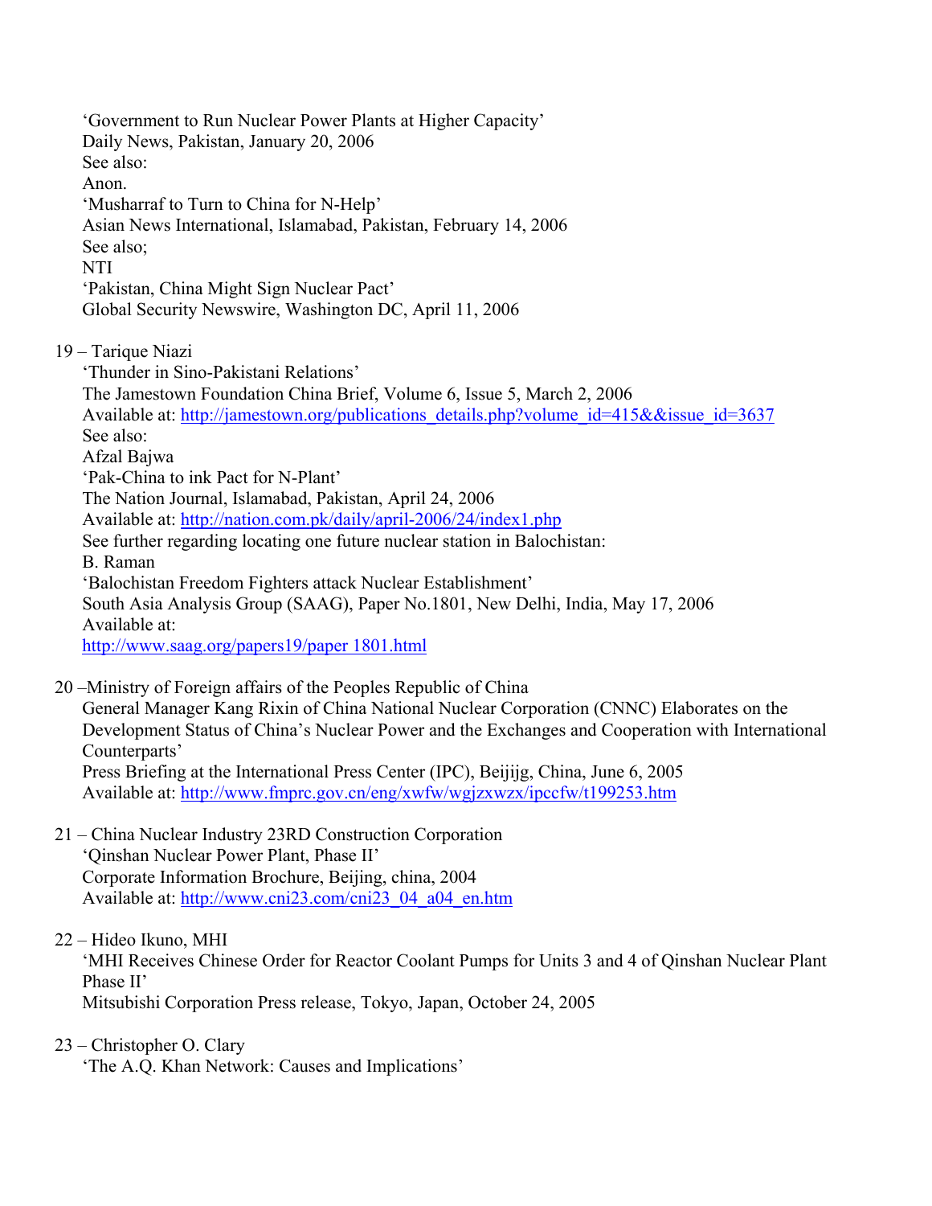'Government to Run Nuclear Power Plants at Higher Capacity'
Daily News, Pakistan, January 20, 2006
See also:
Anon.
'Musharraf to Turn to China for N-Help'
Asian News International, Islamabad, Pakistan, February 14, 2006
See also;
NTI
'Pakistan, China Might Sign Nuclear Pact'
Global Security Newswire, Washington DC, April 11, 2006

19 – Tarique Niazi
'Thunder in Sino-Pakistani Relations'
The Jamestown Foundation China Brief, Volume 6, Issue 5, March 2, 2006
Available at: http://jamestown.org/publications_details.php?volume_id=415&&issue_id=3637
See also:
Afzal Bajwa
'Pak-China to ink Pact for N-Plant'
The Nation Journal, Islamabad, Pakistan, April 24, 2006
Available at: http://nation.com.pk/daily/april-2006/24/index1.php
See further regarding locating one future nuclear station in Balochistan:
B. Raman
'Balochistan Freedom Fighters attack Nuclear Establishment'
South Asia Analysis Group (SAAG), Paper No.1801, New Delhi, India, May 17, 2006
Available at:
http://www.saag.org/papers19/paper 1801.html

20 –Ministry of Foreign affairs of the Peoples Republic of China
General Manager Kang Rixin of China National Nuclear Corporation (CNNC) Elaborates on the Development Status of China's Nuclear Power and the Exchanges and Cooperation with International Counterparts'
Press Briefing at the International Press Center (IPC), Beijijg, China, June 6, 2005
Available at: http://www.fmprc.gov.cn/eng/xwfw/wgjzxwzx/ipccfw/t199253.htm

21 – China Nuclear Industry 23RD Construction Corporation
'Qinshan Nuclear Power Plant, Phase II'
Corporate Information Brochure, Beijing, china, 2004
Available at: http://www.cni23.com/cni23_04_a04_en.htm

22 – Hideo Ikuno, MHI
'MHI Receives Chinese Order for Reactor Coolant Pumps for Units 3 and 4 of Qinshan Nuclear Plant Phase II'
Mitsubishi Corporation Press release, Tokyo, Japan, October 24, 2005

23 – Christopher O. Clary
'The A.Q. Khan Network: Causes and Implications'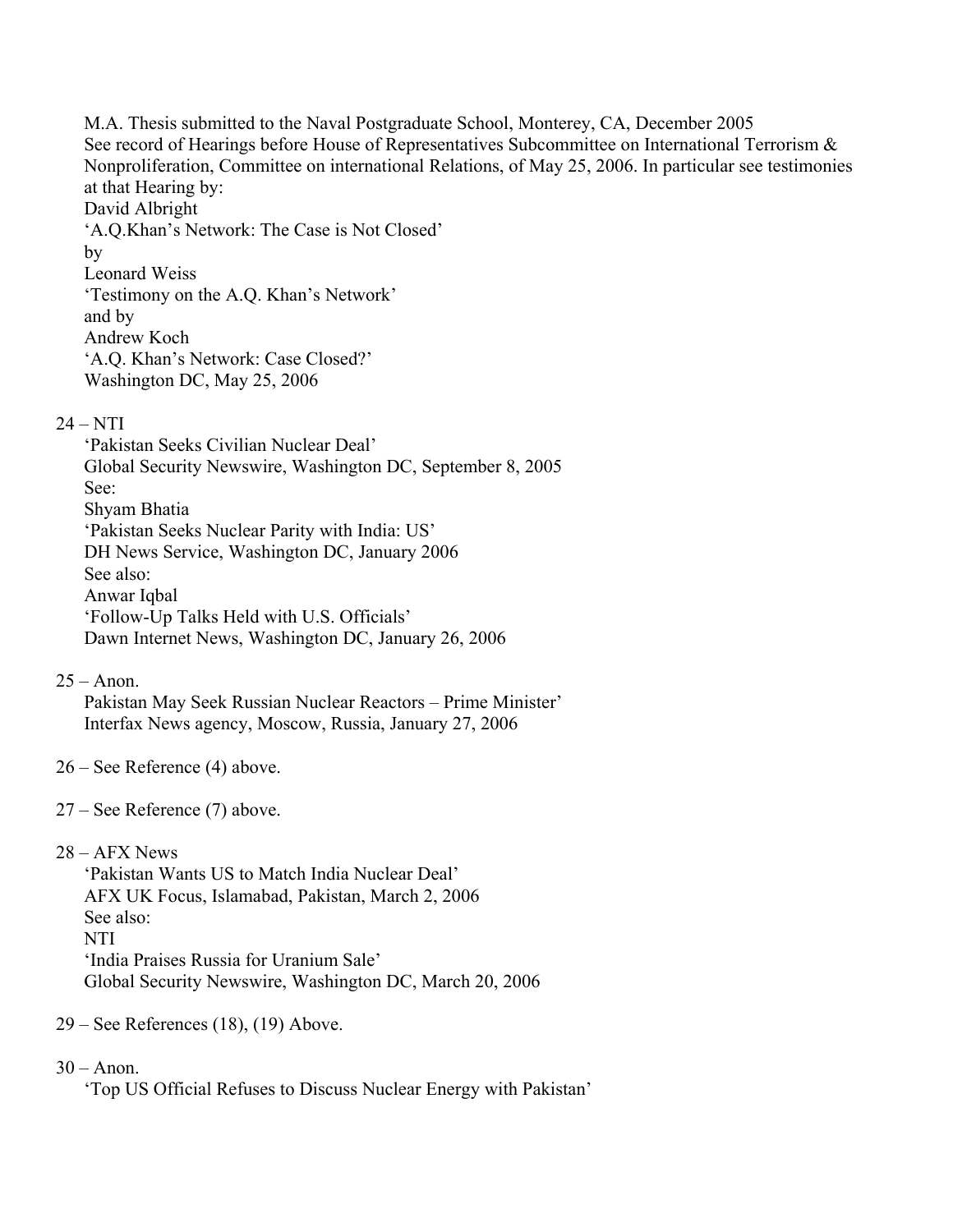M.A. Thesis submitted to the Naval Postgraduate School, Monterey, CA, December 2005
See record of Hearings before House of Representatives Subcommittee on International Terrorism & Nonproliferation, Committee on international Relations, of May 25, 2006. In particular see testimonies at that Hearing by:
David Albright
'A.Q.Khan's Network: The Case is Not Closed'
by
Leonard Weiss
'Testimony on the A.Q. Khan's Network'
and by
Andrew Koch
'A.Q. Khan's Network: Case Closed?'
Washington DC, May 25, 2006

24 – NTI
'Pakistan Seeks Civilian Nuclear Deal'
Global Security Newswire, Washington DC, September 8, 2005
See:
Shyam Bhatia
'Pakistan Seeks Nuclear Parity with India: US'
DH News Service, Washington DC, January 2006
See also:
Anwar Iqbal
'Follow-Up Talks Held with U.S. Officials'
Dawn Internet News, Washington DC, January 26, 2006

25 – Anon.
Pakistan May Seek Russian Nuclear Reactors – Prime Minister'
Interfax News agency, Moscow, Russia, January 27, 2006

26 – See Reference (4) above.

27 – See Reference (7) above.

28 – AFX News
'Pakistan Wants US to Match India Nuclear Deal'
AFX UK Focus, Islamabad, Pakistan, March 2, 2006
See also:
NTI
'India Praises Russia for Uranium Sale'
Global Security Newswire, Washington DC, March 20, 2006

29 – See References (18), (19) Above.

30 – Anon.
'Top US Official Refuses to Discuss Nuclear Energy with Pakistan'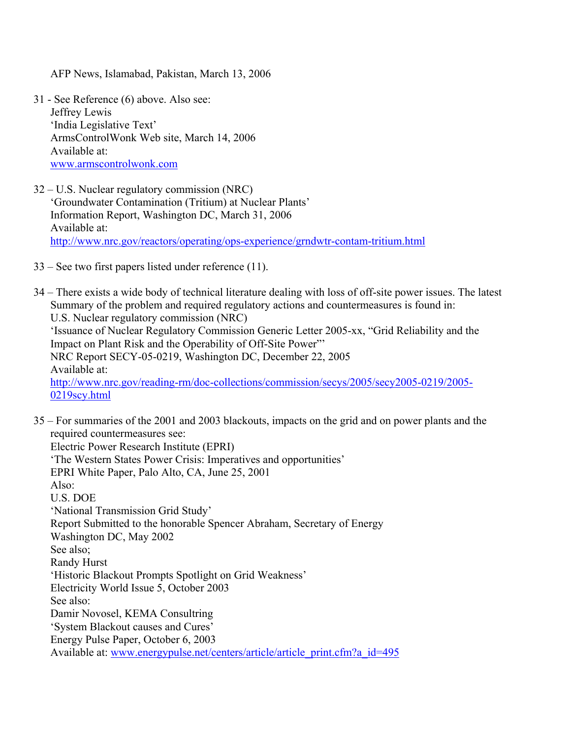AFP News, Islamabad, Pakistan, March 13, 2006

31 - See Reference (6) above. Also see:
Jeffrey Lewis
'India Legislative Text'
ArmsControlWonk Web site, March 14, 2006
Available at:
www.armscontrolwonk.com

32 – U.S. Nuclear regulatory commission (NRC)
'Groundwater Contamination (Tritium) at Nuclear Plants'
Information Report, Washington DC, March 31, 2006
Available at:
http://www.nrc.gov/reactors/operating/ops-experience/grndwtr-contam-tritium.html

33 – See two first papers listed under reference (11).

34 – There exists a wide body of technical literature dealing with loss of off-site power issues. The latest Summary of the problem and required regulatory actions and countermeasures is found in:
U.S. Nuclear regulatory commission (NRC)
'Issuance of Nuclear Regulatory Commission Generic Letter 2005-xx, "Grid Reliability and the Impact on Plant Risk and the Operability of Off-Site Power"'
NRC Report SECY-05-0219, Washington DC, December 22, 2005
Available at:
http://www.nrc.gov/reading-rm/doc-collections/commission/secys/2005/secy2005-0219/2005-0219scy.html

35 – For summaries of the 2001 and 2003 blackouts, impacts on the grid and on power plants and the required countermeasures see:
Electric Power Research Institute (EPRI)
'The Western States Power Crisis: Imperatives and opportunities'
EPRI White Paper, Palo Alto, CA, June 25, 2001
Also:
U.S. DOE
'National Transmission Grid Study'
Report Submitted to the honorable Spencer Abraham, Secretary of Energy
Washington DC, May 2002
See also;
Randy Hurst
'Historic Blackout Prompts Spotlight on Grid Weakness'
Electricity World Issue 5, October 2003
See also:
Damir Novosel, KEMA Consultring
'System Blackout causes and Cures'
Energy Pulse Paper, October 6, 2003
Available at: www.energypulse.net/centers/article/article_print.cfm?a_id=495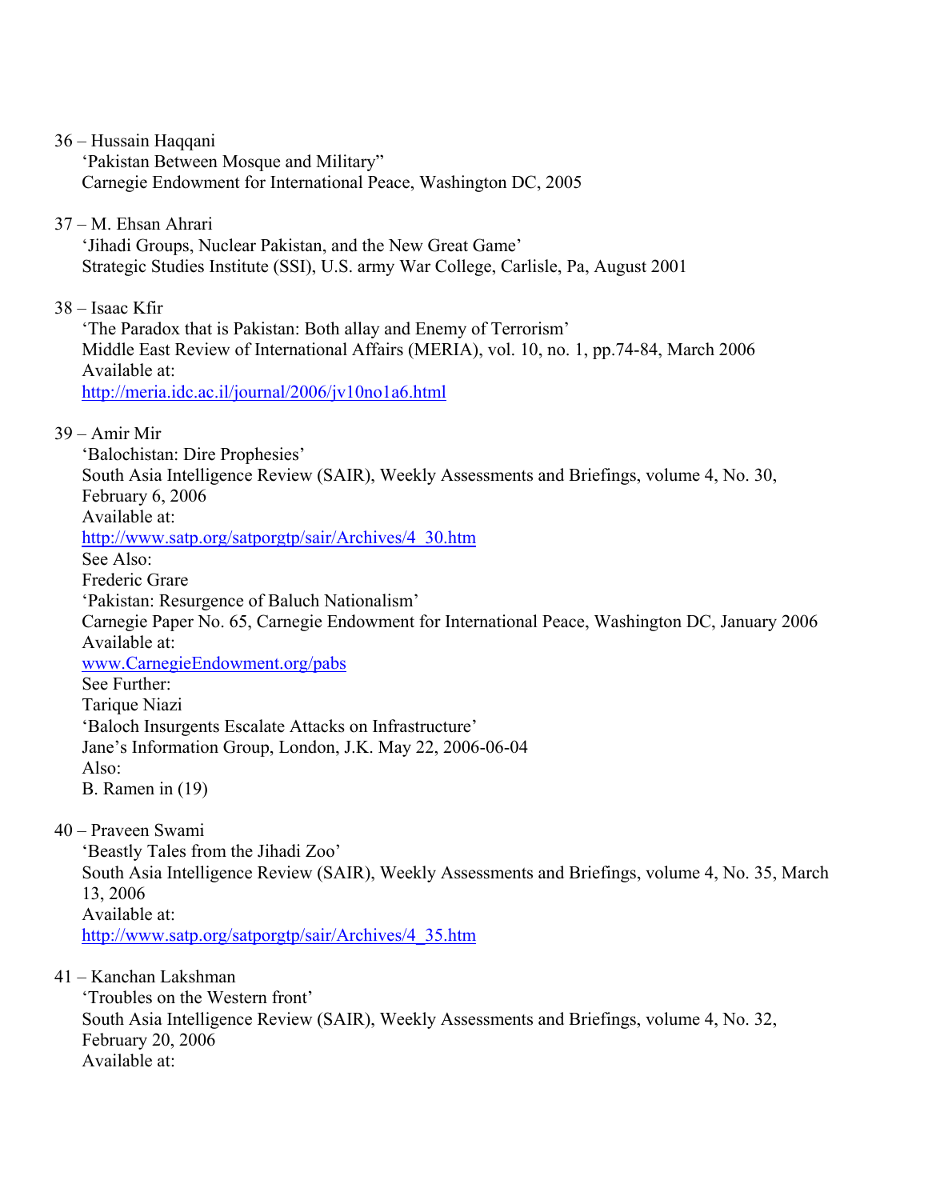36 – Hussain Haqqani
'Pakistan Between Mosque and Military"
Carnegie Endowment for International Peace, Washington DC, 2005

37 – M. Ehsan Ahrari
'Jihadi Groups, Nuclear Pakistan, and the New Great Game'
Strategic Studies Institute (SSI), U.S. army War College, Carlisle, Pa, August 2001

38 – Isaac Kfir
'The Paradox that is Pakistan: Both allay and Enemy of Terrorism'
Middle East Review of International Affairs (MERIA), vol. 10, no. 1, pp.74-84, March 2006
Available at:
http://meria.idc.ac.il/journal/2006/jv10no1a6.html

39 – Amir Mir
'Balochistan: Dire Prophesies'
South Asia Intelligence Review (SAIR), Weekly Assessments and Briefings, volume 4, No. 30, February 6, 2006
Available at:
http://www.satp.org/satporgtp/sair/Archives/4_30.htm
See Also:
Frederic Grare
'Pakistan: Resurgence of Baluch Nationalism'
Carnegie Paper No. 65, Carnegie Endowment for International Peace, Washington DC, January 2006
Available at:
www.CarnegieEndowment.org/pabs
See Further:
Tarique Niazi
'Baloch Insurgents Escalate Attacks on Infrastructure'
Jane's Information Group, London, J.K. May 22, 2006-06-04
Also:
B. Ramen in (19)

40 – Praveen Swami
'Beastly Tales from the Jihadi Zoo'
South Asia Intelligence Review (SAIR), Weekly Assessments and Briefings, volume 4, No. 35, March 13, 2006
Available at:
http://www.satp.org/satporgtp/sair/Archives/4_35.htm

41 – Kanchan Lakshman
'Troubles on the Western front'
South Asia Intelligence Review (SAIR), Weekly Assessments and Briefings, volume 4, No. 32, February 20, 2006
Available at: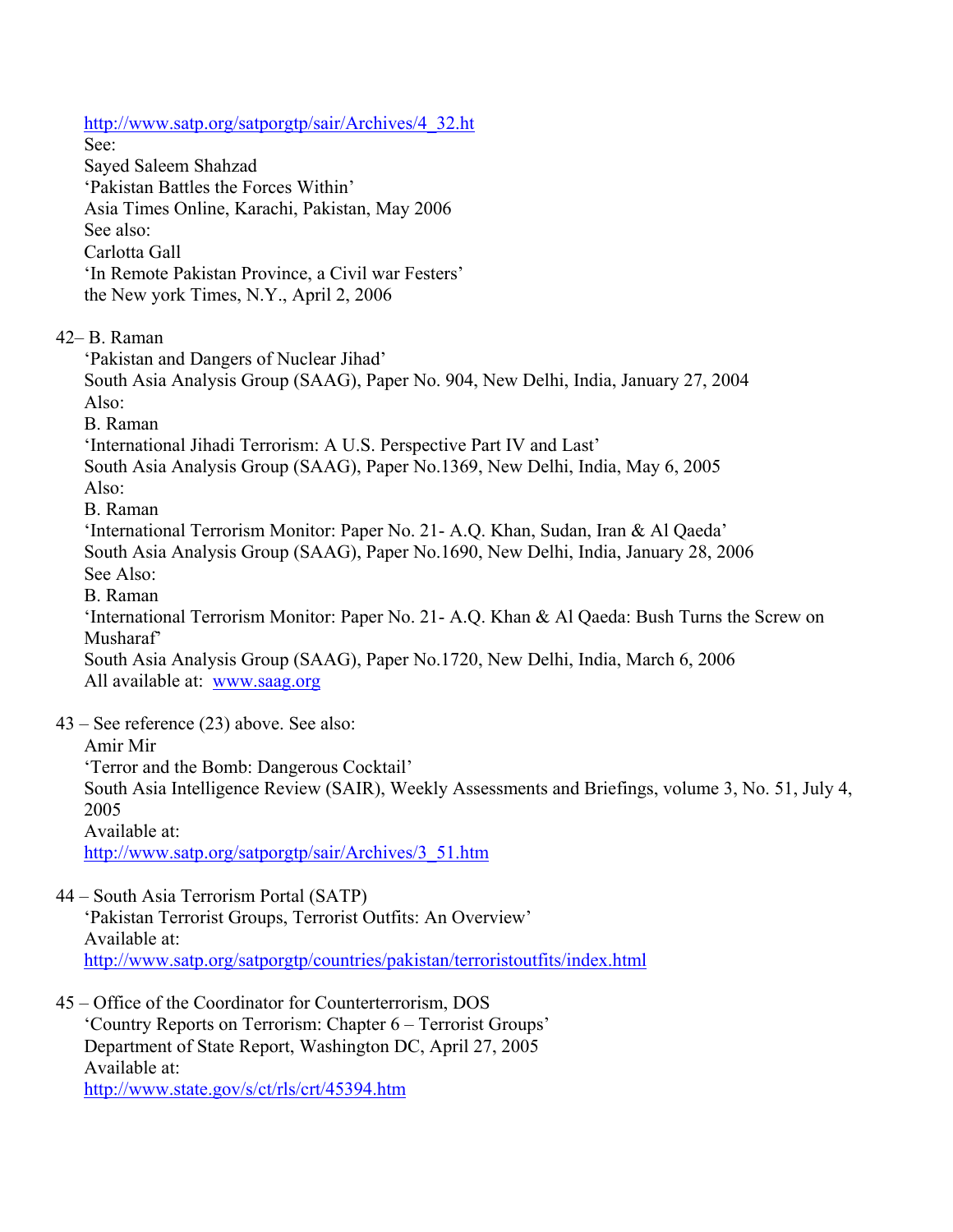http://www.satp.org/satporgtp/sair/Archives/4_32.ht
See:
Sayed Saleem Shahzad
'Pakistan Battles the Forces Within'
Asia Times Online, Karachi, Pakistan, May 2006
See also:
Carlotta Gall
'In Remote Pakistan Province, a Civil war Festers'
the New york Times, N.Y., April 2, 2006

42– B. Raman
'Pakistan and Dangers of Nuclear Jihad'
South Asia Analysis Group (SAAG), Paper No. 904, New Delhi, India, January 27, 2004
Also:
B. Raman
'International Jihadi Terrorism: A U.S. Perspective Part IV and Last'
South Asia Analysis Group (SAAG), Paper No.1369, New Delhi, India, May 6, 2005
Also:
B. Raman
'International Terrorism Monitor: Paper No. 21- A.Q. Khan, Sudan, Iran & Al Qaeda'
South Asia Analysis Group (SAAG), Paper No.1690, New Delhi, India, January 28, 2006
See Also:
B. Raman
'International Terrorism Monitor: Paper No. 21- A.Q. Khan & Al Qaeda: Bush Turns the Screw on Musharaf'
South Asia Analysis Group (SAAG), Paper No.1720, New Delhi, India, March 6, 2006
All available at: www.saag.org

43 – See reference (23) above. See also:
Amir Mir
'Terror and the Bomb: Dangerous Cocktail'
South Asia Intelligence Review (SAIR), Weekly Assessments and Briefings, volume 3, No. 51, July 4, 2005
Available at:
http://www.satp.org/satporgtp/sair/Archives/3_51.htm

44 – South Asia Terrorism Portal (SATP)
'Pakistan Terrorist Groups, Terrorist Outfits: An Overview'
Available at:
http://www.satp.org/satporgtp/countries/pakistan/terroristoutfits/index.html

45 – Office of the Coordinator for Counterterrorism, DOS
'Country Reports on Terrorism: Chapter 6 – Terrorist Groups'
Department of State Report, Washington DC, April 27, 2005
Available at:
http://www.state.gov/s/ct/rls/crt/45394.htm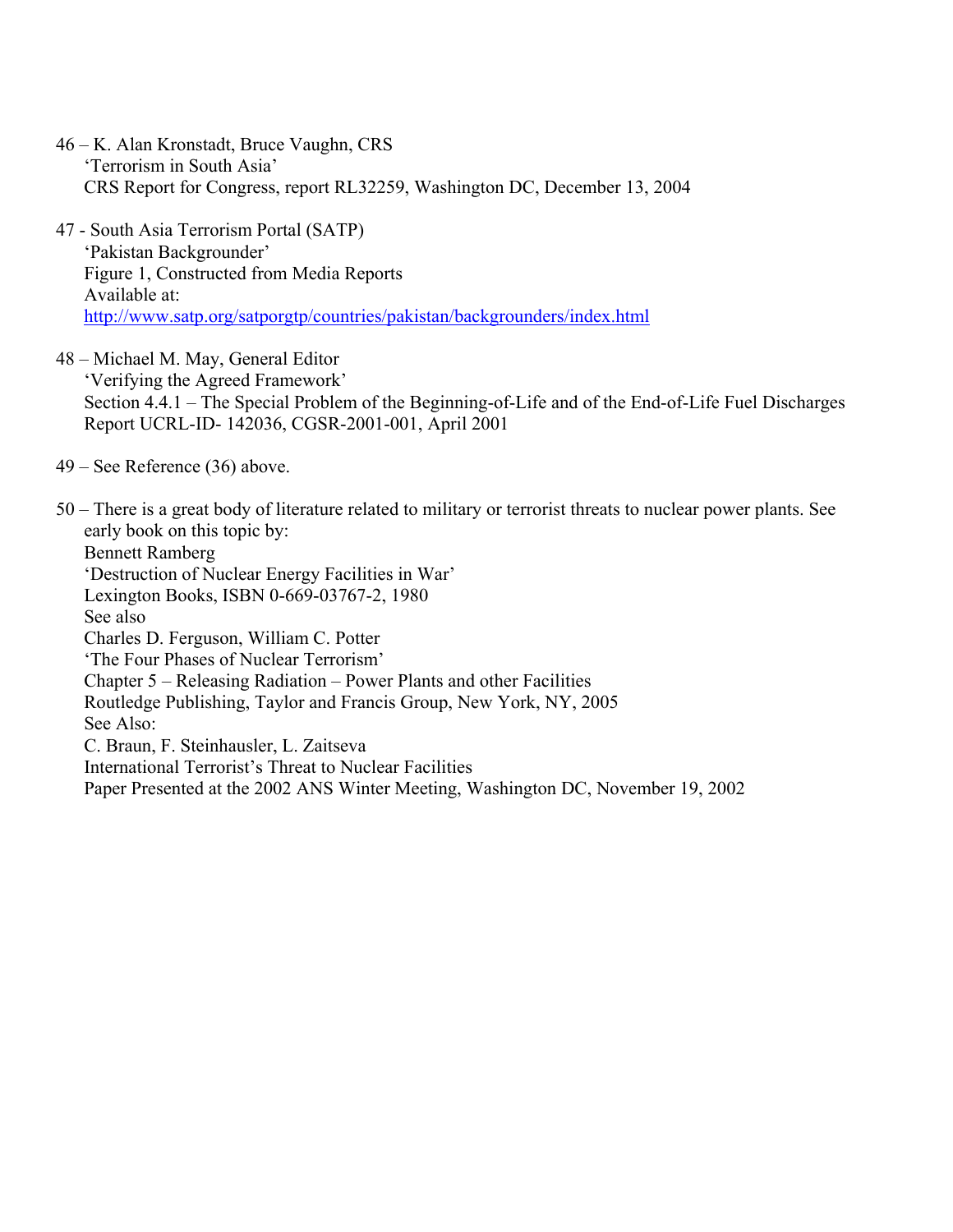46 – K. Alan Kronstadt, Bruce Vaughn, CRS
'Terrorism in South Asia'
CRS Report for Congress, report RL32259, Washington DC, December 13, 2004

47 - South Asia Terrorism Portal (SATP)
'Pakistan Backgrounder'
Figure 1, Constructed from Media Reports
Available at:
http://www.satp.org/satporgtp/countries/pakistan/backgrounders/index.html

48 – Michael M. May, General Editor
'Verifying the Agreed Framework'
Section 4.4.1 – The Special Problem of the Beginning-of-Life and of the End-of-Life Fuel Discharges
Report UCRL-ID- 142036, CGSR-2001-001, April 2001

49 – See Reference (36) above.

50 – There is a great body of literature related to military or terrorist threats to nuclear power plants. See early book on this topic by:
Bennett Ramberg
'Destruction of Nuclear Energy Facilities in War'
Lexington Books, ISBN 0-669-03767-2, 1980
See also
Charles D. Ferguson, William C. Potter
'The Four Phases of Nuclear Terrorism'
Chapter 5 – Releasing Radiation – Power Plants and other Facilities
Routledge Publishing, Taylor and Francis Group, New York, NY, 2005
See Also:
C. Braun, F. Steinhausler, L. Zaitseva
International Terrorist's Threat to Nuclear Facilities
Paper Presented at the 2002 ANS Winter Meeting, Washington DC, November 19, 2002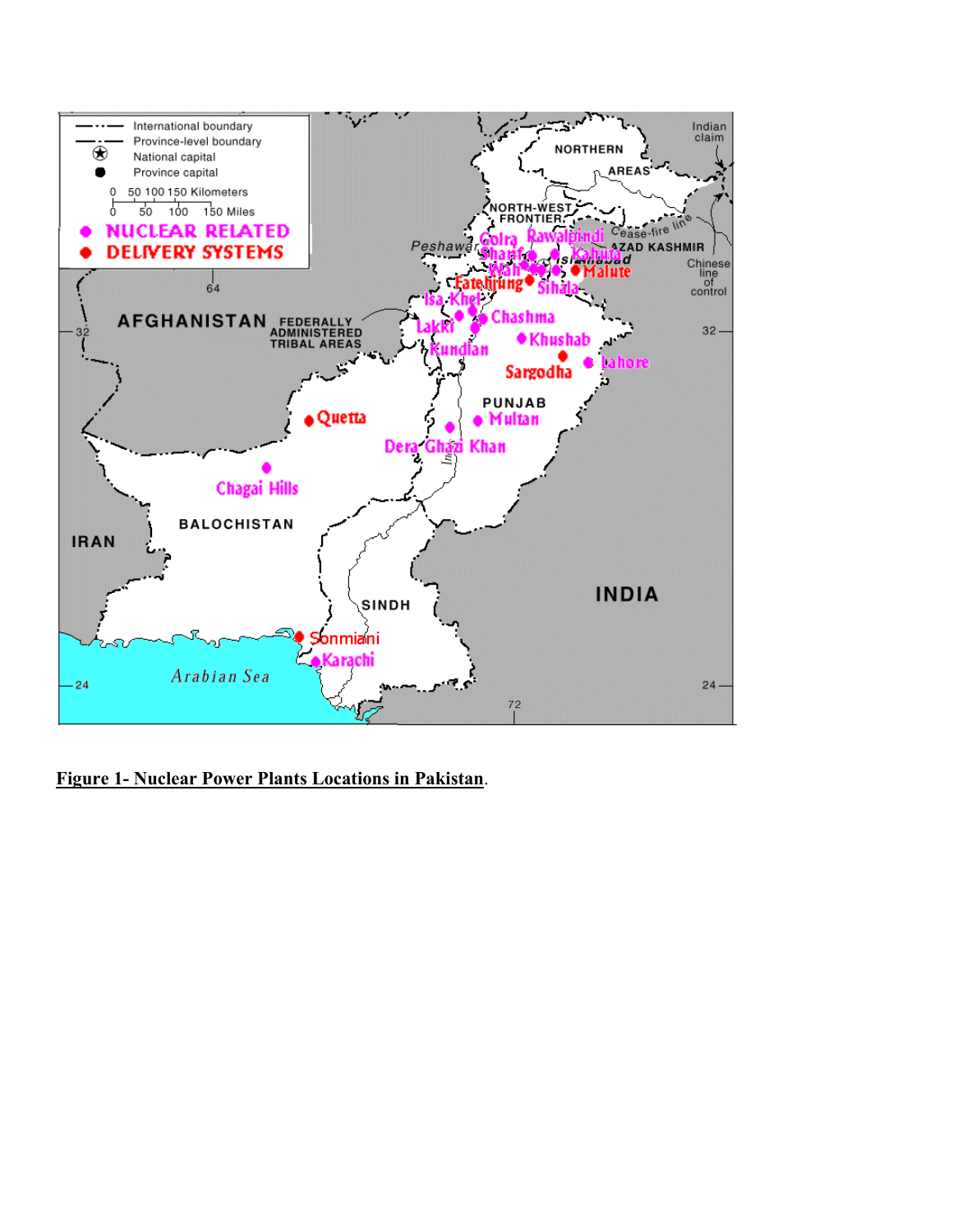**Figure 1- Nuclear Power Plants Locations in Pakistan**.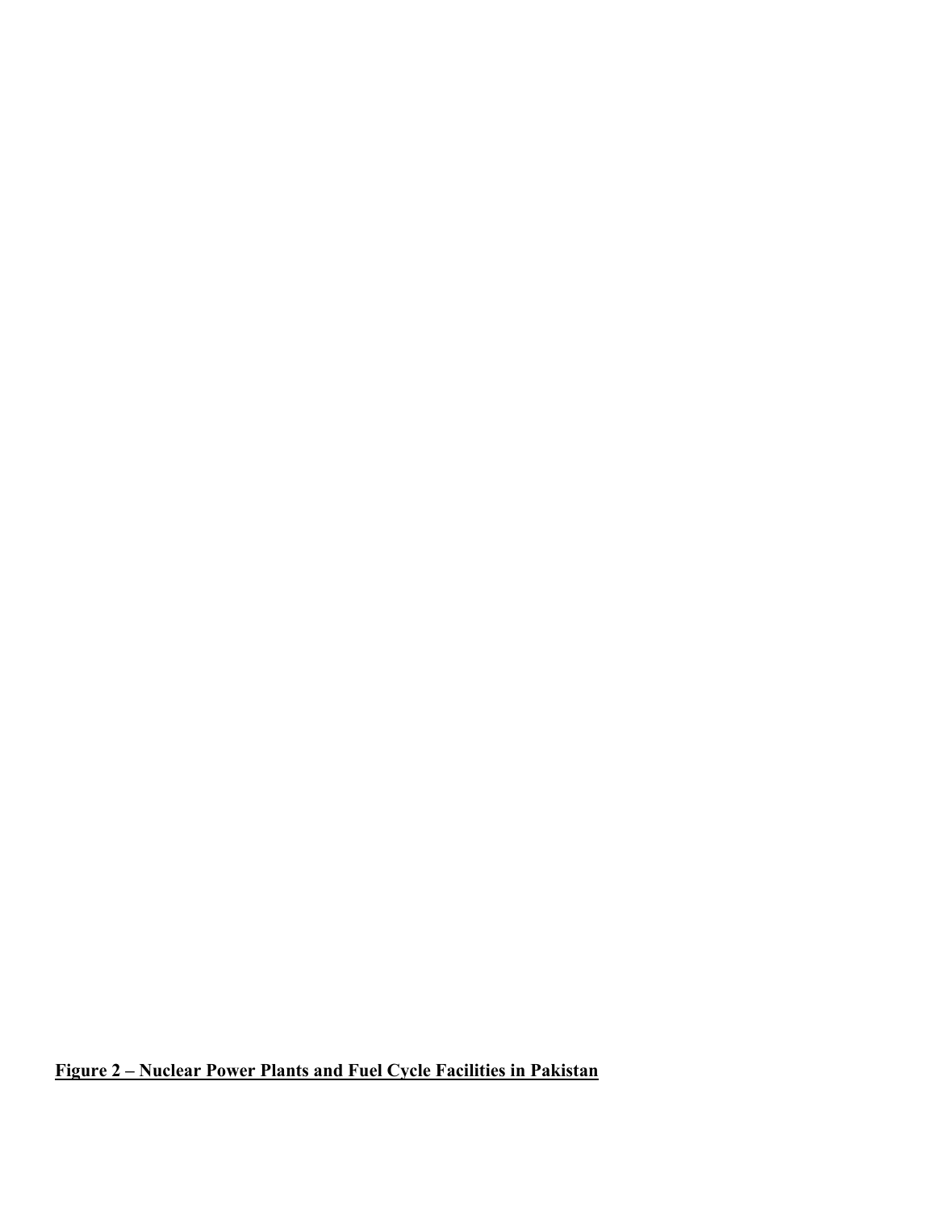**Figure 2 – Nuclear Power Plants and Fuel Cycle Facilities in Pakistan**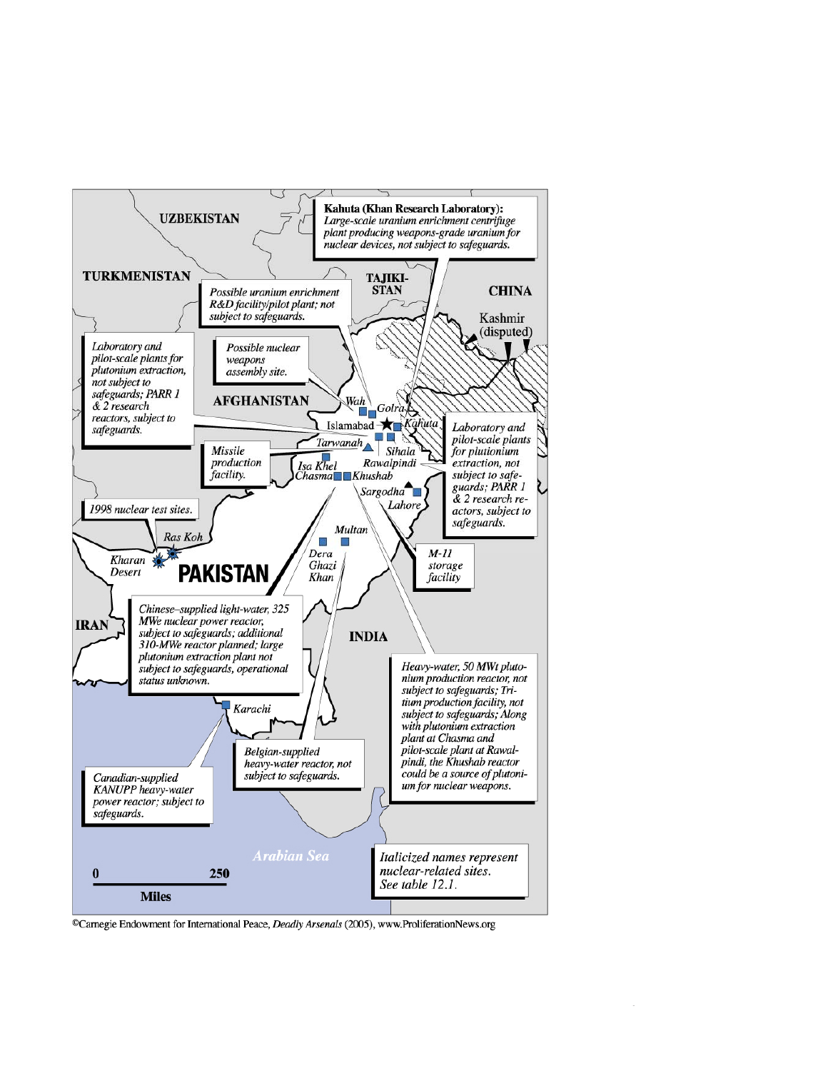**Kahuta (Khan Research Laboratory):** *Large-scale uranium enrichment centrifuge plant producing weapons-grade uranium for nuclear devices, not subject to safeguards.*

UZBEKISTAN

TURKMENISTAN

TAJIKISTAN

CHINA

Kashmir (disputed)

*Possible uranium enrichment R&D facility/pilot plant; not subject to safeguards.*

*Laboratory and pilot-scale plants for plutonium extraction, not subject to safeguards; PARR 1 & 2 research reactors, subject to safeguards.*

*Possible nuclear weapons assembly site.*

AFGHANISTAN

*Wah* — *Golra* — Islamabad — *Kahuta* — *Tarwanah* — *Sihala* — Rawalpindi — *Isa Khel* — *Chasma* — *Khushab* — *Sargodha* — Lahore — Multan — *Dera Ghazi Khan*

*Missile production facility.*

*Laboratory and pilot-scale plants for plutionium extraction, not subject to safeguards; PARR 1 & 2 research reactors, subject to safeguards.*

*1998 nuclear test sites.*

*Ras Koh*

*Kharan Desert*

PAKISTAN

*M-11 storage facility*

IRAN

*Chinese–supplied light-water, 325 MWe nuclear power reactor, subject to safeguards; additional 310-MWe reactor planned; large plutonium extraction plant not subject to safeguards, operational status unknown.*

INDIA

*Heavy-water, 50 MWt plutonium production reactor, not subject to safeguards; Tritium production facility, not subject to safeguards; Along with plutonium extraction plant at Chasma and pilot-scale plant at Rawalpindi, the Khushab reactor could be a source of plutonium for nuclear weapons.*

*Karachi*

*Belgian-supplied heavy-water reactor, not subject to safeguards.*

*Canadian-supplied KANUPP heavy-water power reactor; subject to safeguards.*

*Arabian Sea*

0 — 250 Miles

Italicized names represent nuclear-related sites. See table 12.1.

©Carnegie Endowment for International Peace, *Deadly Arsenals* (2005), www.ProliferationNews.org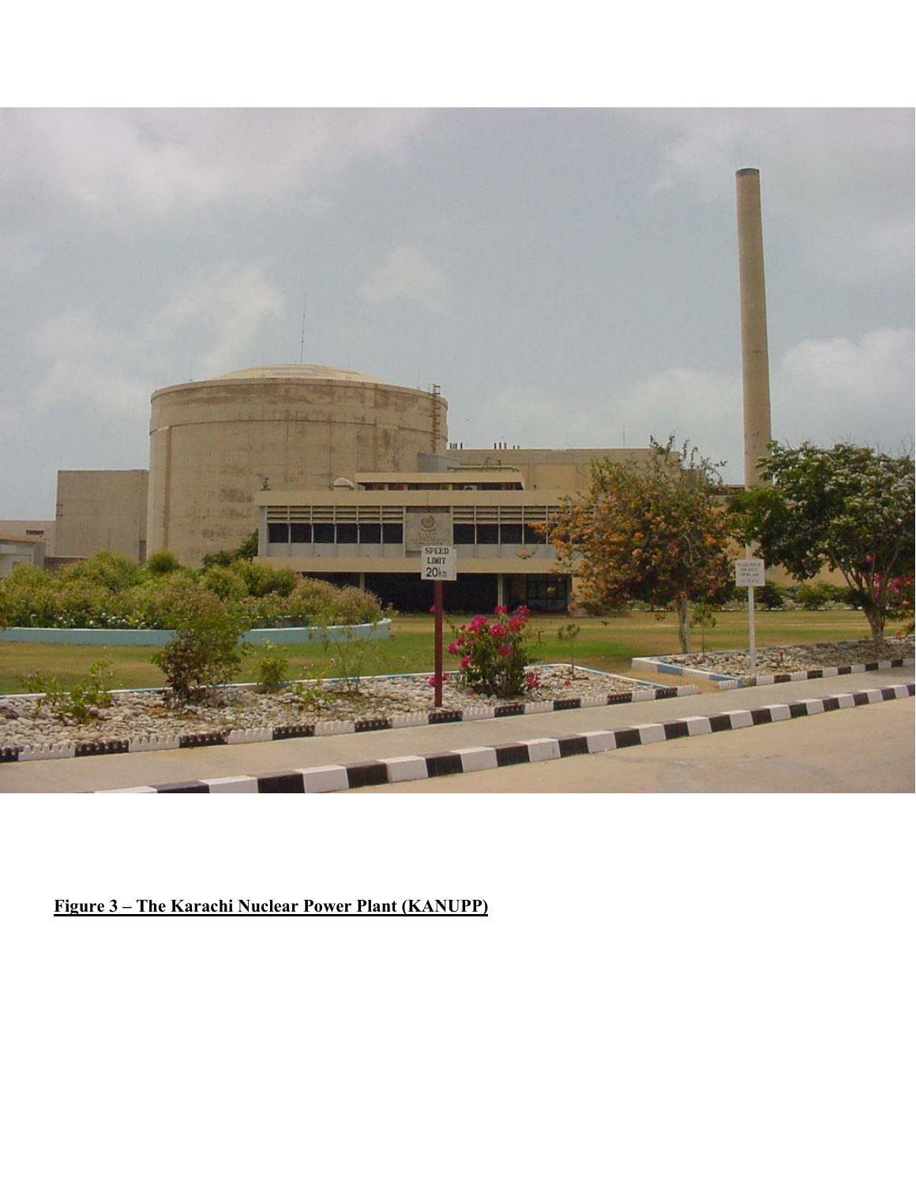**Figure 3 – The Karachi Nuclear Power Plant (KANUPP)**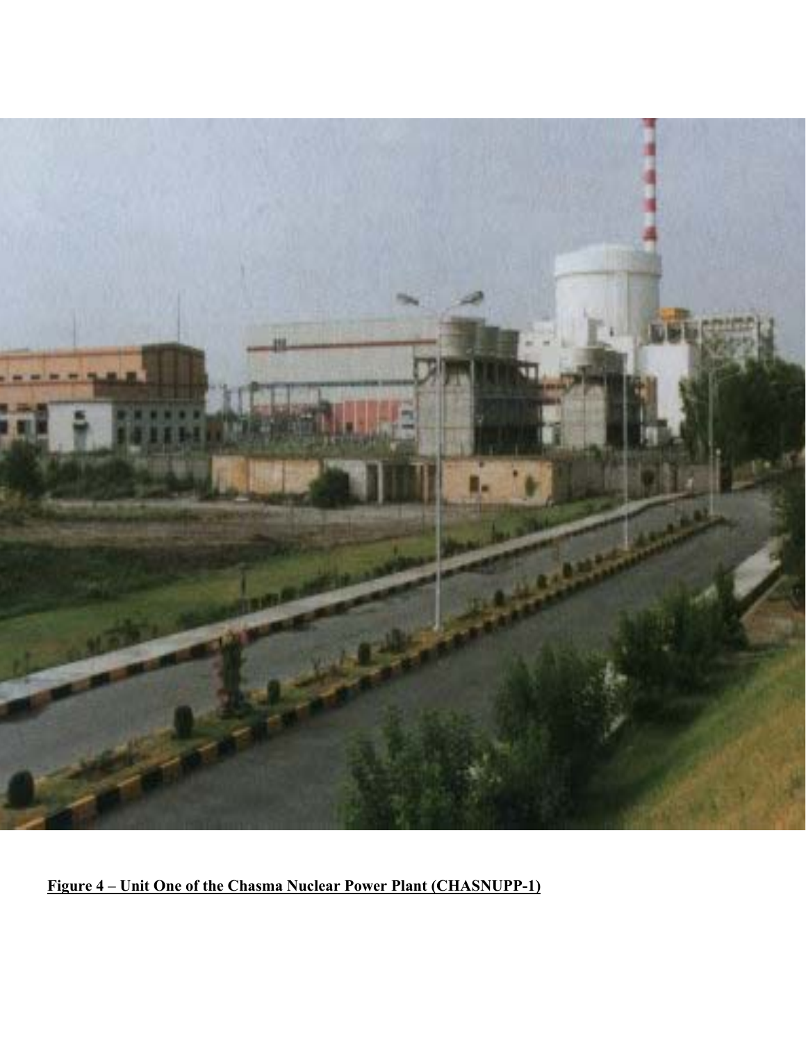**Figure 4 – Unit One of the Chasma Nuclear Power Plant (CHASNUPP-1)**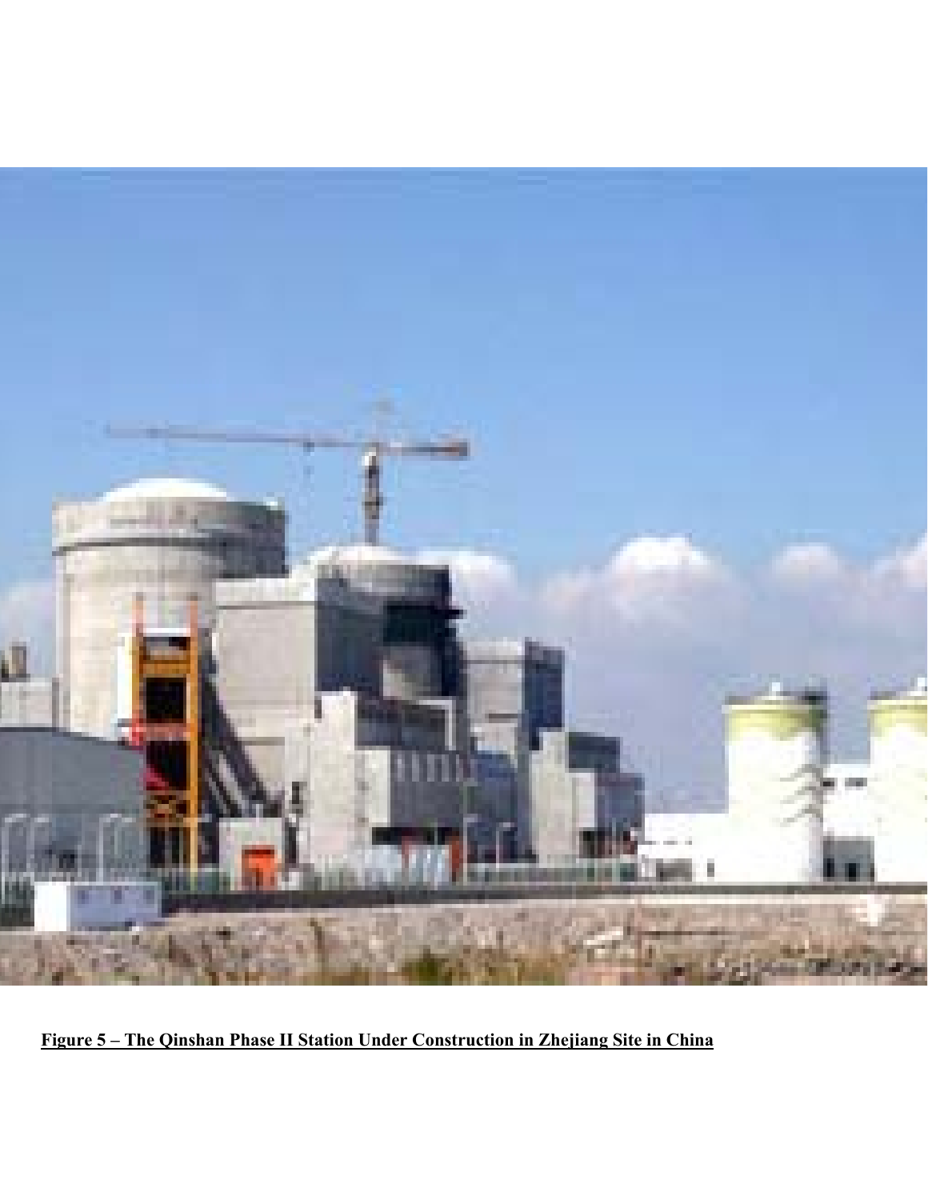**Figure 5 – The Qinshan Phase II Station Under Construction in Zhejiang Site in China**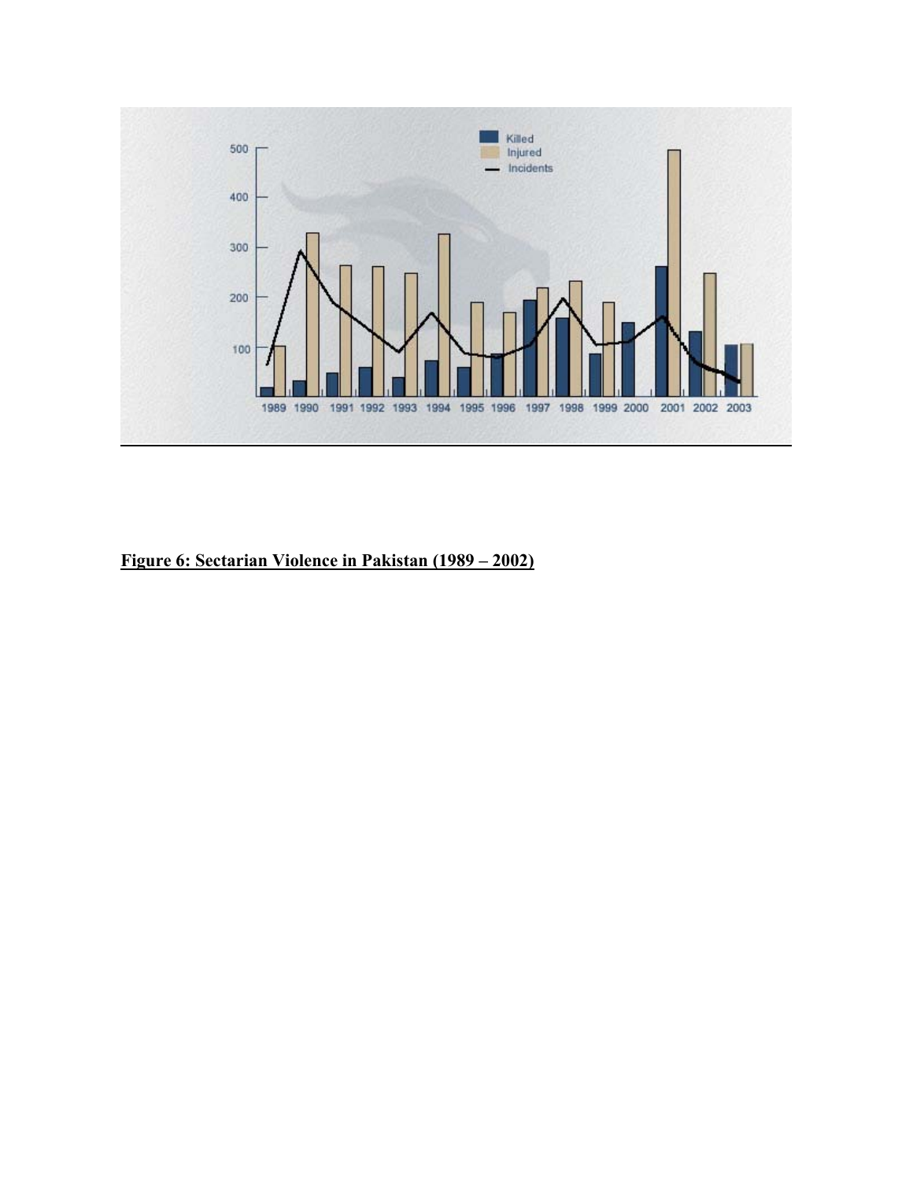**Figure 6: Sectarian Violence in Pakistan (1989 – 2002)**